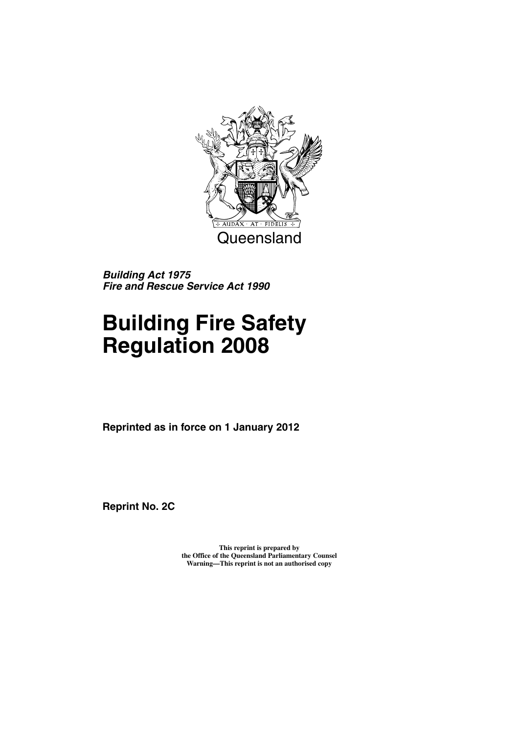Queensland

***Building Act 1975***
***Fire and Rescue Service Act 1990***

# Building Fire Safety Regulation 2008

**Reprinted as in force on 1 January 2012**

**Reprint No. 2C**

**This reprint is prepared by**
**the Office of the Queensland Parliamentary Counsel**
**Warning—This reprint is not an authorised copy**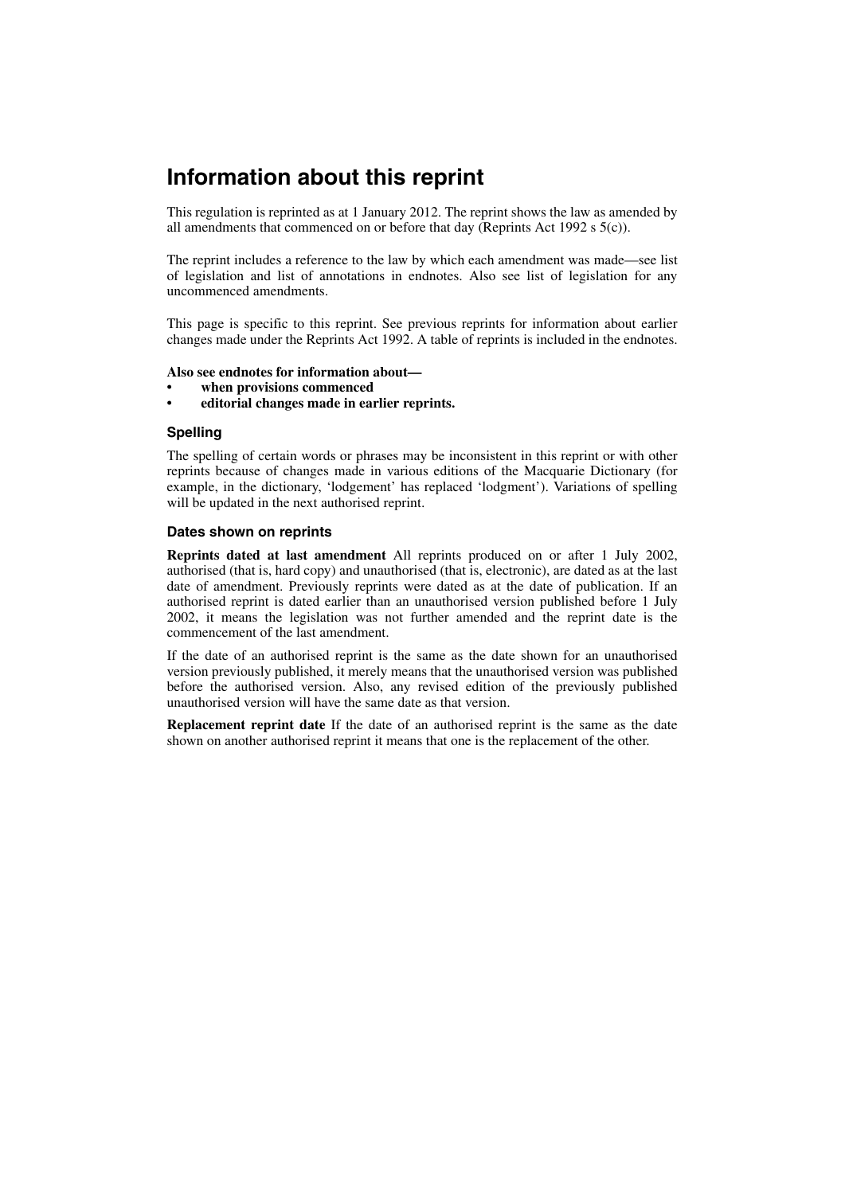# Information about this reprint

This regulation is reprinted as at 1 January 2012. The reprint shows the law as amended by all amendments that commenced on or before that day (Reprints Act 1992 s 5(c)).

The reprint includes a reference to the law by which each amendment was made—see list of legislation and list of annotations in endnotes. Also see list of legislation for any uncommenced amendments.

This page is specific to this reprint. See previous reprints for information about earlier changes made under the Reprints Act 1992. A table of reprints is included in the endnotes.

**Also see endnotes for information about—**

- **when provisions commenced**
- **editorial changes made in earlier reprints.**

### Spelling

The spelling of certain words or phrases may be inconsistent in this reprint or with other reprints because of changes made in various editions of the Macquarie Dictionary (for example, in the dictionary, 'lodgement' has replaced 'lodgment'). Variations of spelling will be updated in the next authorised reprint.

### Dates shown on reprints

**Reprints dated at last amendment** All reprints produced on or after 1 July 2002, authorised (that is, hard copy) and unauthorised (that is, electronic), are dated as at the last date of amendment. Previously reprints were dated as at the date of publication. If an authorised reprint is dated earlier than an unauthorised version published before 1 July 2002, it means the legislation was not further amended and the reprint date is the commencement of the last amendment.

If the date of an authorised reprint is the same as the date shown for an unauthorised version previously published, it merely means that the unauthorised version was published before the authorised version. Also, any revised edition of the previously published unauthorised version will have the same date as that version.

**Replacement reprint date** If the date of an authorised reprint is the same as the date shown on another authorised reprint it means that one is the replacement of the other.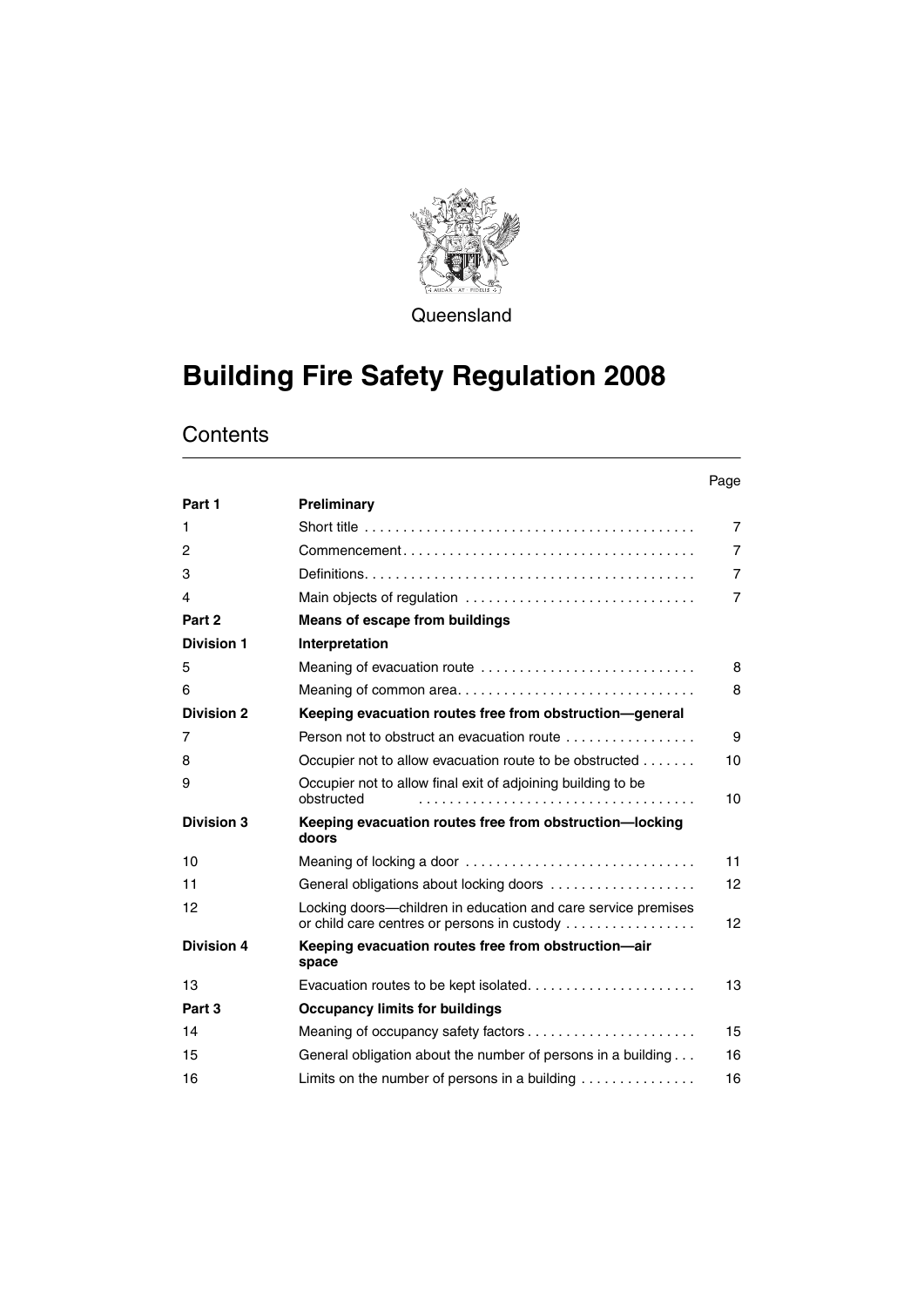Queensland

# Building Fire Safety Regulation 2008

## Contents

| | | Page |
|---|---|---|
| **Part 1** | **Preliminary** | |
| 1 | Short title | 7 |
| 2 | Commencement | 7 |
| 3 | Definitions | 7 |
| 4 | Main objects of regulation | 7 |
| **Part 2** | **Means of escape from buildings** | |
| **Division 1** | **Interpretation** | |
| 5 | Meaning of evacuation route | 8 |
| 6 | Meaning of common area | 8 |
| **Division 2** | **Keeping evacuation routes free from obstruction—general** | |
| 7 | Person not to obstruct an evacuation route | 9 |
| 8 | Occupier not to allow evacuation route to be obstructed | 10 |
| 9 | Occupier not to allow final exit of adjoining building to be obstructed | 10 |
| **Division 3** | **Keeping evacuation routes free from obstruction—locking doors** | |
| 10 | Meaning of locking a door | 11 |
| 11 | General obligations about locking doors | 12 |
| 12 | Locking doors—children in education and care service premises or child care centres or persons in custody | 12 |
| **Division 4** | **Keeping evacuation routes free from obstruction—air space** | |
| 13 | Evacuation routes to be kept isolated | 13 |
| **Part 3** | **Occupancy limits for buildings** | |
| 14 | Meaning of occupancy safety factors | 15 |
| 15 | General obligation about the number of persons in a building | 16 |
| 16 | Limits on the number of persons in a building | 16 |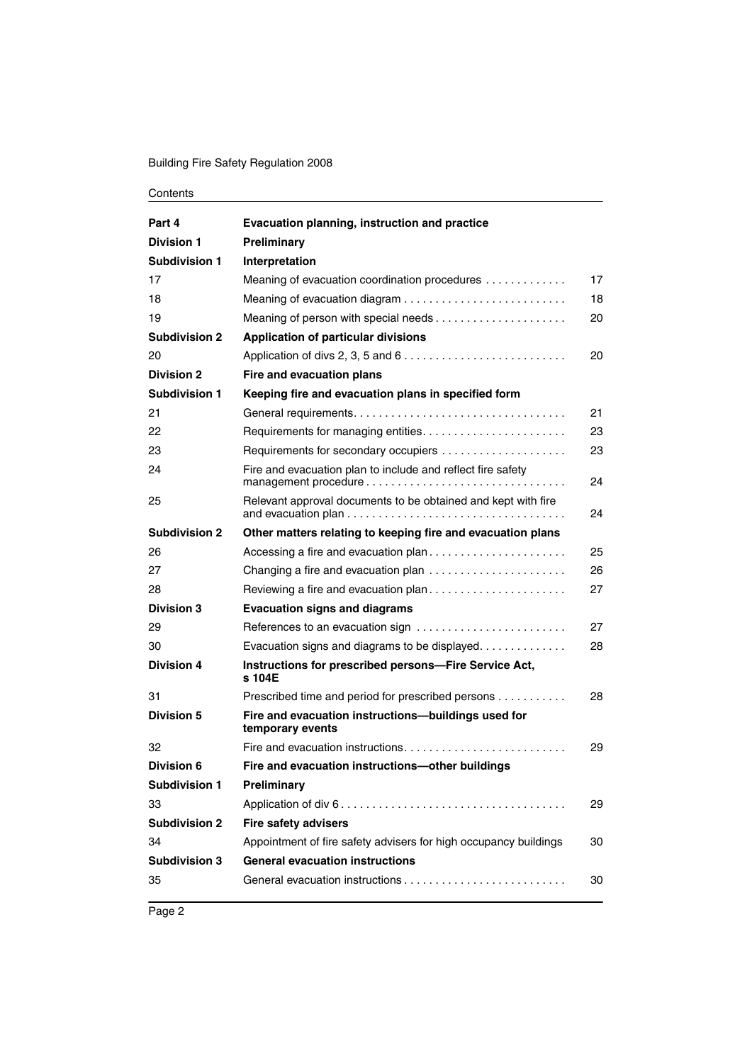Contents

| | | |
|---|---|---|
| **Part 4** | **Evacuation planning, instruction and practice** | |
| **Division 1** | **Preliminary** | |
| **Subdivision 1** | **Interpretation** | |
| 17 | Meaning of evacuation coordination procedures | 17 |
| 18 | Meaning of evacuation diagram | 18 |
| 19 | Meaning of person with special needs | 20 |
| **Subdivision 2** | **Application of particular divisions** | |
| 20 | Application of divs 2, 3, 5 and 6 | 20 |
| **Division 2** | **Fire and evacuation plans** | |
| **Subdivision 1** | **Keeping fire and evacuation plans in specified form** | |
| 21 | General requirements | 21 |
| 22 | Requirements for managing entities | 23 |
| 23 | Requirements for secondary occupiers | 23 |
| 24 | Fire and evacuation plan to include and reflect fire safety management procedure | 24 |
| 25 | Relevant approval documents to be obtained and kept with fire and evacuation plan | 24 |
| **Subdivision 2** | **Other matters relating to keeping fire and evacuation plans** | |
| 26 | Accessing a fire and evacuation plan | 25 |
| 27 | Changing a fire and evacuation plan | 26 |
| 28 | Reviewing a fire and evacuation plan | 27 |
| **Division 3** | **Evacuation signs and diagrams** | |
| 29 | References to an evacuation sign | 27 |
| 30 | Evacuation signs and diagrams to be displayed | 28 |
| **Division 4** | **Instructions for prescribed persons—Fire Service Act, s 104E** | |
| 31 | Prescribed time and period for prescribed persons | 28 |
| **Division 5** | **Fire and evacuation instructions—buildings used for temporary events** | |
| 32 | Fire and evacuation instructions | 29 |
| **Division 6** | **Fire and evacuation instructions—other buildings** | |
| **Subdivision 1** | **Preliminary** | |
| 33 | Application of div 6 | 29 |
| **Subdivision 2** | **Fire safety advisers** | |
| 34 | Appointment of fire safety advisers for high occupancy buildings | 30 |
| **Subdivision 3** | **General evacuation instructions** | |
| 35 | General evacuation instructions | 30 |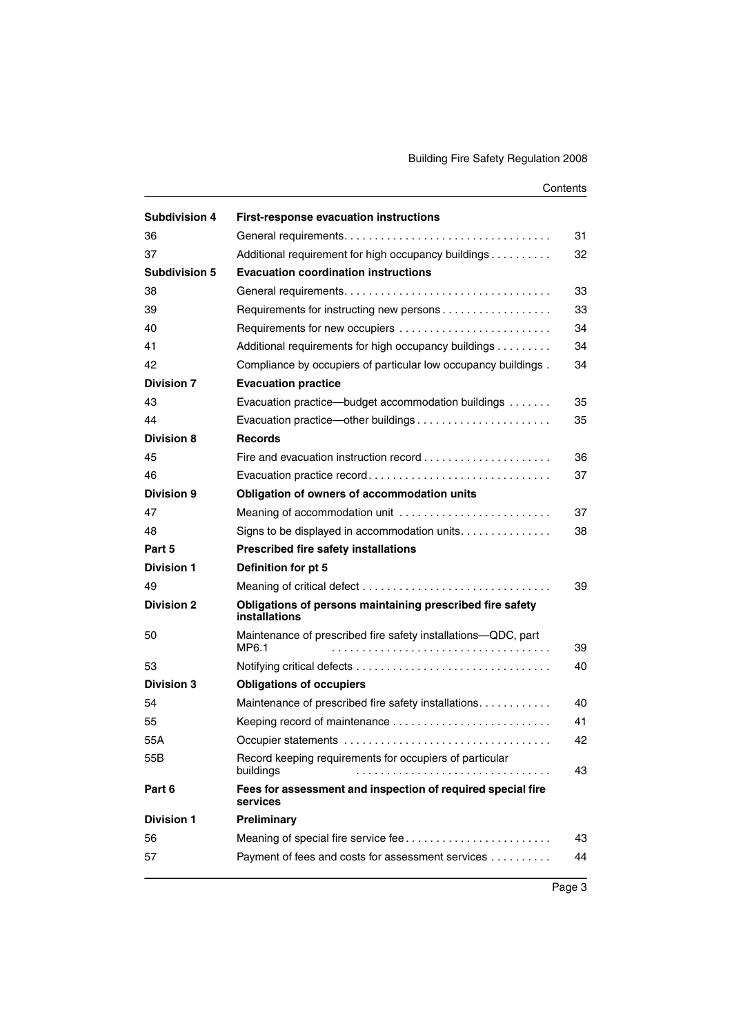| | | |
|---|---|---|
| **Subdivision 4** | **First-response evacuation instructions** | |
| 36 | General requirements | 31 |
| 37 | Additional requirement for high occupancy buildings | 32 |
| **Subdivision 5** | **Evacuation coordination instructions** | |
| 38 | General requirements | 33 |
| 39 | Requirements for instructing new persons | 33 |
| 40 | Requirements for new occupiers | 34 |
| 41 | Additional requirements for high occupancy buildings | 34 |
| 42 | Compliance by occupiers of particular low occupancy buildings | 34 |
| **Division 7** | **Evacuation practice** | |
| 43 | Evacuation practice—budget accommodation buildings | 35 |
| 44 | Evacuation practice—other buildings | 35 |
| **Division 8** | **Records** | |
| 45 | Fire and evacuation instruction record | 36 |
| 46 | Evacuation practice record | 37 |
| **Division 9** | **Obligation of owners of accommodation units** | |
| 47 | Meaning of accommodation unit | 37 |
| 48 | Signs to be displayed in accommodation units | 38 |
| **Part 5** | **Prescribed fire safety installations** | |
| **Division 1** | **Definition for pt 5** | |
| 49 | Meaning of critical defect | 39 |
| **Division 2** | **Obligations of persons maintaining prescribed fire safety installations** | |
| 50 | Maintenance of prescribed fire safety installations—QDC, part MP6.1 | 39 |
| 53 | Notifying critical defects | 40 |
| **Division 3** | **Obligations of occupiers** | |
| 54 | Maintenance of prescribed fire safety installations | 40 |
| 55 | Keeping record of maintenance | 41 |
| 55A | Occupier statements | 42 |
| 55B | Record keeping requirements for occupiers of particular buildings | 43 |
| **Part 6** | **Fees for assessment and inspection of required special fire services** | |
| **Division 1** | **Preliminary** | |
| 56 | Meaning of special fire service fee | 43 |
| 57 | Payment of fees and costs for assessment services | 44 |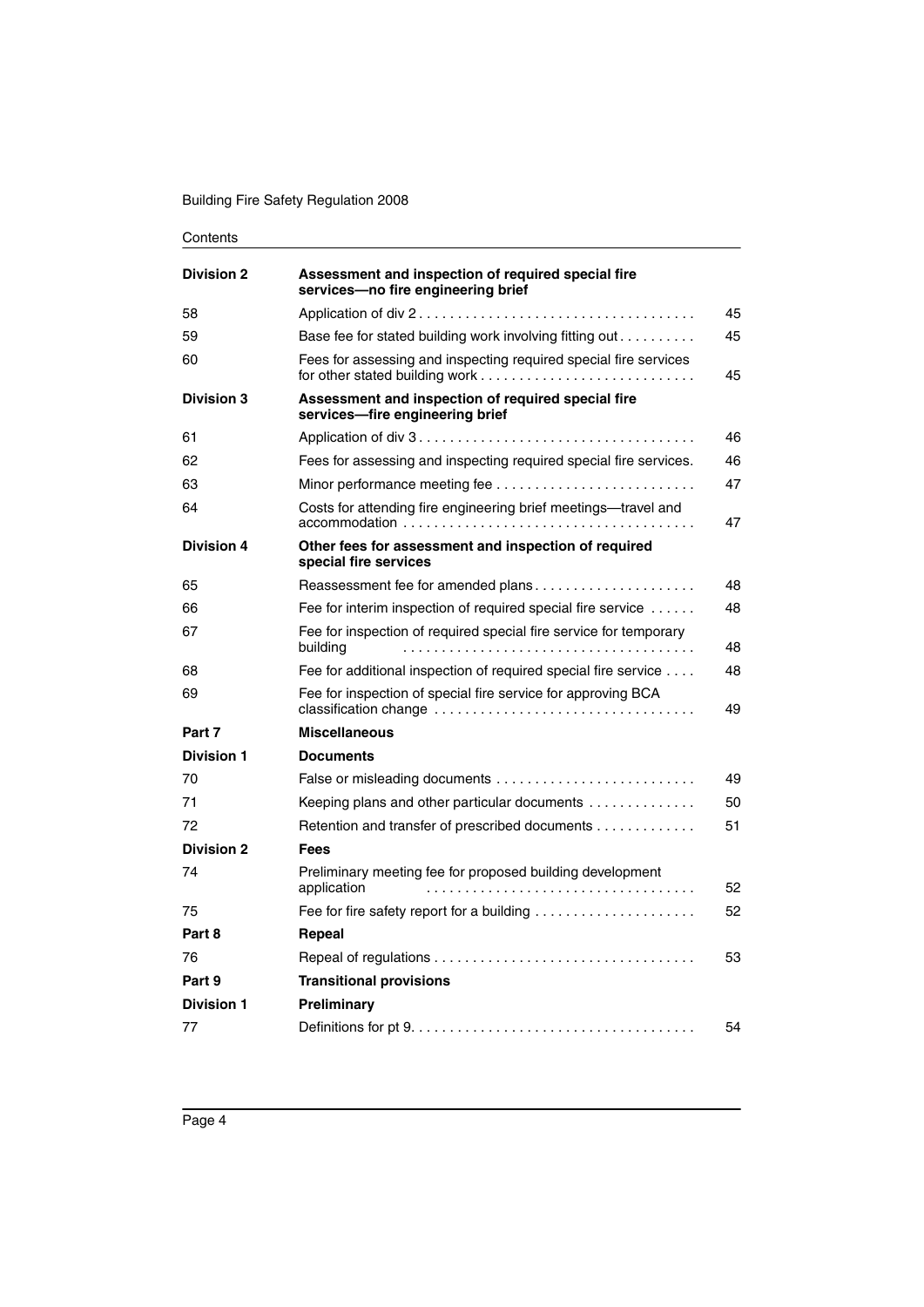| | | |
|---|---|---|
| **Division 2** | **Assessment and inspection of required special fire services—no fire engineering brief** | |
| 58 | Application of div 2 | 45 |
| 59 | Base fee for stated building work involving fitting out | 45 |
| 60 | Fees for assessing and inspecting required special fire services for other stated building work | 45 |
| **Division 3** | **Assessment and inspection of required special fire services—fire engineering brief** | |
| 61 | Application of div 3 | 46 |
| 62 | Fees for assessing and inspecting required special fire services. | 46 |
| 63 | Minor performance meeting fee | 47 |
| 64 | Costs for attending fire engineering brief meetings—travel and accommodation | 47 |
| **Division 4** | **Other fees for assessment and inspection of required special fire services** | |
| 65 | Reassessment fee for amended plans | 48 |
| 66 | Fee for interim inspection of required special fire service | 48 |
| 67 | Fee for inspection of required special fire service for temporary building | 48 |
| 68 | Fee for additional inspection of required special fire service | 48 |
| 69 | Fee for inspection of special fire service for approving BCA classification change | 49 |
| **Part 7** | **Miscellaneous** | |
| **Division 1** | **Documents** | |
| 70 | False or misleading documents | 49 |
| 71 | Keeping plans and other particular documents | 50 |
| 72 | Retention and transfer of prescribed documents | 51 |
| **Division 2** | **Fees** | |
| 74 | Preliminary meeting fee for proposed building development application | 52 |
| 75 | Fee for fire safety report for a building | 52 |
| **Part 8** | **Repeal** | |
| 76 | Repeal of regulations | 53 |
| **Part 9** | **Transitional provisions** | |
| **Division 1** | **Preliminary** | |
| 77 | Definitions for pt 9. | 54 |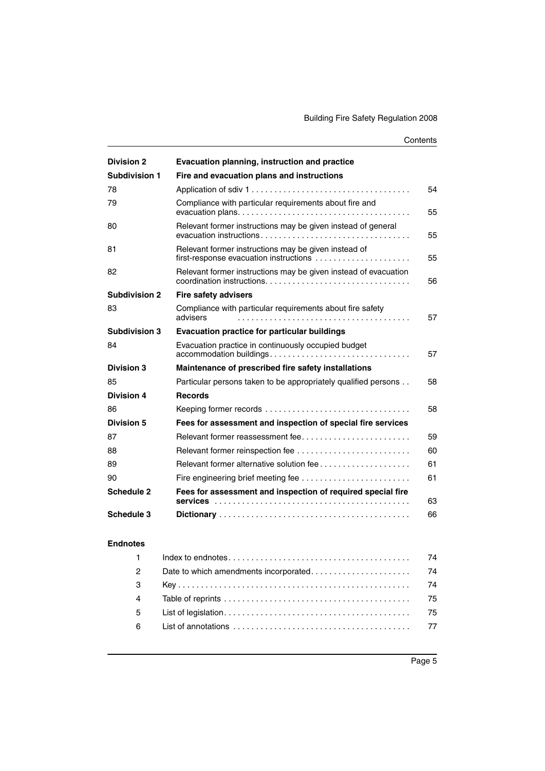| | | |
|---|---|---|
| **Division 2** | **Evacuation planning, instruction and practice** | |
| **Subdivision 1** | **Fire and evacuation plans and instructions** | |
| 78 | Application of sdiv 1 | 54 |
| 79 | Compliance with particular requirements about fire and evacuation plans | 55 |
| 80 | Relevant former instructions may be given instead of general evacuation instructions | 55 |
| 81 | Relevant former instructions may be given instead of first-response evacuation instructions | 55 |
| 82 | Relevant former instructions may be given instead of evacuation coordination instructions | 56 |
| **Subdivision 2** | **Fire safety advisers** | |
| 83 | Compliance with particular requirements about fire safety advisers | 57 |
| **Subdivision 3** | **Evacuation practice for particular buildings** | |
| 84 | Evacuation practice in continuously occupied budget accommodation buildings | 57 |
| **Division 3** | **Maintenance of prescribed fire safety installations** | |
| 85 | Particular persons taken to be appropriately qualified persons | 58 |
| **Division 4** | **Records** | |
| 86 | Keeping former records | 58 |
| **Division 5** | **Fees for assessment and inspection of special fire services** | |
| 87 | Relevant former reassessment fee | 59 |
| 88 | Relevant former reinspection fee | 60 |
| 89 | Relevant former alternative solution fee | 61 |
| 90 | Fire engineering brief meeting fee | 61 |
| **Schedule 2** | **Fees for assessment and inspection of required special fire services** | 63 |
| **Schedule 3** | **Dictionary** | 66 |

**Endnotes**

| | | |
|---|---|---|
| 1 | Index to endnotes | 74 |
| 2 | Date to which amendments incorporated | 74 |
| 3 | Key | 74 |
| 4 | Table of reprints | 75 |
| 5 | List of legislation | 75 |
| 6 | List of annotations | 77 |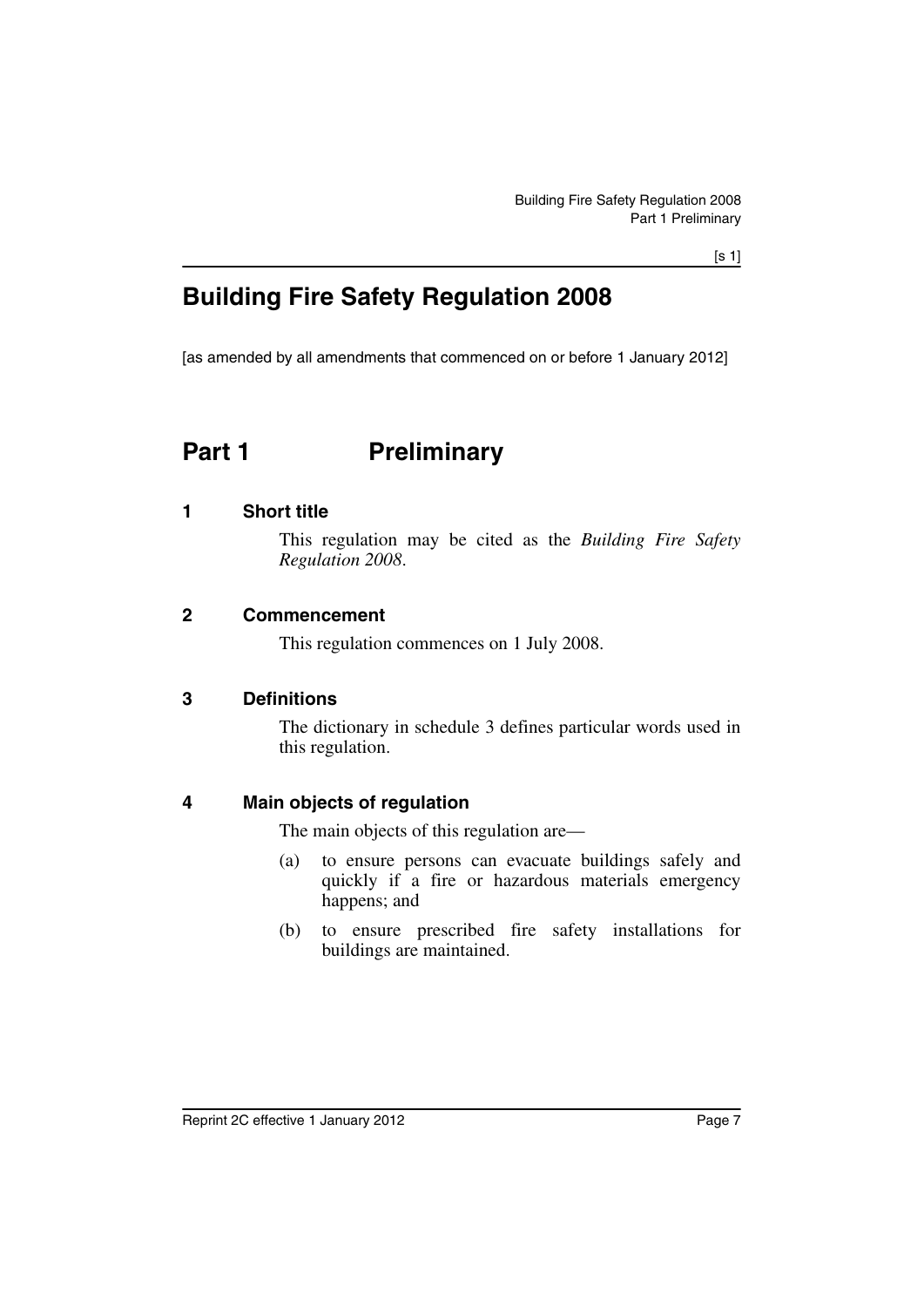# Building Fire Safety Regulation 2008

[as amended by all amendments that commenced on or before 1 January 2012]

## Part 1 Preliminary

### 1 Short title

This regulation may be cited as the *Building Fire Safety Regulation 2008*.

### 2 Commencement

This regulation commences on 1 July 2008.

### 3 Definitions

The dictionary in schedule 3 defines particular words used in this regulation.

### 4 Main objects of regulation

The main objects of this regulation are—

(a) to ensure persons can evacuate buildings safely and quickly if a fire or hazardous materials emergency happens; and

(b) to ensure prescribed fire safety installations for buildings are maintained.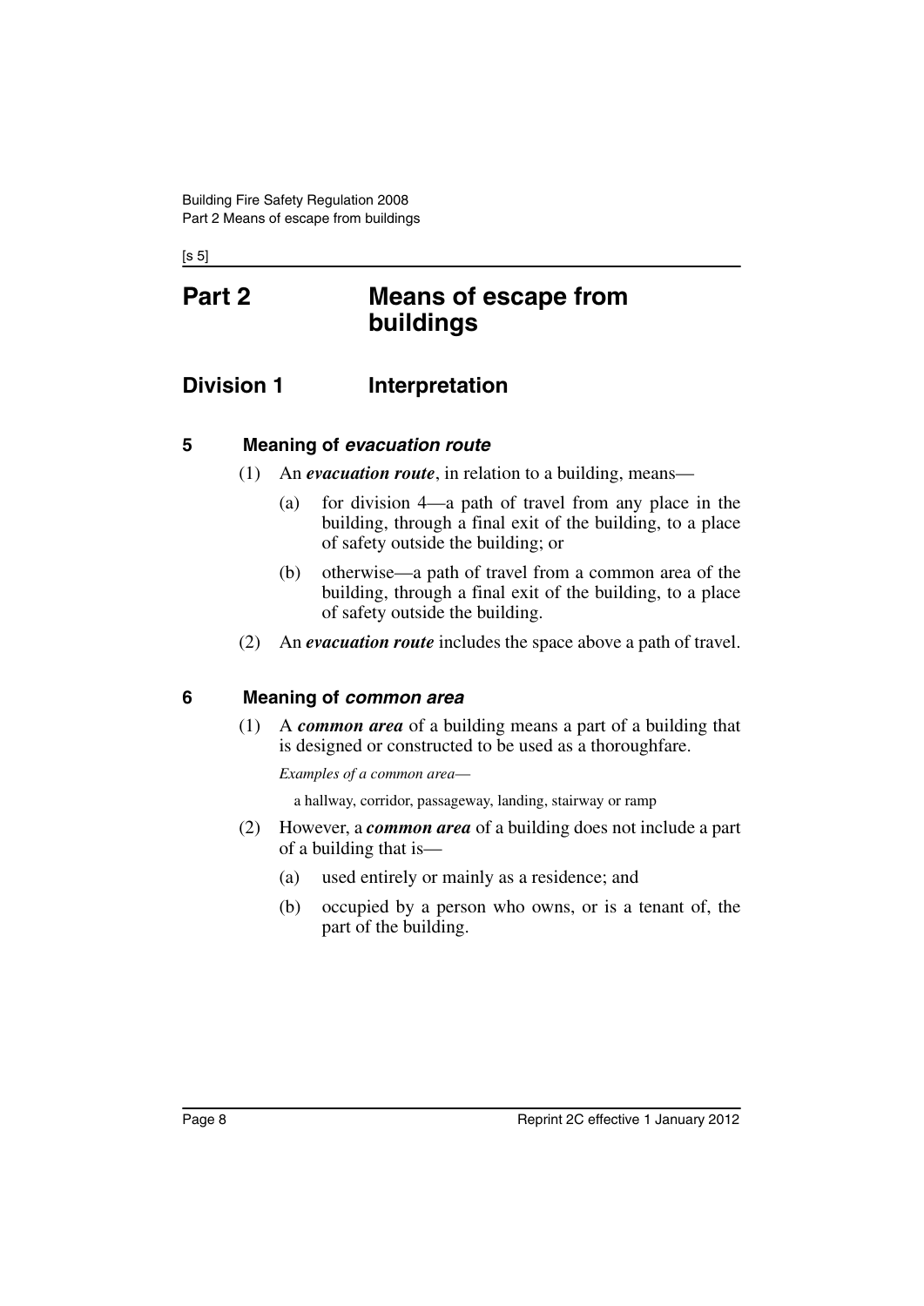# Part 2 Means of escape from buildings

## Division 1 Interpretation

### 5 Meaning of *evacuation route*

(1) An ***evacuation route***, in relation to a building, means—

- (a) for division 4—a path of travel from any place in the building, through a final exit of the building, to a place of safety outside the building; or
- (b) otherwise—a path of travel from a common area of the building, through a final exit of the building, to a place of safety outside the building.

(2) An ***evacuation route*** includes the space above a path of travel.

### 6 Meaning of *common area*

(1) A ***common area*** of a building means a part of a building that is designed or constructed to be used as a thoroughfare.

*Examples of a common area*—

a hallway, corridor, passageway, landing, stairway or ramp

(2) However, a ***common area*** of a building does not include a part of a building that is—

- (a) used entirely or mainly as a residence; and
- (b) occupied by a person who owns, or is a tenant of, the part of the building.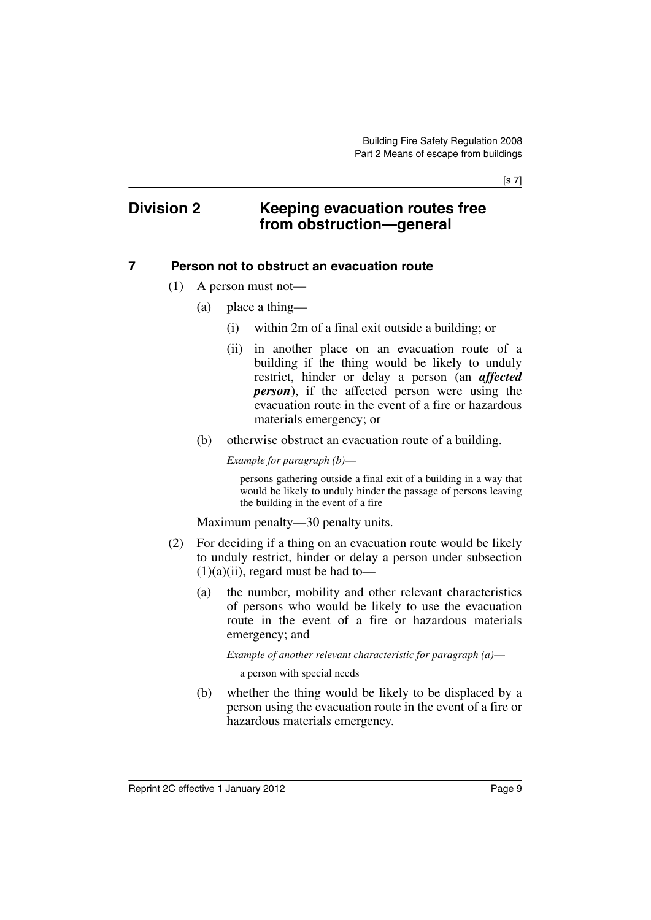## Division 2 Keeping evacuation routes free from obstruction—general

### 7 Person not to obstruct an evacuation route

(1) A person must not—

(a) place a thing—

(i) within 2m of a final exit outside a building; or

(ii) in another place on an evacuation route of a building if the thing would be likely to unduly restrict, hinder or delay a person (an ***affected person***), if the affected person were using the evacuation route in the event of a fire or hazardous materials emergency; or

(b) otherwise obstruct an evacuation route of a building.

*Example for paragraph (b)*—

persons gathering outside a final exit of a building in a way that would be likely to unduly hinder the passage of persons leaving the building in the event of a fire

Maximum penalty—30 penalty units.

(2) For deciding if a thing on an evacuation route would be likely to unduly restrict, hinder or delay a person under subsection (1)(a)(ii), regard must be had to—

(a) the number, mobility and other relevant characteristics of persons who would be likely to use the evacuation route in the event of a fire or hazardous materials emergency; and

*Example of another relevant characteristic for paragraph (a)*—

a person with special needs

(b) whether the thing would be likely to be displaced by a person using the evacuation route in the event of a fire or hazardous materials emergency.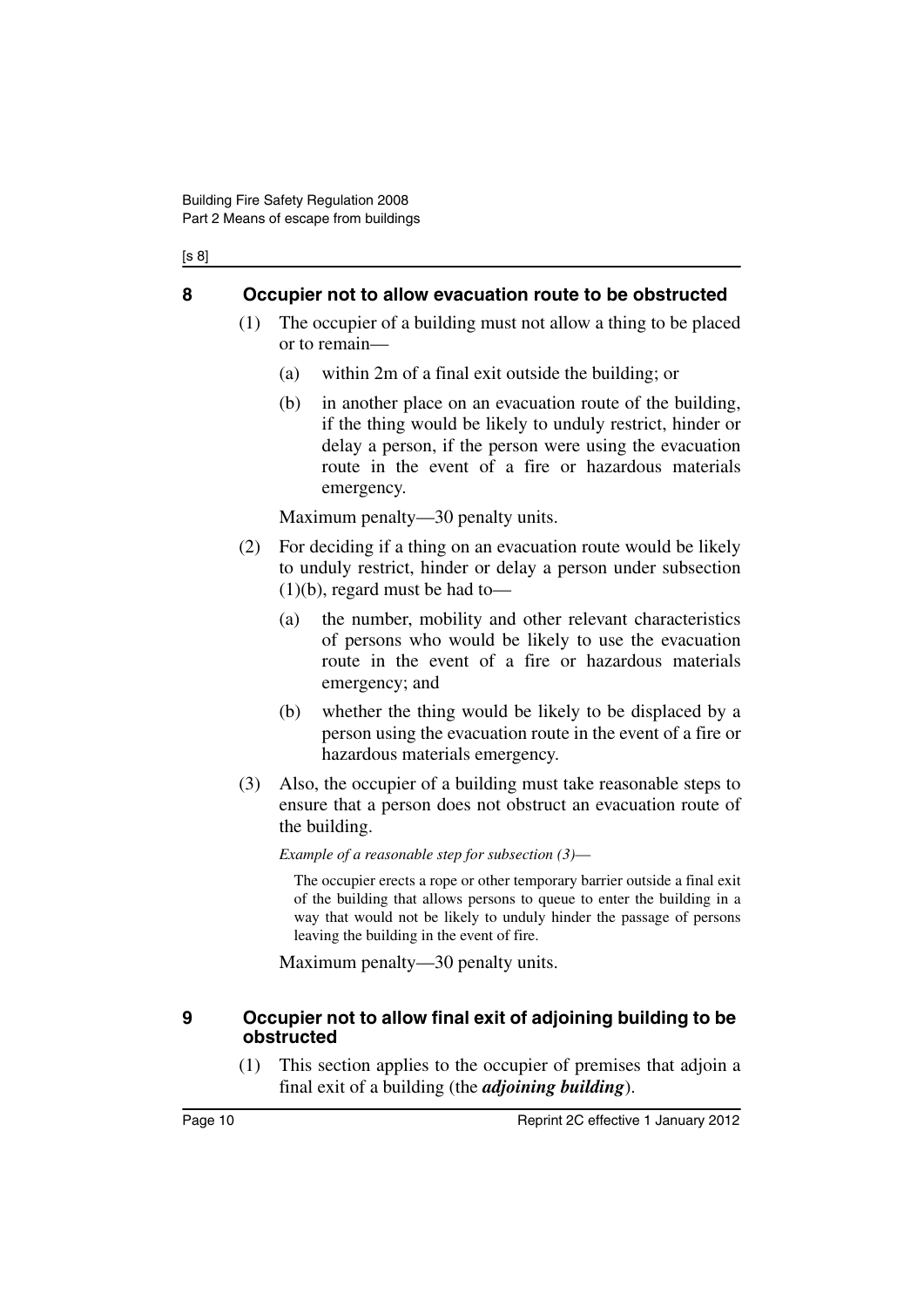## 8 Occupier not to allow evacuation route to be obstructed

(1) The occupier of a building must not allow a thing to be placed or to remain—

(a) within 2m of a final exit outside the building; or

(b) in another place on an evacuation route of the building, if the thing would be likely to unduly restrict, hinder or delay a person, if the person were using the evacuation route in the event of a fire or hazardous materials emergency.

Maximum penalty—30 penalty units.

(2) For deciding if a thing on an evacuation route would be likely to unduly restrict, hinder or delay a person under subsection (1)(b), regard must be had to—

(a) the number, mobility and other relevant characteristics of persons who would be likely to use the evacuation route in the event of a fire or hazardous materials emergency; and

(b) whether the thing would be likely to be displaced by a person using the evacuation route in the event of a fire or hazardous materials emergency.

(3) Also, the occupier of a building must take reasonable steps to ensure that a person does not obstruct an evacuation route of the building.

*Example of a reasonable step for subsection (3)—*

The occupier erects a rope or other temporary barrier outside a final exit of the building that allows persons to queue to enter the building in a way that would not be likely to unduly hinder the passage of persons leaving the building in the event of fire.

Maximum penalty—30 penalty units.

## 9 Occupier not to allow final exit of adjoining building to be obstructed

(1) This section applies to the occupier of premises that adjoin a final exit of a building (the ***adjoining building***).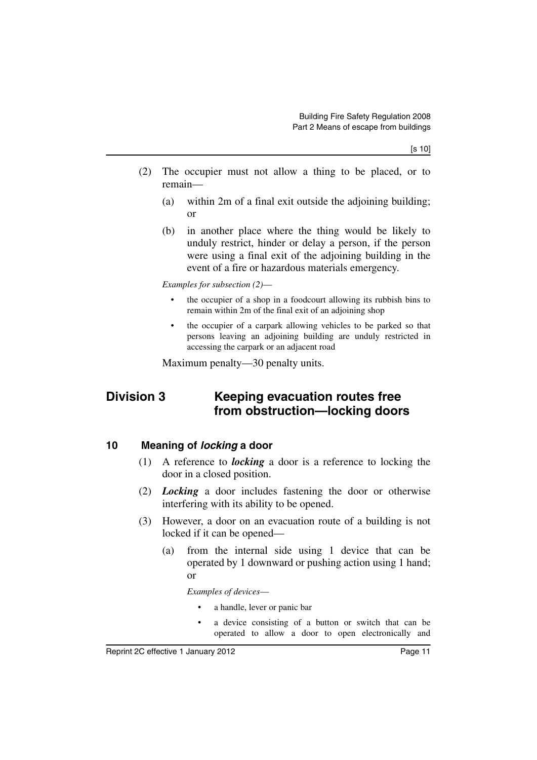(2) The occupier must not allow a thing to be placed, or to remain—

(a) within 2m of a final exit outside the adjoining building; or

(b) in another place where the thing would be likely to unduly restrict, hinder or delay a person, if the person were using a final exit of the adjoining building in the event of a fire or hazardous materials emergency.

*Examples for subsection (2)—*

- the occupier of a shop in a foodcourt allowing its rubbish bins to remain within 2m of the final exit of an adjoining shop
- the occupier of a carpark allowing vehicles to be parked so that persons leaving an adjoining building are unduly restricted in accessing the carpark or an adjacent road

Maximum penalty—30 penalty units.

## Division 3 Keeping evacuation routes free from obstruction—locking doors

### 10 Meaning of *locking* a door

(1) A reference to ***locking*** a door is a reference to locking the door in a closed position.

(2) ***Locking*** a door includes fastening the door or otherwise interfering with its ability to be opened.

(3) However, a door on an evacuation route of a building is not locked if it can be opened—

(a) from the internal side using 1 device that can be operated by 1 downward or pushing action using 1 hand; or

*Examples of devices—*

- a handle, lever or panic bar
- a device consisting of a button or switch that can be operated to allow a door to open electronically and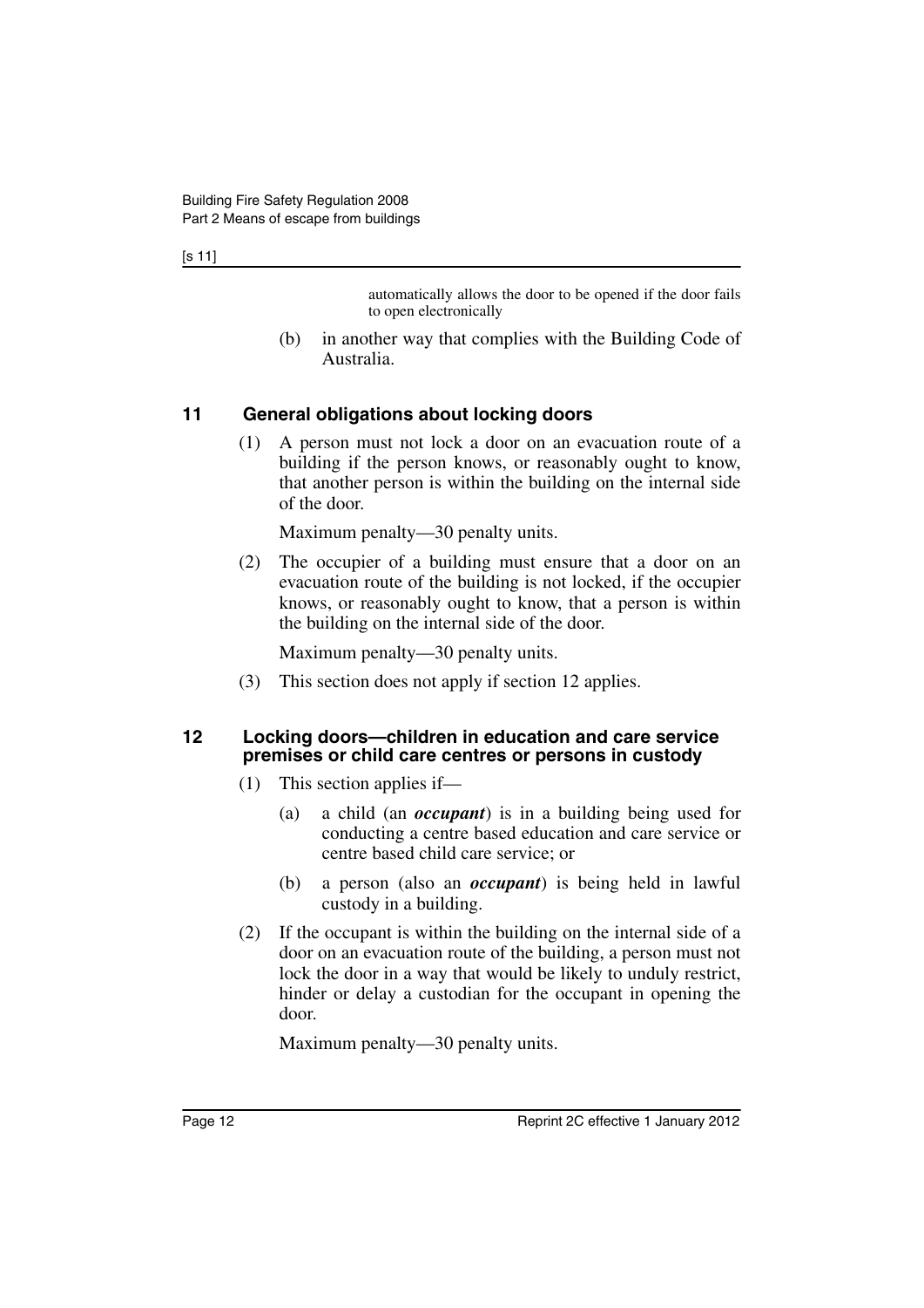automatically allows the door to be opened if the door fails to open electronically

(b) in another way that complies with the Building Code of Australia.

### 11 General obligations about locking doors

(1) A person must not lock a door on an evacuation route of a building if the person knows, or reasonably ought to know, that another person is within the building on the internal side of the door.

Maximum penalty—30 penalty units.

(2) The occupier of a building must ensure that a door on an evacuation route of the building is not locked, if the occupier knows, or reasonably ought to know, that a person is within the building on the internal side of the door.

Maximum penalty—30 penalty units.

(3) This section does not apply if section 12 applies.

### 12 Locking doors—children in education and care service premises or child care centres or persons in custody

(1) This section applies if—

(a) a child (an ***occupant***) is in a building being used for conducting a centre based education and care service or centre based child care service; or

(b) a person (also an ***occupant***) is being held in lawful custody in a building.

(2) If the occupant is within the building on the internal side of a door on an evacuation route of the building, a person must not lock the door in a way that would be likely to unduly restrict, hinder or delay a custodian for the occupant in opening the door.

Maximum penalty—30 penalty units.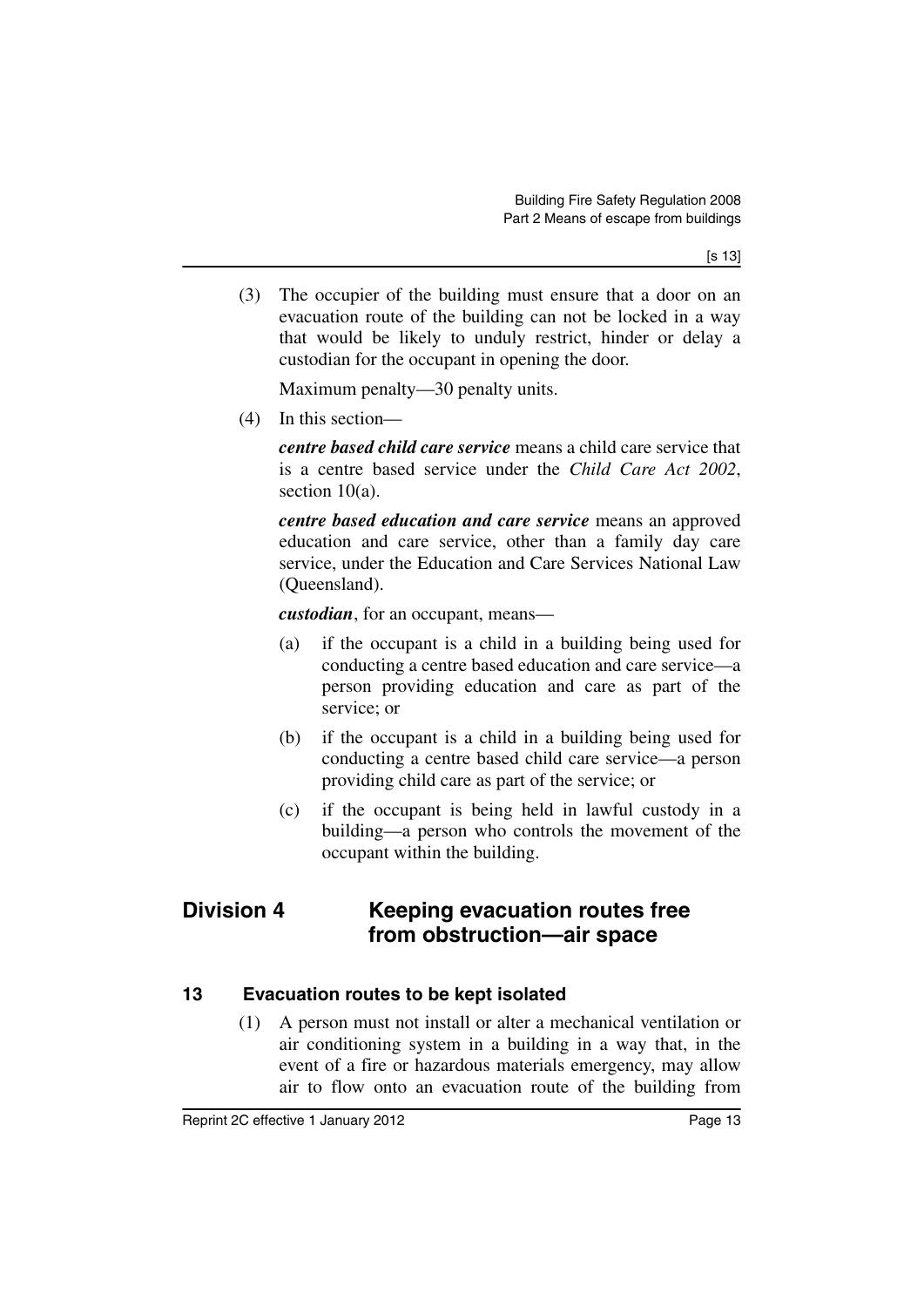(3) The occupier of the building must ensure that a door on an evacuation route of the building can not be locked in a way that would be likely to unduly restrict, hinder or delay a custodian for the occupant in opening the door.

Maximum penalty—30 penalty units.

(4) In this section—

***centre based child care service*** means a child care service that is a centre based service under the *Child Care Act 2002*, section 10(a).

***centre based education and care service*** means an approved education and care service, other than a family day care service, under the Education and Care Services National Law (Queensland).

***custodian***, for an occupant, means—

(a) if the occupant is a child in a building being used for conducting a centre based education and care service—a person providing education and care as part of the service; or

(b) if the occupant is a child in a building being used for conducting a centre based child care service—a person providing child care as part of the service; or

(c) if the occupant is being held in lawful custody in a building—a person who controls the movement of the occupant within the building.

## Division 4 Keeping evacuation routes free from obstruction—air space

### 13 Evacuation routes to be kept isolated

(1) A person must not install or alter a mechanical ventilation or air conditioning system in a building in a way that, in the event of a fire or hazardous materials emergency, may allow air to flow onto an evacuation route of the building from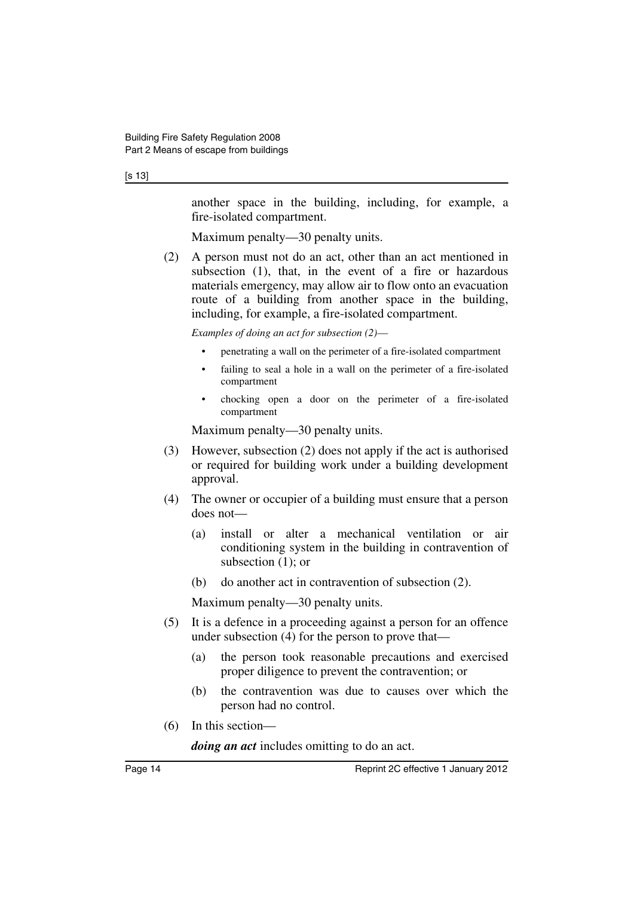another space in the building, including, for example, a fire-isolated compartment.

Maximum penalty—30 penalty units.

(2) A person must not do an act, other than an act mentioned in subsection (1), that, in the event of a fire or hazardous materials emergency, may allow air to flow onto an evacuation route of a building from another space in the building, including, for example, a fire-isolated compartment.

*Examples of doing an act for subsection (2)—*

- penetrating a wall on the perimeter of a fire-isolated compartment
- failing to seal a hole in a wall on the perimeter of a fire-isolated compartment
- chocking open a door on the perimeter of a fire-isolated compartment

Maximum penalty—30 penalty units.

(3) However, subsection (2) does not apply if the act is authorised or required for building work under a building development approval.

(4) The owner or occupier of a building must ensure that a person does not—

(a) install or alter a mechanical ventilation or air conditioning system in the building in contravention of subsection (1); or

(b) do another act in contravention of subsection (2).

Maximum penalty—30 penalty units.

(5) It is a defence in a proceeding against a person for an offence under subsection (4) for the person to prove that—

(a) the person took reasonable precautions and exercised proper diligence to prevent the contravention; or

(b) the contravention was due to causes over which the person had no control.

(6) In this section—

***doing an act*** includes omitting to do an act.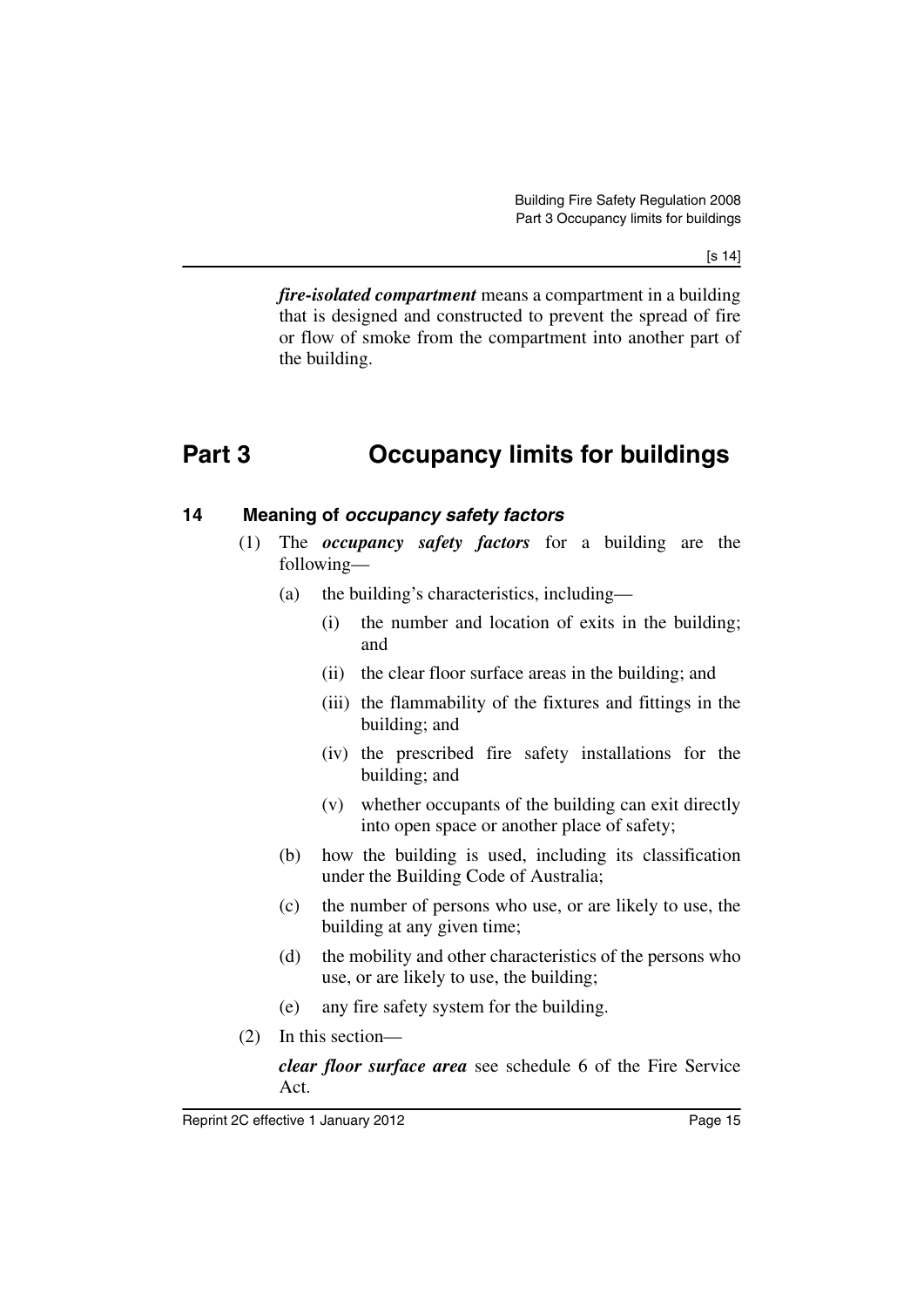***fire-isolated compartment*** means a compartment in a building that is designed and constructed to prevent the spread of fire or flow of smoke from the compartment into another part of the building.

# Part 3 Occupancy limits for buildings

## 14 Meaning of *occupancy safety factors*

(1) The ***occupancy safety factors*** for a building are the following—

(a) the building's characteristics, including—

(i) the number and location of exits in the building; and

(ii) the clear floor surface areas in the building; and

(iii) the flammability of the fixtures and fittings in the building; and

(iv) the prescribed fire safety installations for the building; and

(v) whether occupants of the building can exit directly into open space or another place of safety;

(b) how the building is used, including its classification under the Building Code of Australia;

(c) the number of persons who use, or are likely to use, the building at any given time;

(d) the mobility and other characteristics of the persons who use, or are likely to use, the building;

(e) any fire safety system for the building.

(2) In this section—

***clear floor surface area*** see schedule 6 of the Fire Service Act.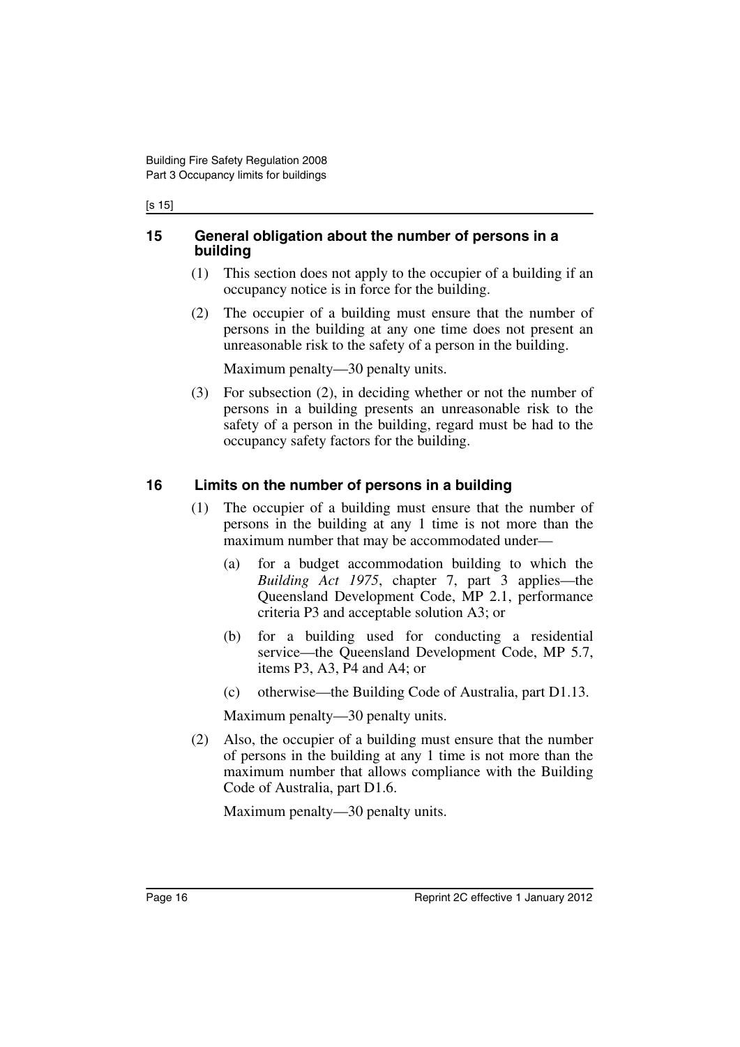## 15 General obligation about the number of persons in a building

(1) This section does not apply to the occupier of a building if an occupancy notice is in force for the building.

(2) The occupier of a building must ensure that the number of persons in the building at any one time does not present an unreasonable risk to the safety of a person in the building.

Maximum penalty—30 penalty units.

(3) For subsection (2), in deciding whether or not the number of persons in a building presents an unreasonable risk to the safety of a person in the building, regard must be had to the occupancy safety factors for the building.

## 16 Limits on the number of persons in a building

(1) The occupier of a building must ensure that the number of persons in the building at any 1 time is not more than the maximum number that may be accommodated under—

(a) for a budget accommodation building to which the *Building Act 1975*, chapter 7, part 3 applies—the Queensland Development Code, MP 2.1, performance criteria P3 and acceptable solution A3; or

(b) for a building used for conducting a residential service—the Queensland Development Code, MP 5.7, items P3, A3, P4 and A4; or

(c) otherwise—the Building Code of Australia, part D1.13.

Maximum penalty—30 penalty units.

(2) Also, the occupier of a building must ensure that the number of persons in the building at any 1 time is not more than the maximum number that allows compliance with the Building Code of Australia, part D1.6.

Maximum penalty—30 penalty units.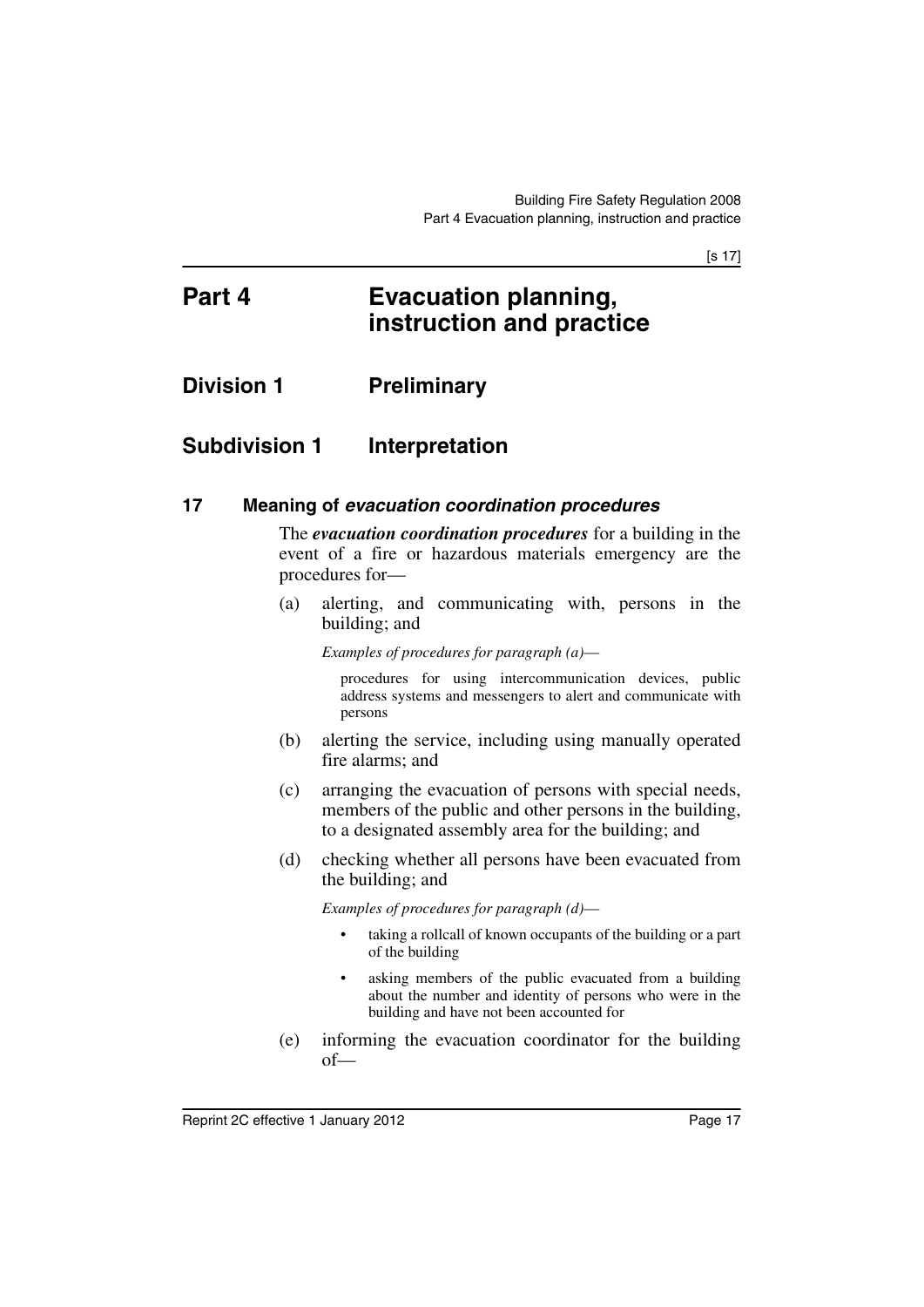# Part 4 Evacuation planning, instruction and practice

## Division 1 Preliminary

### Subdivision 1 Interpretation

#### 17 Meaning of *evacuation coordination procedures*

The ***evacuation coordination procedures*** for a building in the event of a fire or hazardous materials emergency are the procedures for—

(a) alerting, and communicating with, persons in the building; and

*Examples of procedures for paragraph (a)*—

procedures for using intercommunication devices, public address systems and messengers to alert and communicate with persons

(b) alerting the service, including using manually operated fire alarms; and

(c) arranging the evacuation of persons with special needs, members of the public and other persons in the building, to a designated assembly area for the building; and

(d) checking whether all persons have been evacuated from the building; and

*Examples of procedures for paragraph (d)*—

- taking a rollcall of known occupants of the building or a part of the building
- asking members of the public evacuated from a building about the number and identity of persons who were in the building and have not been accounted for

(e) informing the evacuation coordinator for the building of—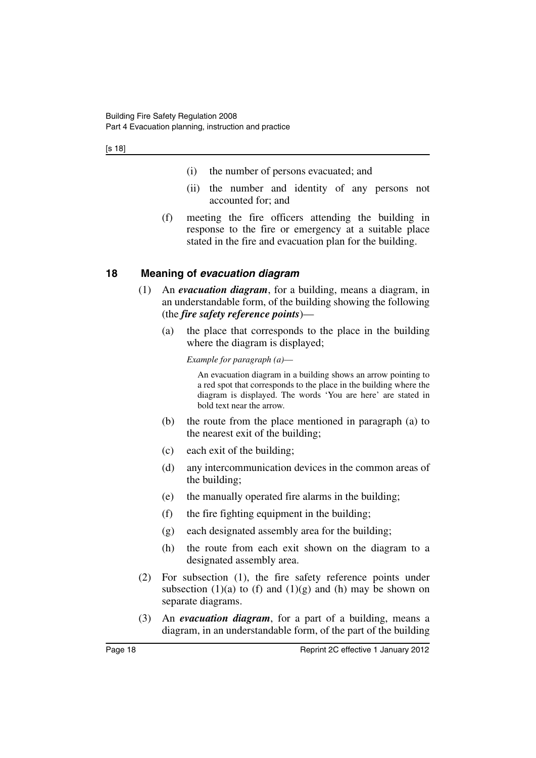(i) the number of persons evacuated; and

(ii) the number and identity of any persons not accounted for; and

(f) meeting the fire officers attending the building in response to the fire or emergency at a suitable place stated in the fire and evacuation plan for the building.

### 18 Meaning of *evacuation diagram*

(1) An ***evacuation diagram***, for a building, means a diagram, in an understandable form, of the building showing the following (the ***fire safety reference points***)—

(a) the place that corresponds to the place in the building where the diagram is displayed;

*Example for paragraph (a)*—

An evacuation diagram in a building shows an arrow pointing to a red spot that corresponds to the place in the building where the diagram is displayed. The words 'You are here' are stated in bold text near the arrow.

(b) the route from the place mentioned in paragraph (a) to the nearest exit of the building;

(c) each exit of the building;

(d) any intercommunication devices in the common areas of the building;

(e) the manually operated fire alarms in the building;

(f) the fire fighting equipment in the building;

(g) each designated assembly area for the building;

(h) the route from each exit shown on the diagram to a designated assembly area.

(2) For subsection (1), the fire safety reference points under subsection (1)(a) to (f) and (1)(g) and (h) may be shown on separate diagrams.

(3) An ***evacuation diagram***, for a part of a building, means a diagram, in an understandable form, of the part of the building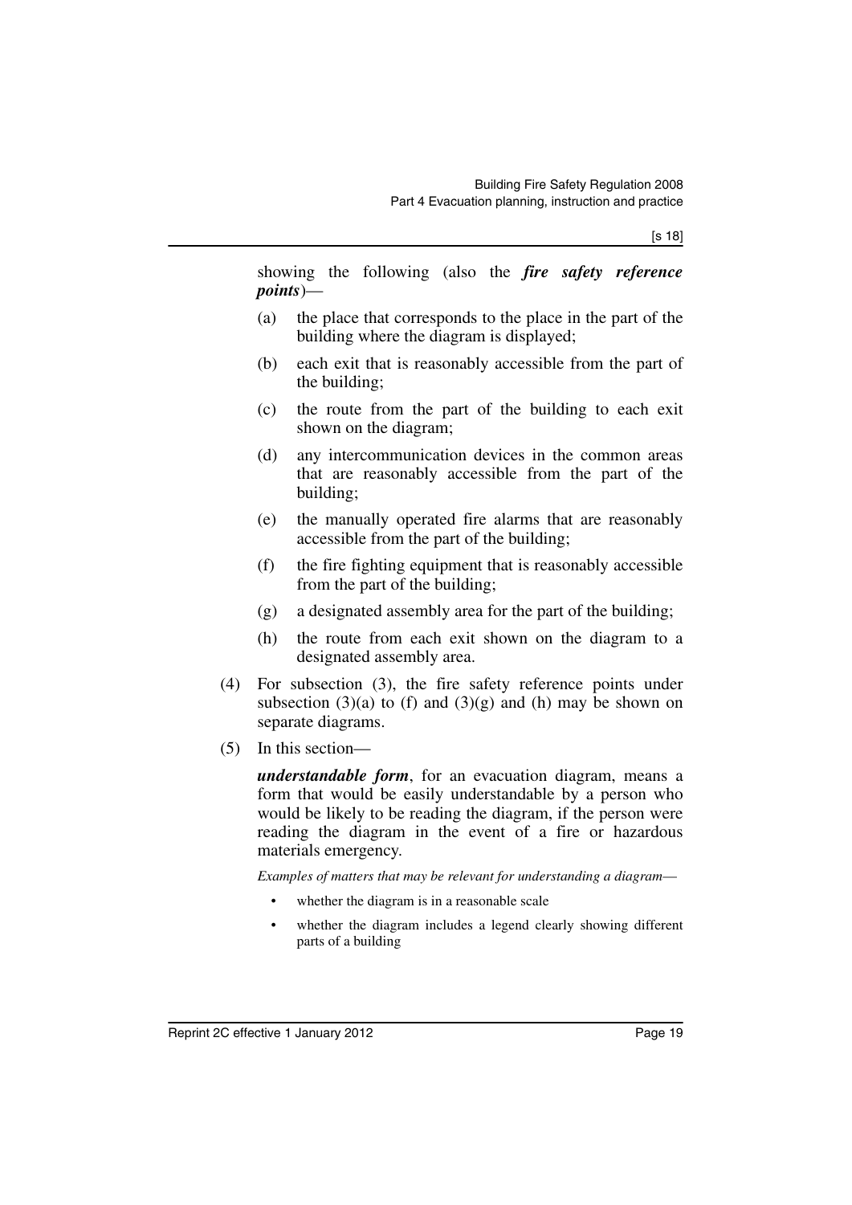showing the following (also the ***fire safety reference points***)—

(a) the place that corresponds to the place in the part of the building where the diagram is displayed;

(b) each exit that is reasonably accessible from the part of the building;

(c) the route from the part of the building to each exit shown on the diagram;

(d) any intercommunication devices in the common areas that are reasonably accessible from the part of the building;

(e) the manually operated fire alarms that are reasonably accessible from the part of the building;

(f) the fire fighting equipment that is reasonably accessible from the part of the building;

(g) a designated assembly area for the part of the building;

(h) the route from each exit shown on the diagram to a designated assembly area.

(4) For subsection (3), the fire safety reference points under subsection (3)(a) to (f) and (3)(g) and (h) may be shown on separate diagrams.

(5) In this section—

***understandable form***, for an evacuation diagram, means a form that would be easily understandable by a person who would be likely to be reading the diagram, if the person were reading the diagram in the event of a fire or hazardous materials emergency.

*Examples of matters that may be relevant for understanding a diagram*—

- whether the diagram is in a reasonable scale
- whether the diagram includes a legend clearly showing different parts of a building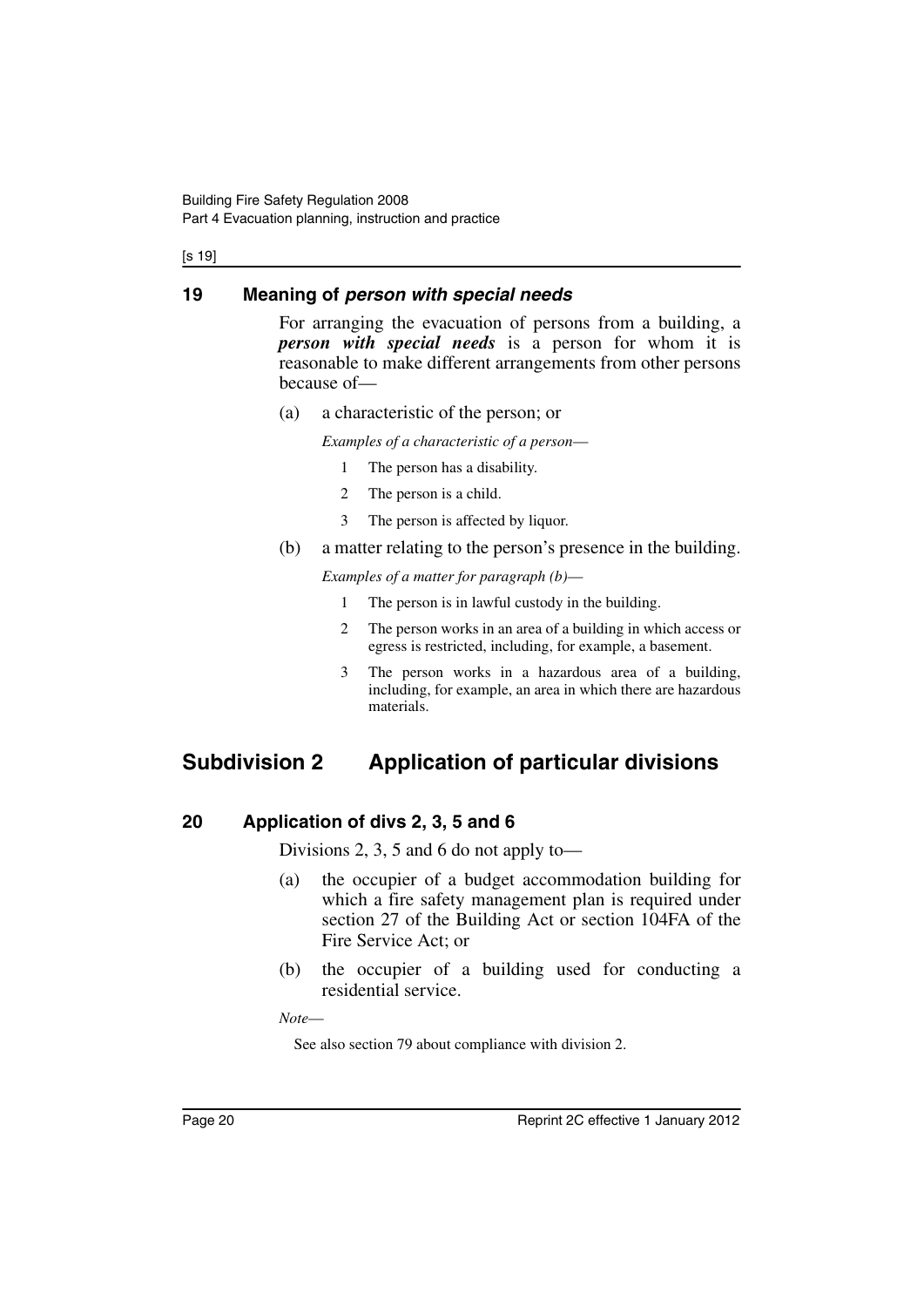## 19 Meaning of ***person with special needs***

For arranging the evacuation of persons from a building, a ***person with special needs*** is a person for whom it is reasonable to make different arrangements from other persons because of—

(a) a characteristic of the person; or

*Examples of a characteristic of a person—*

1 The person has a disability.

2 The person is a child.

3 The person is affected by liquor.

(b) a matter relating to the person's presence in the building.

*Examples of a matter for paragraph (b)—*

1 The person is in lawful custody in the building.

2 The person works in an area of a building in which access or egress is restricted, including, for example, a basement.

3 The person works in a hazardous area of a building, including, for example, an area in which there are hazardous materials.

# Subdivision 2 Application of particular divisions

## 20 Application of divs 2, 3, 5 and 6

Divisions 2, 3, 5 and 6 do not apply to—

(a) the occupier of a budget accommodation building for which a fire safety management plan is required under section 27 of the Building Act or section 104FA of the Fire Service Act; or

(b) the occupier of a building used for conducting a residential service.

*Note—*

See also section 79 about compliance with division 2.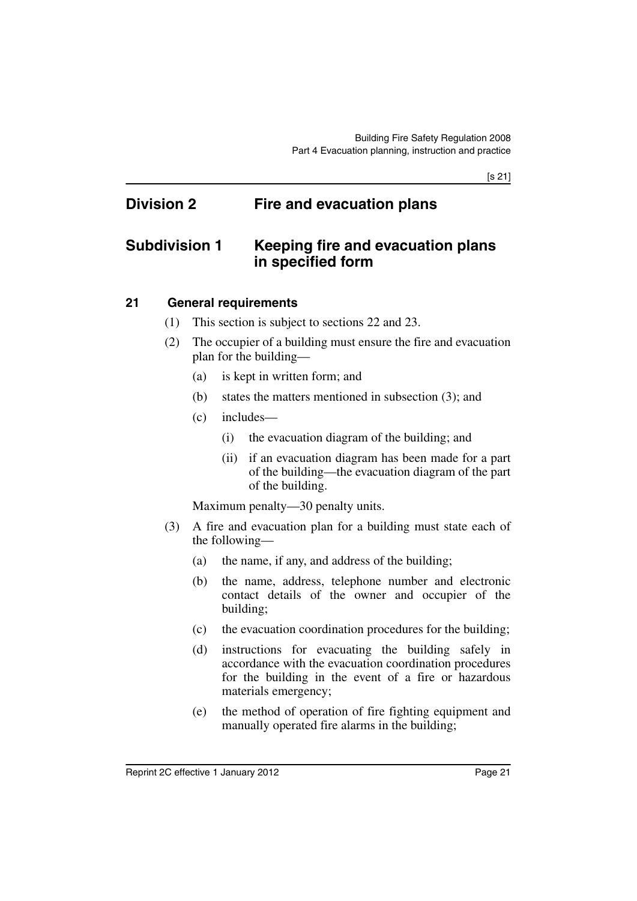## Division 2 Fire and evacuation plans

### Subdivision 1 Keeping fire and evacuation plans in specified form

#### 21 General requirements

(1) This section is subject to sections 22 and 23.

(2) The occupier of a building must ensure the fire and evacuation plan for the building—

(a) is kept in written form; and

(b) states the matters mentioned in subsection (3); and

(c) includes—

(i) the evacuation diagram of the building; and

(ii) if an evacuation diagram has been made for a part of the building—the evacuation diagram of the part of the building.

Maximum penalty—30 penalty units.

(3) A fire and evacuation plan for a building must state each of the following—

(a) the name, if any, and address of the building;

(b) the name, address, telephone number and electronic contact details of the owner and occupier of the building;

(c) the evacuation coordination procedures for the building;

(d) instructions for evacuating the building safely in accordance with the evacuation coordination procedures for the building in the event of a fire or hazardous materials emergency;

(e) the method of operation of fire fighting equipment and manually operated fire alarms in the building;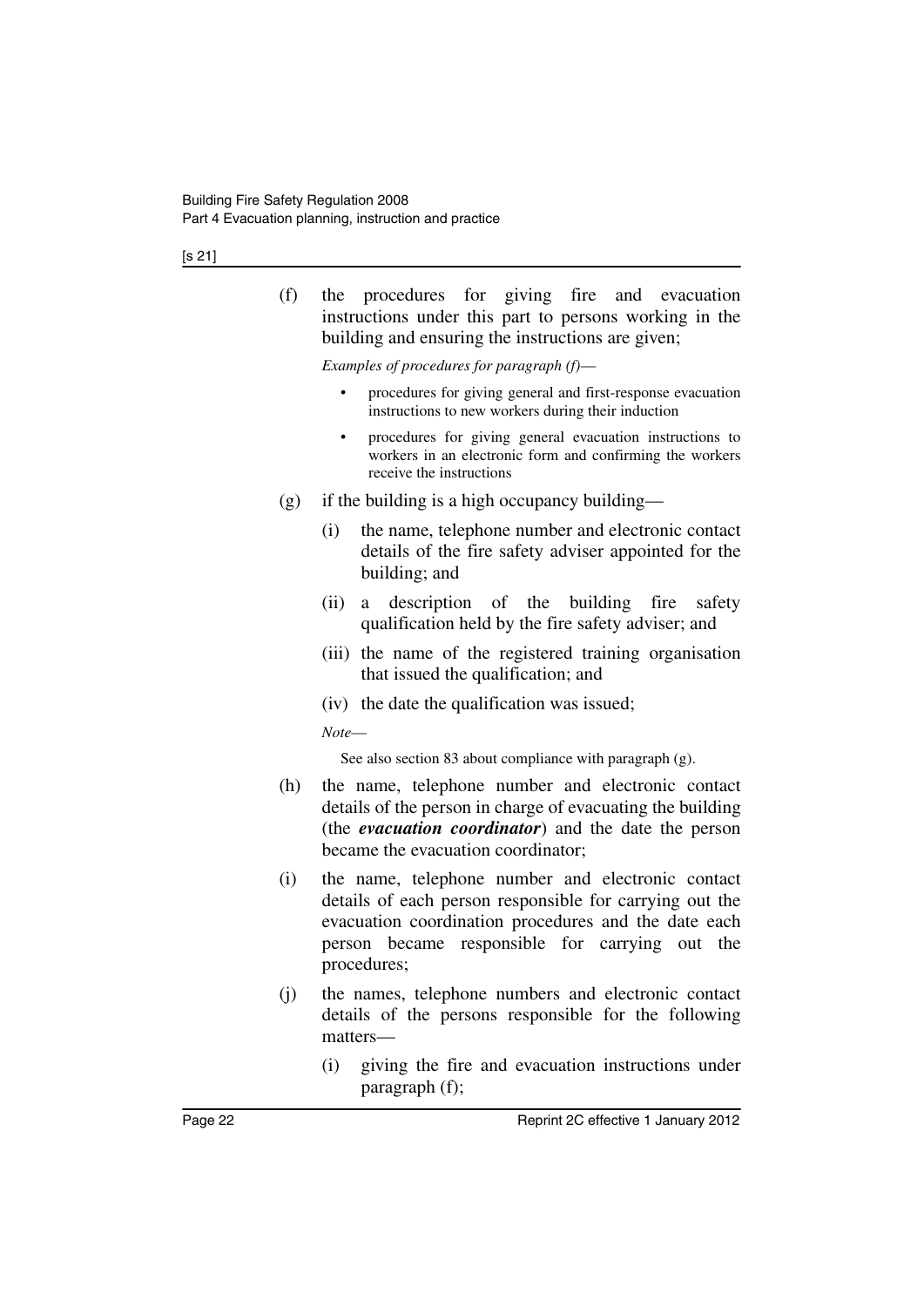(f) the procedures for giving fire and evacuation instructions under this part to persons working in the building and ensuring the instructions are given;

*Examples of procedures for paragraph (f)*—

- procedures for giving general and first-response evacuation instructions to new workers during their induction
- procedures for giving general evacuation instructions to workers in an electronic form and confirming the workers receive the instructions

(g) if the building is a high occupancy building—

(i) the name, telephone number and electronic contact details of the fire safety adviser appointed for the building; and

(ii) a description of the building fire safety qualification held by the fire safety adviser; and

(iii) the name of the registered training organisation that issued the qualification; and

(iv) the date the qualification was issued;

*Note*—

See also section 83 about compliance with paragraph (g).

(h) the name, telephone number and electronic contact details of the person in charge of evacuating the building (the ***evacuation coordinator***) and the date the person became the evacuation coordinator;

(i) the name, telephone number and electronic contact details of each person responsible for carrying out the evacuation coordination procedures and the date each person became responsible for carrying out the procedures;

(j) the names, telephone numbers and electronic contact details of the persons responsible for the following matters—

(i) giving the fire and evacuation instructions under paragraph (f);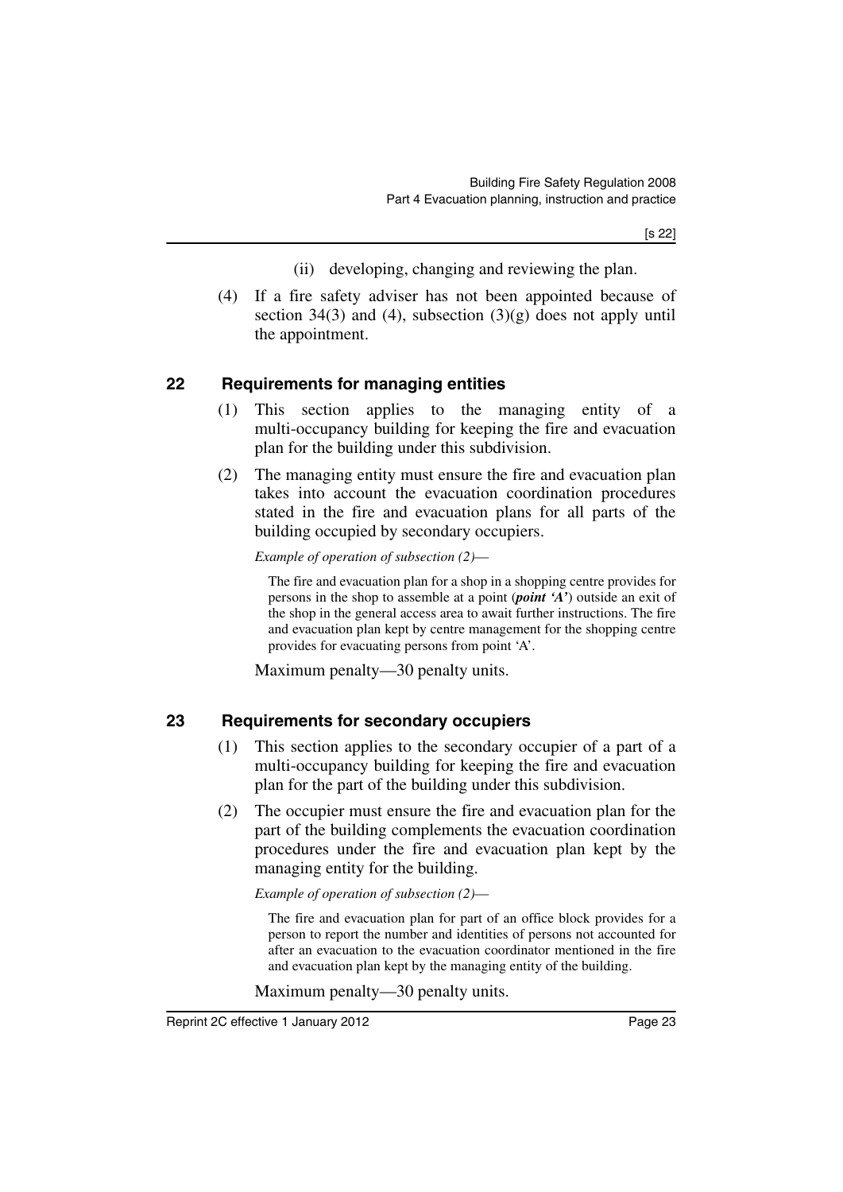(ii) developing, changing and reviewing the plan.

(4) If a fire safety adviser has not been appointed because of section 34(3) and (4), subsection (3)(g) does not apply until the appointment.

## 22 Requirements for managing entities

(1) This section applies to the managing entity of a multi-occupancy building for keeping the fire and evacuation plan for the building under this subdivision.

(2) The managing entity must ensure the fire and evacuation plan takes into account the evacuation coordination procedures stated in the fire and evacuation plans for all parts of the building occupied by secondary occupiers.

*Example of operation of subsection (2)—*

The fire and evacuation plan for a shop in a shopping centre provides for persons in the shop to assemble at a point (***point 'A'***) outside an exit of the shop in the general access area to await further instructions. The fire and evacuation plan kept by centre management for the shopping centre provides for evacuating persons from point 'A'.

Maximum penalty—30 penalty units.

## 23 Requirements for secondary occupiers

(1) This section applies to the secondary occupier of a part of a multi-occupancy building for keeping the fire and evacuation plan for the part of the building under this subdivision.

(2) The occupier must ensure the fire and evacuation plan for the part of the building complements the evacuation coordination procedures under the fire and evacuation plan kept by the managing entity for the building.

*Example of operation of subsection (2)—*

The fire and evacuation plan for part of an office block provides for a person to report the number and identities of persons not accounted for after an evacuation to the evacuation coordinator mentioned in the fire and evacuation plan kept by the managing entity of the building.

Maximum penalty—30 penalty units.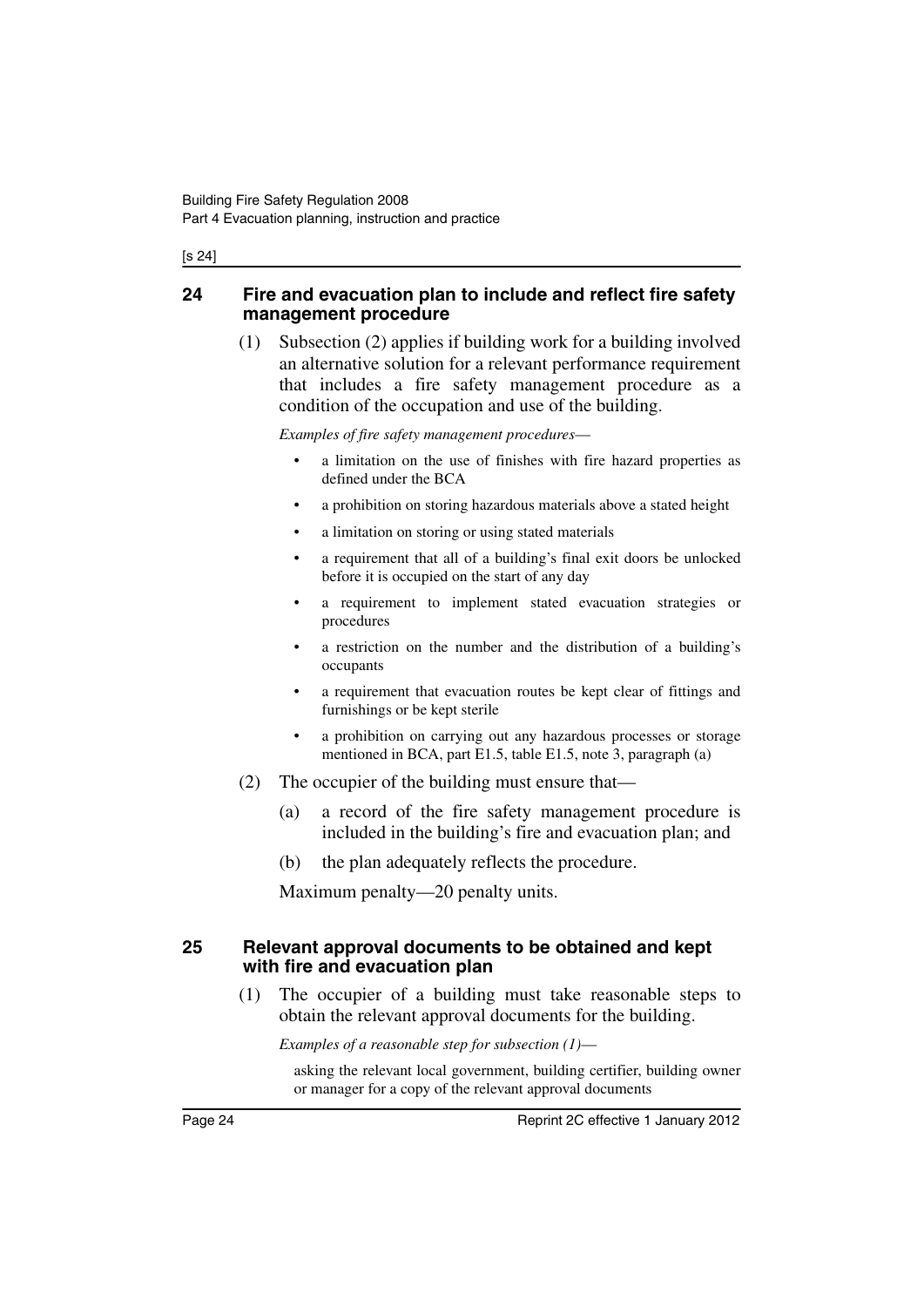## 24 Fire and evacuation plan to include and reflect fire safety management procedure

(1) Subsection (2) applies if building work for a building involved an alternative solution for a relevant performance requirement that includes a fire safety management procedure as a condition of the occupation and use of the building.

*Examples of fire safety management procedures—*

- a limitation on the use of finishes with fire hazard properties as defined under the BCA
- a prohibition on storing hazardous materials above a stated height
- a limitation on storing or using stated materials
- a requirement that all of a building's final exit doors be unlocked before it is occupied on the start of any day
- a requirement to implement stated evacuation strategies or procedures
- a restriction on the number and the distribution of a building's occupants
- a requirement that evacuation routes be kept clear of fittings and furnishings or be kept sterile
- a prohibition on carrying out any hazardous processes or storage mentioned in BCA, part E1.5, table E1.5, note 3, paragraph (a)

(2) The occupier of the building must ensure that—

(a) a record of the fire safety management procedure is included in the building's fire and evacuation plan; and

(b) the plan adequately reflects the procedure.

Maximum penalty—20 penalty units.

## 25 Relevant approval documents to be obtained and kept with fire and evacuation plan

(1) The occupier of a building must take reasonable steps to obtain the relevant approval documents for the building.

*Examples of a reasonable step for subsection (1)—*

asking the relevant local government, building certifier, building owner or manager for a copy of the relevant approval documents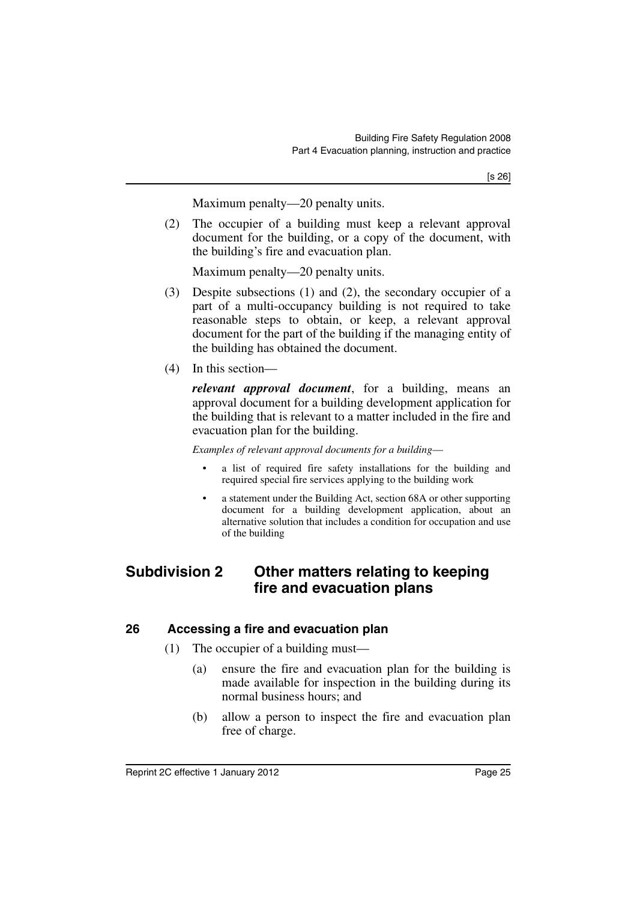Maximum penalty—20 penalty units.

(2) The occupier of a building must keep a relevant approval document for the building, or a copy of the document, with the building's fire and evacuation plan.

Maximum penalty—20 penalty units.

(3) Despite subsections (1) and (2), the secondary occupier of a part of a multi-occupancy building is not required to take reasonable steps to obtain, or keep, a relevant approval document for the part of the building if the managing entity of the building has obtained the document.

(4) In this section—

***relevant approval document***, for a building, means an approval document for a building development application for the building that is relevant to a matter included in the fire and evacuation plan for the building.

*Examples of relevant approval documents for a building—*

- a list of required fire safety installations for the building and required special fire services applying to the building work
- a statement under the Building Act, section 68A or other supporting document for a building development application, about an alternative solution that includes a condition for occupation and use of the building

## Subdivision 2 Other matters relating to keeping fire and evacuation plans

### 26 Accessing a fire and evacuation plan

(1) The occupier of a building must—

(a) ensure the fire and evacuation plan for the building is made available for inspection in the building during its normal business hours; and

(b) allow a person to inspect the fire and evacuation plan free of charge.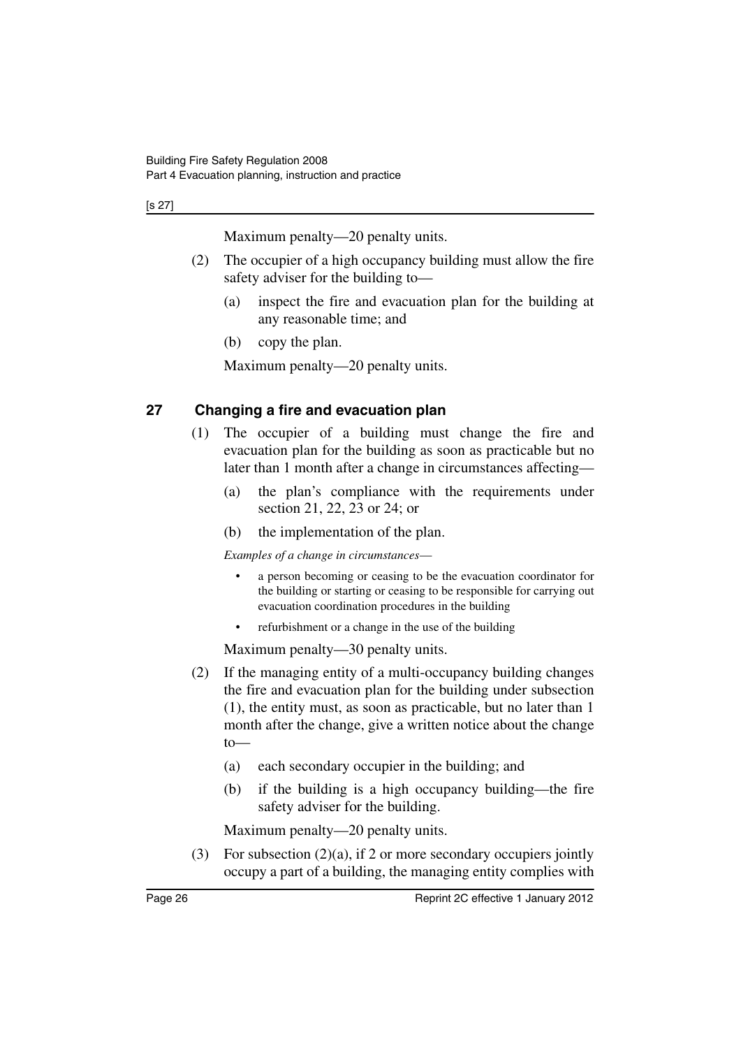Maximum penalty—20 penalty units.

(2) The occupier of a high occupancy building must allow the fire safety adviser for the building to—

(a) inspect the fire and evacuation plan for the building at any reasonable time; and

(b) copy the plan.

Maximum penalty—20 penalty units.

## 27 Changing a fire and evacuation plan

(1) The occupier of a building must change the fire and evacuation plan for the building as soon as practicable but no later than 1 month after a change in circumstances affecting—

(a) the plan's compliance with the requirements under section 21, 22, 23 or 24; or

(b) the implementation of the plan.

*Examples of a change in circumstances—*

- a person becoming or ceasing to be the evacuation coordinator for the building or starting or ceasing to be responsible for carrying out evacuation coordination procedures in the building
- refurbishment or a change in the use of the building

Maximum penalty—30 penalty units.

(2) If the managing entity of a multi-occupancy building changes the fire and evacuation plan for the building under subsection (1), the entity must, as soon as practicable, but no later than 1 month after the change, give a written notice about the change to—

(a) each secondary occupier in the building; and

(b) if the building is a high occupancy building—the fire safety adviser for the building.

Maximum penalty—20 penalty units.

(3) For subsection (2)(a), if 2 or more secondary occupiers jointly occupy a part of a building, the managing entity complies with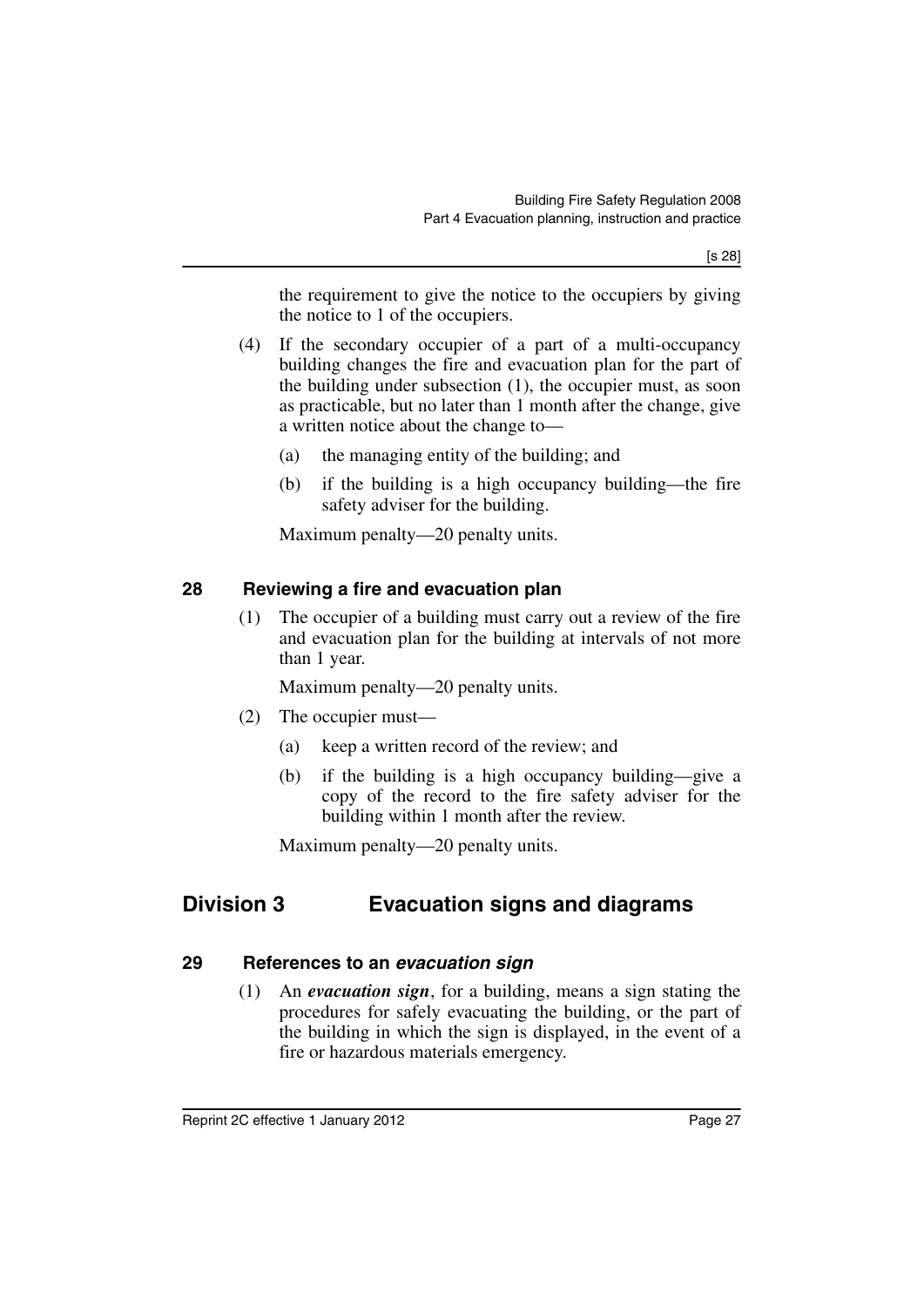the requirement to give the notice to the occupiers by giving the notice to 1 of the occupiers.

(4) If the secondary occupier of a part of a multi-occupancy building changes the fire and evacuation plan for the part of the building under subsection (1), the occupier must, as soon as practicable, but no later than 1 month after the change, give a written notice about the change to—

(a) the managing entity of the building; and

(b) if the building is a high occupancy building—the fire safety adviser for the building.

Maximum penalty—20 penalty units.

### 28 Reviewing a fire and evacuation plan

(1) The occupier of a building must carry out a review of the fire and evacuation plan for the building at intervals of not more than 1 year.

Maximum penalty—20 penalty units.

(2) The occupier must—

(a) keep a written record of the review; and

(b) if the building is a high occupancy building—give a copy of the record to the fire safety adviser for the building within 1 month after the review.

Maximum penalty—20 penalty units.

## Division 3 Evacuation signs and diagrams

### 29 References to an *evacuation sign*

(1) An ***evacuation sign***, for a building, means a sign stating the procedures for safely evacuating the building, or the part of the building in which the sign is displayed, in the event of a fire or hazardous materials emergency.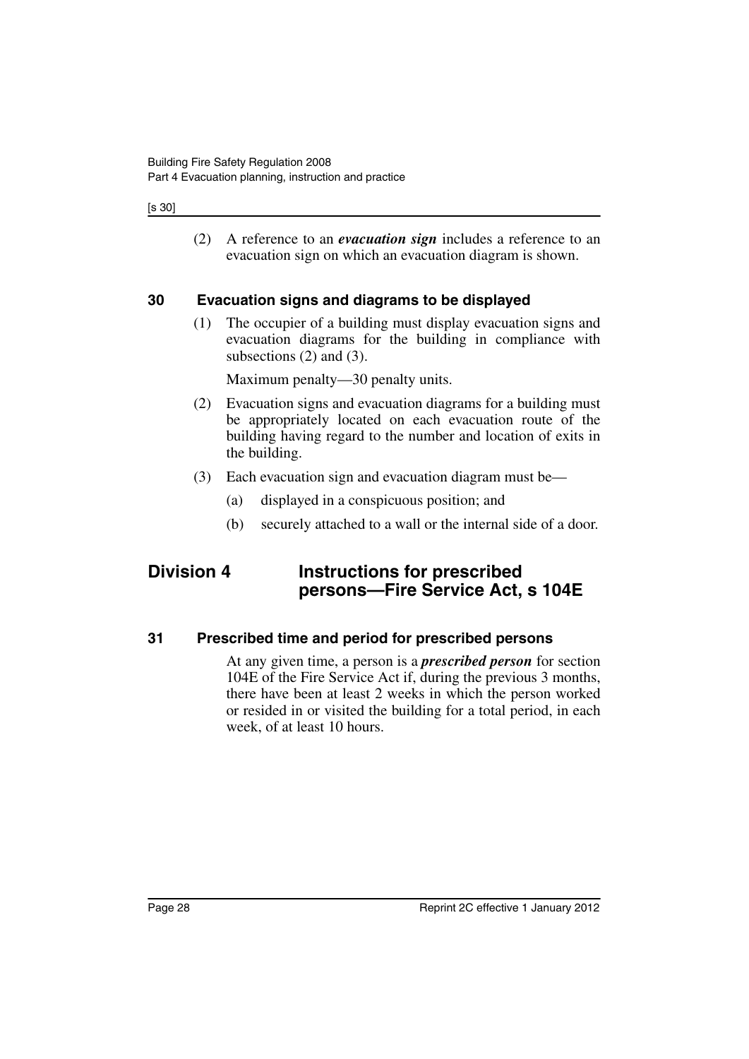(2) A reference to an ***evacuation sign*** includes a reference to an evacuation sign on which an evacuation diagram is shown.

### 30 Evacuation signs and diagrams to be displayed

(1) The occupier of a building must display evacuation signs and evacuation diagrams for the building in compliance with subsections (2) and (3).

Maximum penalty—30 penalty units.

(2) Evacuation signs and evacuation diagrams for a building must be appropriately located on each evacuation route of the building having regard to the number and location of exits in the building.

(3) Each evacuation sign and evacuation diagram must be—

(a) displayed in a conspicuous position; and

(b) securely attached to a wall or the internal side of a door.

## Division 4 Instructions for prescribed persons—Fire Service Act, s 104E

### 31 Prescribed time and period for prescribed persons

At any given time, a person is a ***prescribed person*** for section 104E of the Fire Service Act if, during the previous 3 months, there have been at least 2 weeks in which the person worked or resided in or visited the building for a total period, in each week, of at least 10 hours.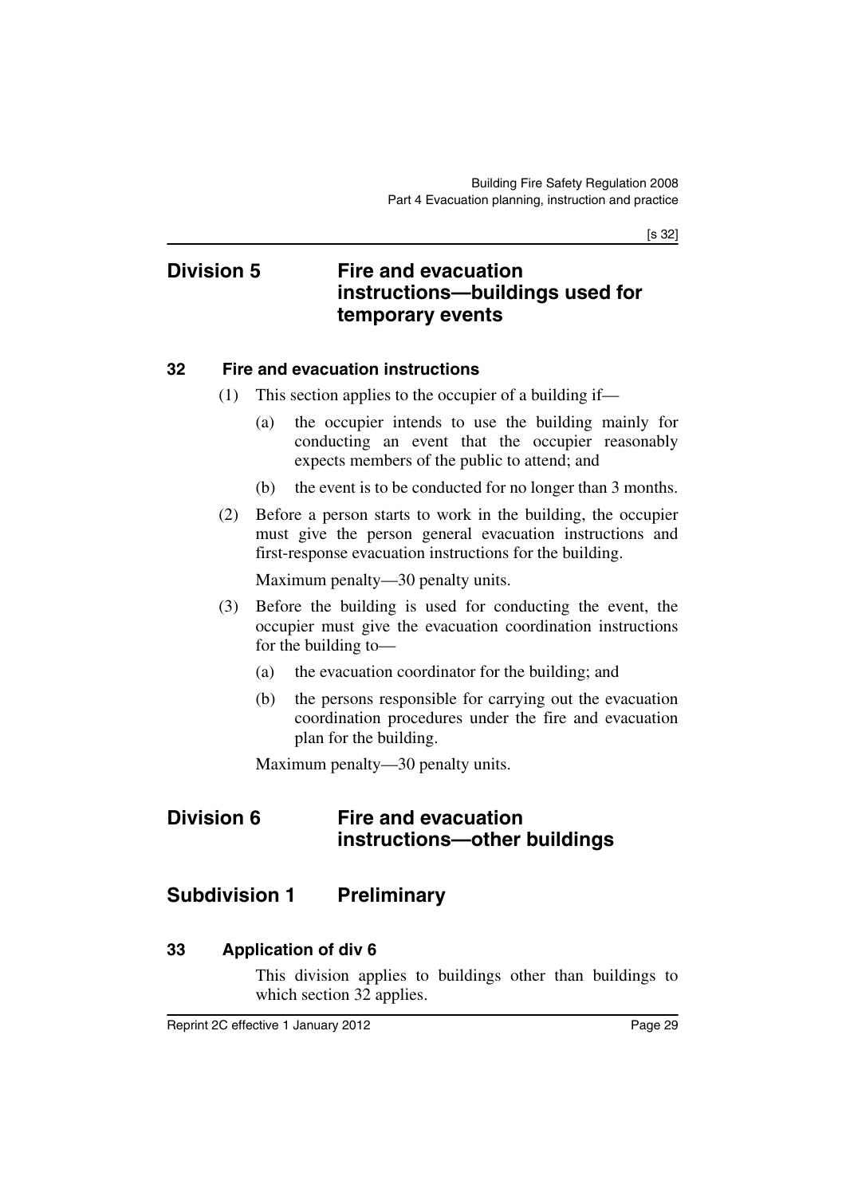## Division 5 Fire and evacuation instructions—buildings used for temporary events

### 32 Fire and evacuation instructions

(1) This section applies to the occupier of a building if—

(a) the occupier intends to use the building mainly for conducting an event that the occupier reasonably expects members of the public to attend; and

(b) the event is to be conducted for no longer than 3 months.

(2) Before a person starts to work in the building, the occupier must give the person general evacuation instructions and first-response evacuation instructions for the building.

Maximum penalty—30 penalty units.

(3) Before the building is used for conducting the event, the occupier must give the evacuation coordination instructions for the building to—

(a) the evacuation coordinator for the building; and

(b) the persons responsible for carrying out the evacuation coordination procedures under the fire and evacuation plan for the building.

Maximum penalty—30 penalty units.

## Division 6 Fire and evacuation instructions—other buildings

## Subdivision 1 Preliminary

### 33 Application of div 6

This division applies to buildings other than buildings to which section 32 applies.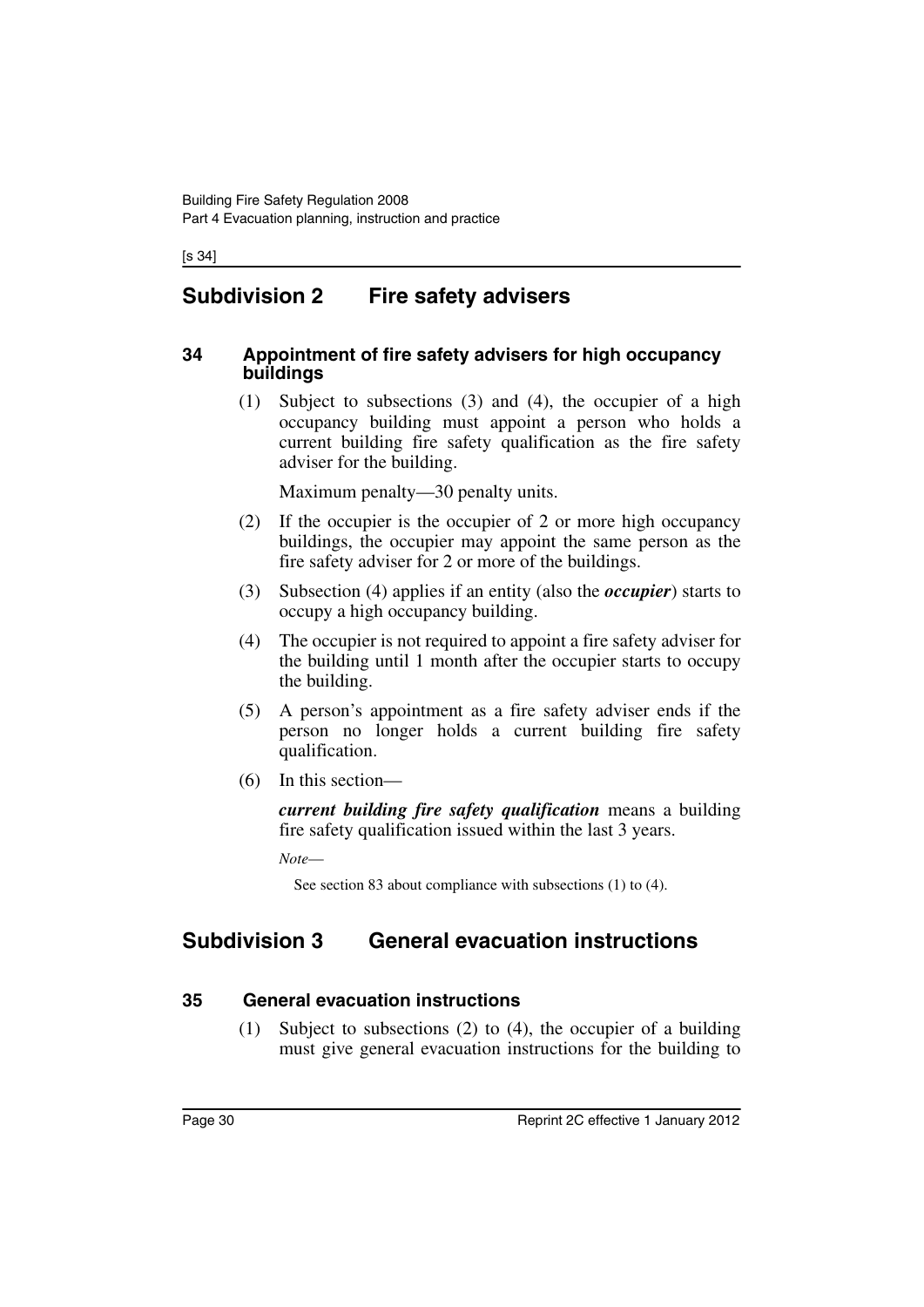## Subdivision 2 Fire safety advisers

### 34 Appointment of fire safety advisers for high occupancy buildings

(1) Subject to subsections (3) and (4), the occupier of a high occupancy building must appoint a person who holds a current building fire safety qualification as the fire safety adviser for the building.

Maximum penalty—30 penalty units.

(2) If the occupier is the occupier of 2 or more high occupancy buildings, the occupier may appoint the same person as the fire safety adviser for 2 or more of the buildings.

(3) Subsection (4) applies if an entity (also the ***occupier***) starts to occupy a high occupancy building.

(4) The occupier is not required to appoint a fire safety adviser for the building until 1 month after the occupier starts to occupy the building.

(5) A person's appointment as a fire safety adviser ends if the person no longer holds a current building fire safety qualification.

(6) In this section—

***current building fire safety qualification*** means a building fire safety qualification issued within the last 3 years.

*Note*—

See section 83 about compliance with subsections (1) to (4).

## Subdivision 3 General evacuation instructions

### 35 General evacuation instructions

(1) Subject to subsections (2) to (4), the occupier of a building must give general evacuation instructions for the building to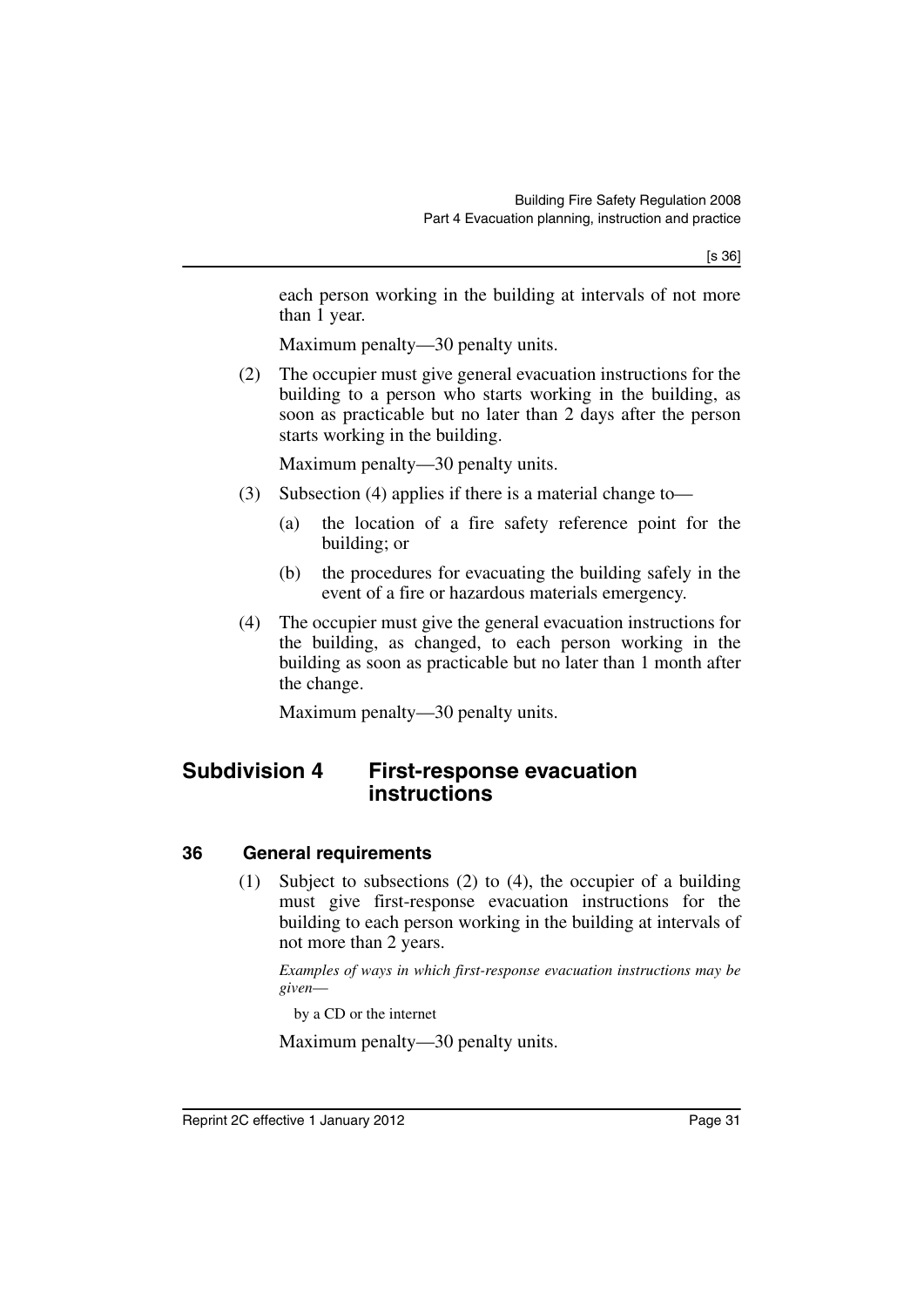each person working in the building at intervals of not more than 1 year.

Maximum penalty—30 penalty units.

(2) The occupier must give general evacuation instructions for the building to a person who starts working in the building, as soon as practicable but no later than 2 days after the person starts working in the building.

Maximum penalty—30 penalty units.

(3) Subsection (4) applies if there is a material change to—

(a) the location of a fire safety reference point for the building; or

(b) the procedures for evacuating the building safely in the event of a fire or hazardous materials emergency.

(4) The occupier must give the general evacuation instructions for the building, as changed, to each person working in the building as soon as practicable but no later than 1 month after the change.

Maximum penalty—30 penalty units.

## Subdivision 4 First-response evacuation instructions

### 36 General requirements

(1) Subject to subsections (2) to (4), the occupier of a building must give first-response evacuation instructions for the building to each person working in the building at intervals of not more than 2 years.

*Examples of ways in which first-response evacuation instructions may be given—*

by a CD or the internet

Maximum penalty—30 penalty units.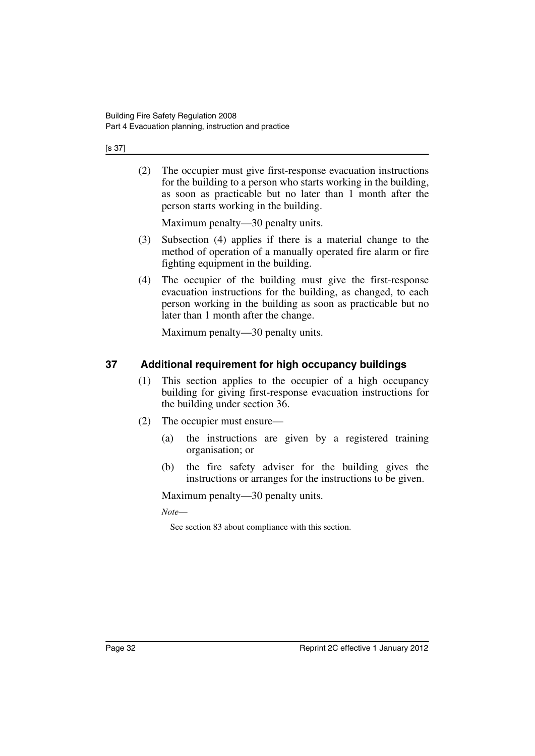(2) The occupier must give first-response evacuation instructions for the building to a person who starts working in the building, as soon as practicable but no later than 1 month after the person starts working in the building.

Maximum penalty—30 penalty units.

(3) Subsection (4) applies if there is a material change to the method of operation of a manually operated fire alarm or fire fighting equipment in the building.

(4) The occupier of the building must give the first-response evacuation instructions for the building, as changed, to each person working in the building as soon as practicable but no later than 1 month after the change.

Maximum penalty—30 penalty units.

## 37 Additional requirement for high occupancy buildings

(1) This section applies to the occupier of a high occupancy building for giving first-response evacuation instructions for the building under section 36.

(2) The occupier must ensure—

(a) the instructions are given by a registered training organisation; or

(b) the fire safety adviser for the building gives the instructions or arranges for the instructions to be given.

Maximum penalty—30 penalty units.

*Note*—

See section 83 about compliance with this section.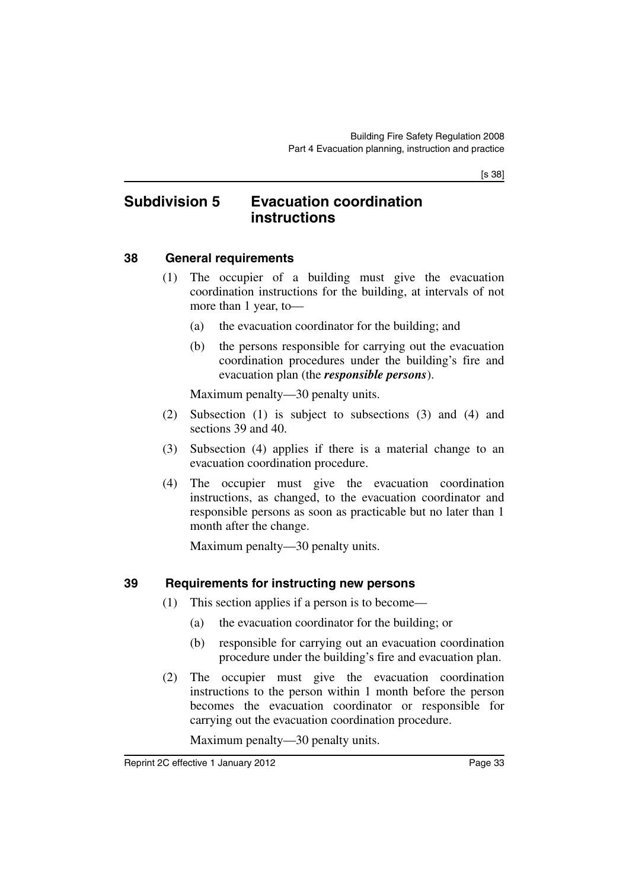## Subdivision 5 Evacuation coordination instructions

### 38 General requirements

(1) The occupier of a building must give the evacuation coordination instructions for the building, at intervals of not more than 1 year, to—

(a) the evacuation coordinator for the building; and

(b) the persons responsible for carrying out the evacuation coordination procedures under the building's fire and evacuation plan (the ***responsible persons***).

Maximum penalty—30 penalty units.

(2) Subsection (1) is subject to subsections (3) and (4) and sections 39 and 40.

(3) Subsection (4) applies if there is a material change to an evacuation coordination procedure.

(4) The occupier must give the evacuation coordination instructions, as changed, to the evacuation coordinator and responsible persons as soon as practicable but no later than 1 month after the change.

Maximum penalty—30 penalty units.

### 39 Requirements for instructing new persons

(1) This section applies if a person is to become—

(a) the evacuation coordinator for the building; or

(b) responsible for carrying out an evacuation coordination procedure under the building's fire and evacuation plan.

(2) The occupier must give the evacuation coordination instructions to the person within 1 month before the person becomes the evacuation coordinator or responsible for carrying out the evacuation coordination procedure.

Maximum penalty—30 penalty units.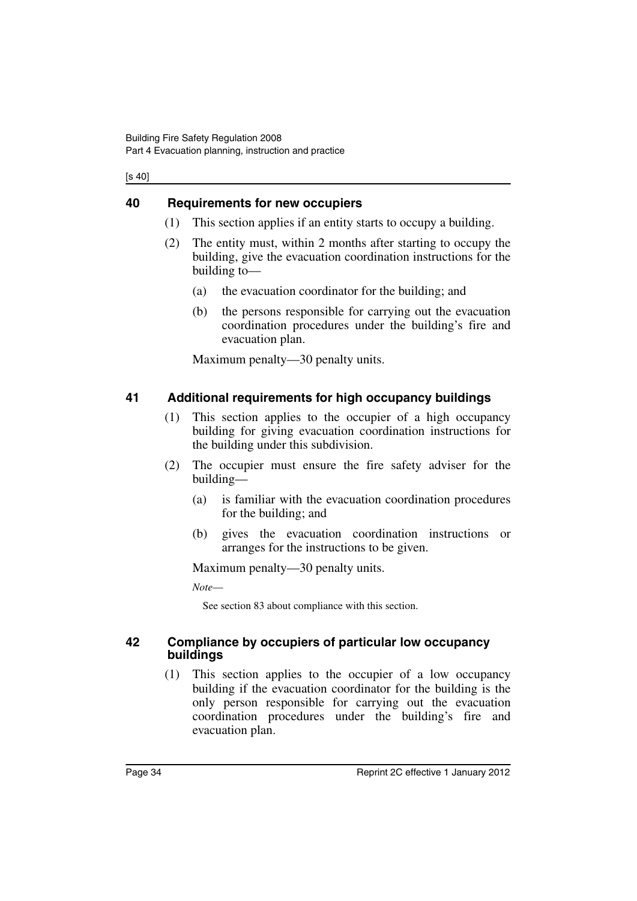## 40 Requirements for new occupiers

(1) This section applies if an entity starts to occupy a building.

(2) The entity must, within 2 months after starting to occupy the building, give the evacuation coordination instructions for the building to—

(a) the evacuation coordinator for the building; and

(b) the persons responsible for carrying out the evacuation coordination procedures under the building's fire and evacuation plan.

Maximum penalty—30 penalty units.

## 41 Additional requirements for high occupancy buildings

(1) This section applies to the occupier of a high occupancy building for giving evacuation coordination instructions for the building under this subdivision.

(2) The occupier must ensure the fire safety adviser for the building—

(a) is familiar with the evacuation coordination procedures for the building; and

(b) gives the evacuation coordination instructions or arranges for the instructions to be given.

Maximum penalty—30 penalty units.

*Note*—

See section 83 about compliance with this section.

## 42 Compliance by occupiers of particular low occupancy buildings

(1) This section applies to the occupier of a low occupancy building if the evacuation coordinator for the building is the only person responsible for carrying out the evacuation coordination procedures under the building's fire and evacuation plan.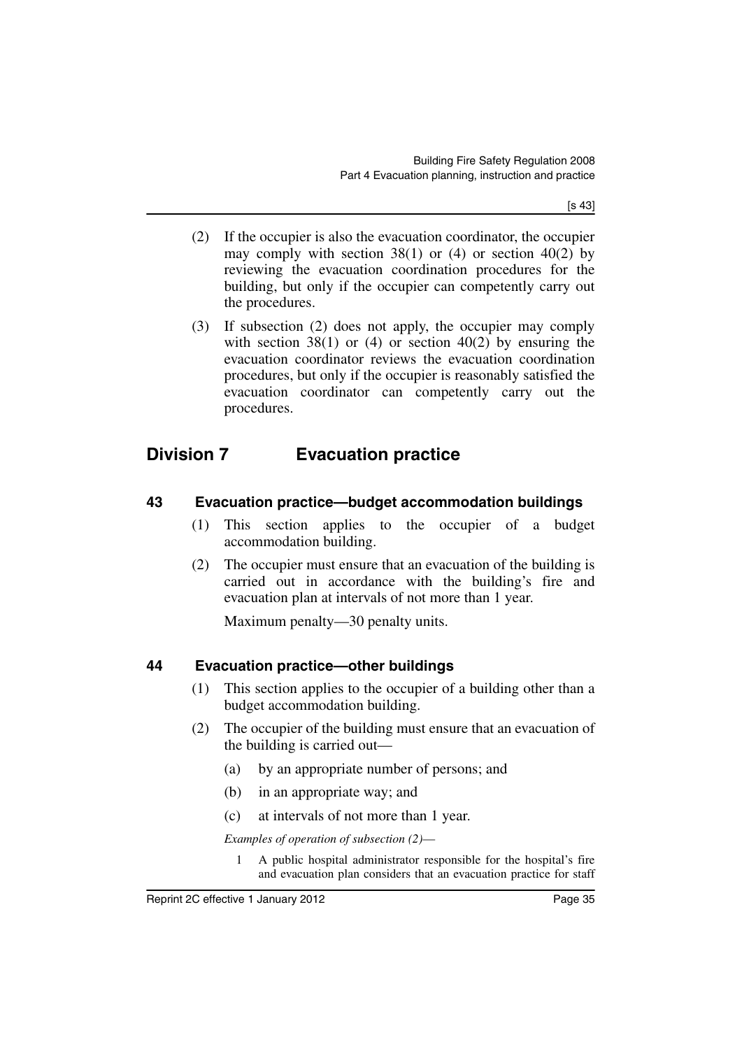(2) If the occupier is also the evacuation coordinator, the occupier may comply with section 38(1) or (4) or section 40(2) by reviewing the evacuation coordination procedures for the building, but only if the occupier can competently carry out the procedures.

(3) If subsection (2) does not apply, the occupier may comply with section 38(1) or (4) or section 40(2) by ensuring the evacuation coordinator reviews the evacuation coordination procedures, but only if the occupier is reasonably satisfied the evacuation coordinator can competently carry out the procedures.

## Division 7 Evacuation practice

### 43 Evacuation practice—budget accommodation buildings

(1) This section applies to the occupier of a budget accommodation building.

(2) The occupier must ensure that an evacuation of the building is carried out in accordance with the building's fire and evacuation plan at intervals of not more than 1 year.

Maximum penalty—30 penalty units.

### 44 Evacuation practice—other buildings

(1) This section applies to the occupier of a building other than a budget accommodation building.

(2) The occupier of the building must ensure that an evacuation of the building is carried out—

(a) by an appropriate number of persons; and

(b) in an appropriate way; and

(c) at intervals of not more than 1 year.

*Examples of operation of subsection (2)—*

1 A public hospital administrator responsible for the hospital's fire and evacuation plan considers that an evacuation practice for staff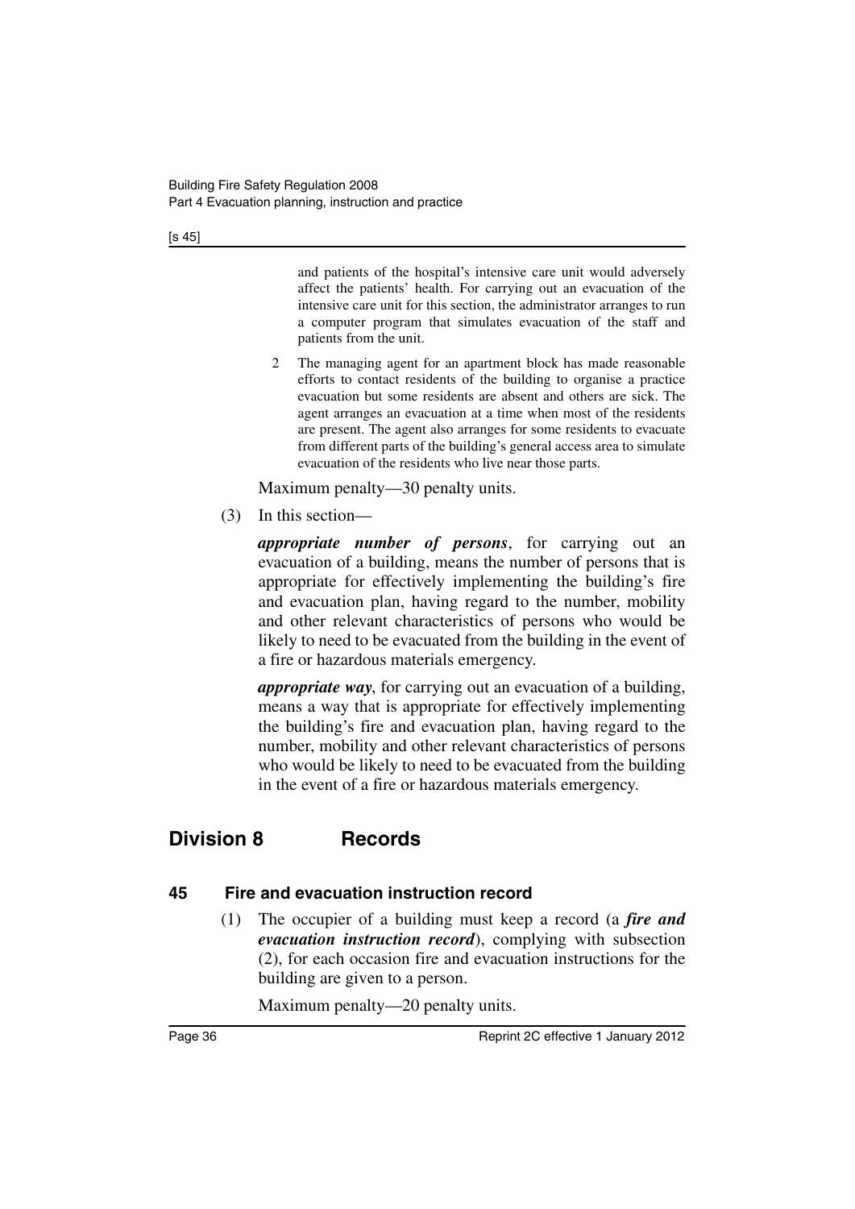and patients of the hospital's intensive care unit would adversely affect the patients' health. For carrying out an evacuation of the intensive care unit for this section, the administrator arranges to run a computer program that simulates evacuation of the staff and patients from the unit.

2 The managing agent for an apartment block has made reasonable efforts to contact residents of the building to organise a practice evacuation but some residents are absent and others are sick. The agent arranges an evacuation at a time when most of the residents are present. The agent also arranges for some residents to evacuate from different parts of the building's general access area to simulate evacuation of the residents who live near those parts.

Maximum penalty—30 penalty units.

(3) In this section—

***appropriate number of persons***, for carrying out an evacuation of a building, means the number of persons that is appropriate for effectively implementing the building's fire and evacuation plan, having regard to the number, mobility and other relevant characteristics of persons who would be likely to need to be evacuated from the building in the event of a fire or hazardous materials emergency.

***appropriate way***, for carrying out an evacuation of a building, means a way that is appropriate for effectively implementing the building's fire and evacuation plan, having regard to the number, mobility and other relevant characteristics of persons who would be likely to need to be evacuated from the building in the event of a fire or hazardous materials emergency.

## Division 8 Records

### 45 Fire and evacuation instruction record

(1) The occupier of a building must keep a record (a ***fire and evacuation instruction record***), complying with subsection (2), for each occasion fire and evacuation instructions for the building are given to a person.

Maximum penalty—20 penalty units.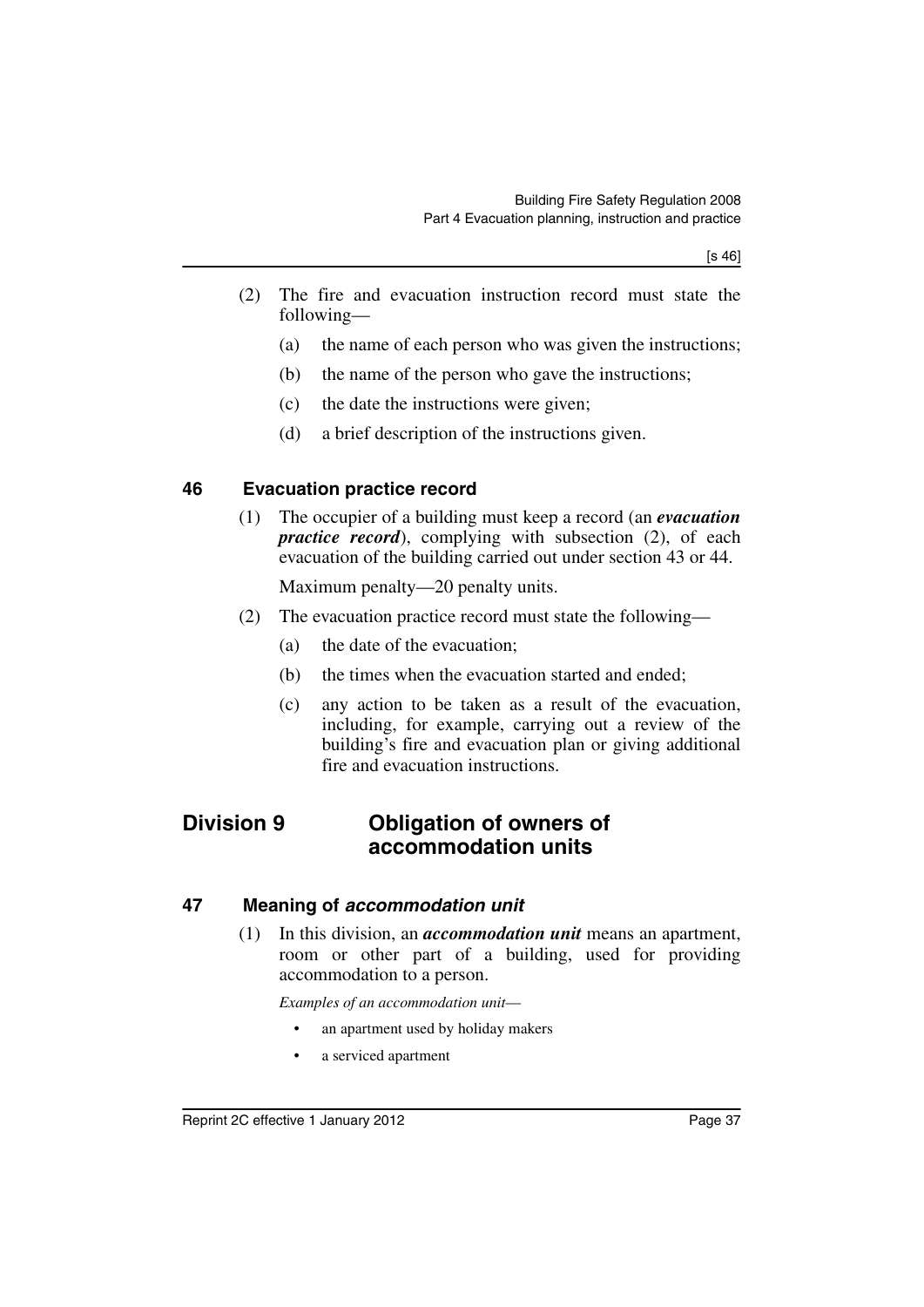(2) The fire and evacuation instruction record must state the following—

(a) the name of each person who was given the instructions;

(b) the name of the person who gave the instructions;

(c) the date the instructions were given;

(d) a brief description of the instructions given.

### 46 Evacuation practice record

(1) The occupier of a building must keep a record (an ***evacuation practice record***), complying with subsection (2), of each evacuation of the building carried out under section 43 or 44.

Maximum penalty—20 penalty units.

(2) The evacuation practice record must state the following—

(a) the date of the evacuation;

(b) the times when the evacuation started and ended;

(c) any action to be taken as a result of the evacuation, including, for example, carrying out a review of the building's fire and evacuation plan or giving additional fire and evacuation instructions.

## Division 9 Obligation of owners of accommodation units

### 47 Meaning of *accommodation unit*

(1) In this division, an ***accommodation unit*** means an apartment, room or other part of a building, used for providing accommodation to a person.

*Examples of an accommodation unit—*

- an apartment used by holiday makers
- a serviced apartment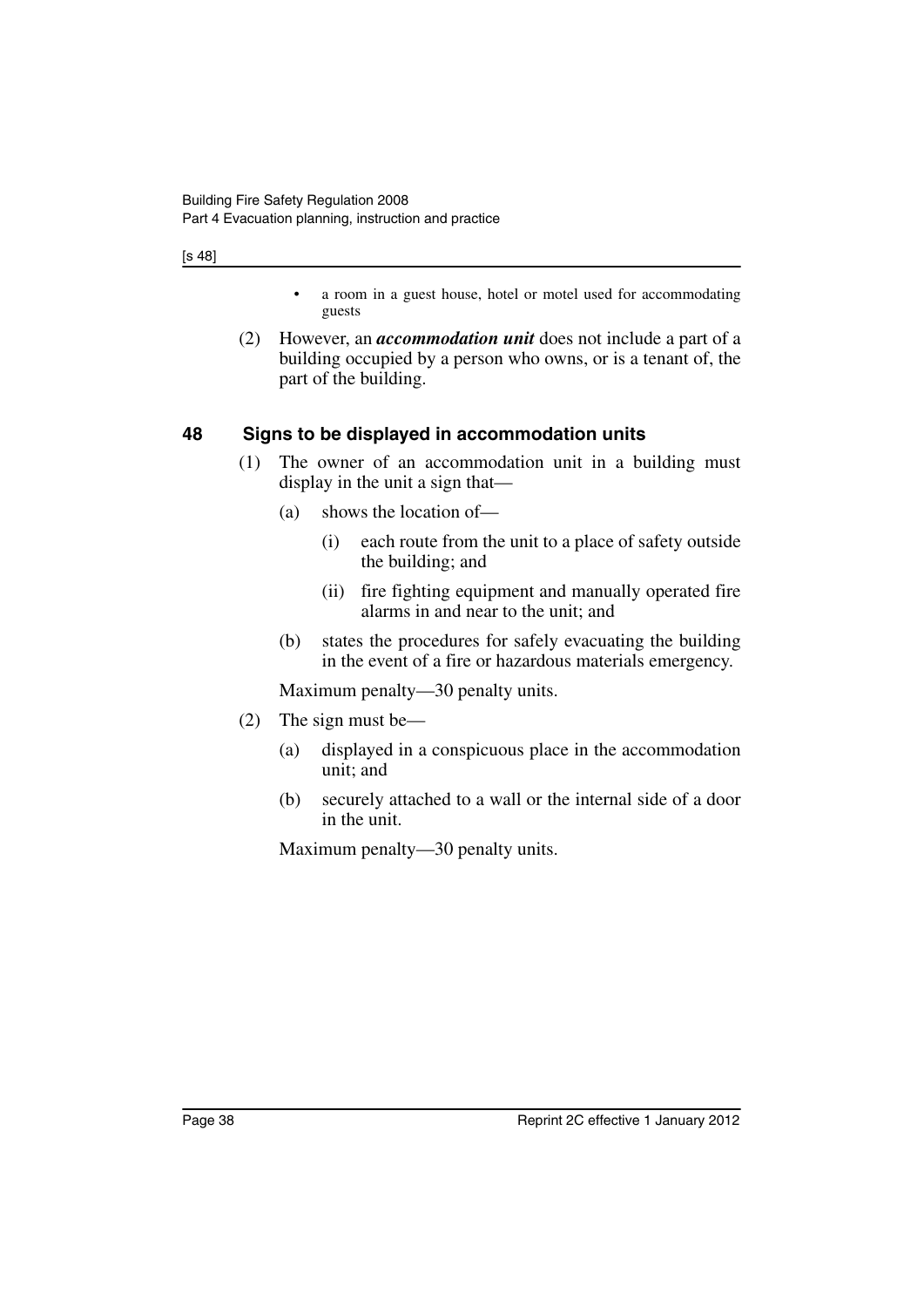- a room in a guest house, hotel or motel used for accommodating guests

(2) However, an ***accommodation unit*** does not include a part of a building occupied by a person who owns, or is a tenant of, the part of the building.

## 48 Signs to be displayed in accommodation units

(1) The owner of an accommodation unit in a building must display in the unit a sign that—

(a) shows the location of—

(i) each route from the unit to a place of safety outside the building; and

(ii) fire fighting equipment and manually operated fire alarms in and near to the unit; and

(b) states the procedures for safely evacuating the building in the event of a fire or hazardous materials emergency.

Maximum penalty—30 penalty units.

(2) The sign must be—

(a) displayed in a conspicuous place in the accommodation unit; and

(b) securely attached to a wall or the internal side of a door in the unit.

Maximum penalty—30 penalty units.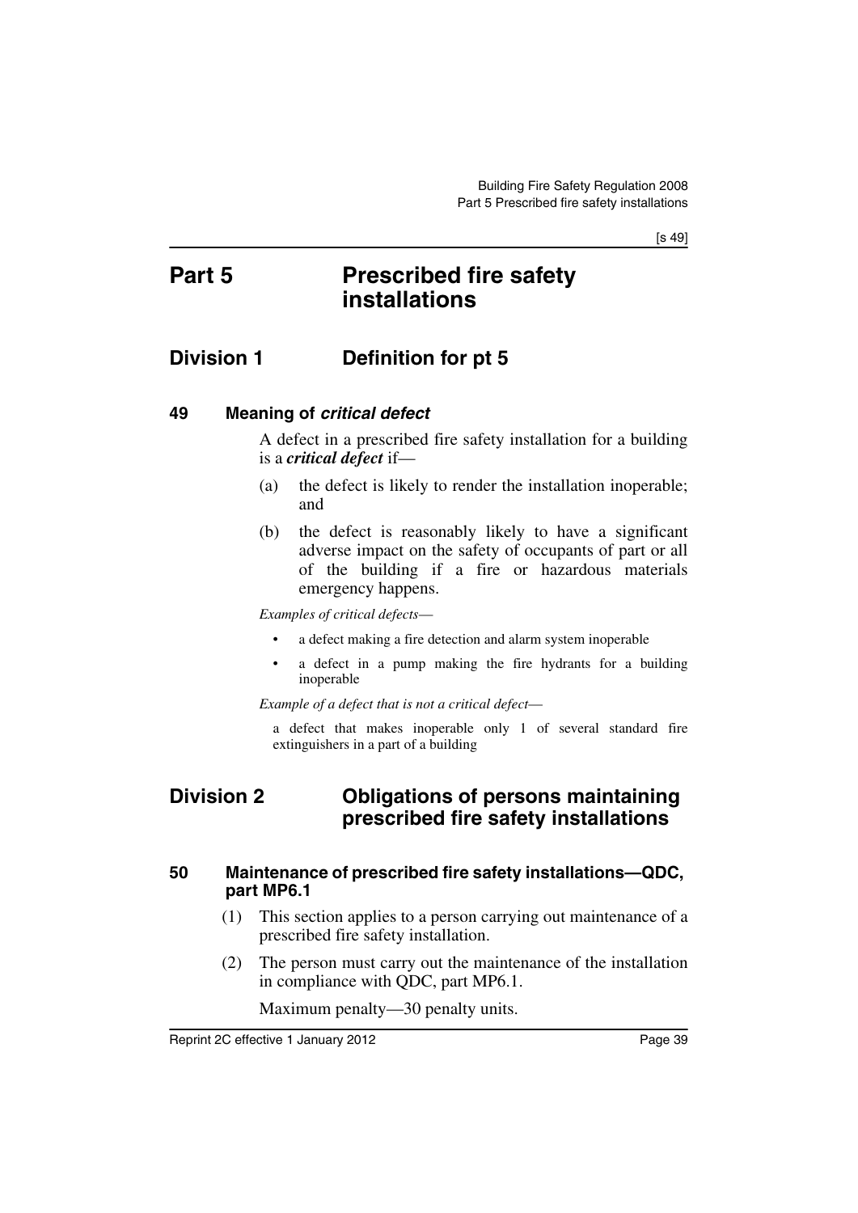# Part 5 Prescribed fire safety installations

## Division 1 Definition for pt 5

### 49 Meaning of *critical defect*

A defect in a prescribed fire safety installation for a building is a ***critical defect*** if—

(a) the defect is likely to render the installation inoperable; and

(b) the defect is reasonably likely to have a significant adverse impact on the safety of occupants of part or all of the building if a fire or hazardous materials emergency happens.

*Examples of critical defects—*

- a defect making a fire detection and alarm system inoperable
- a defect in a pump making the fire hydrants for a building inoperable

*Example of a defect that is not a critical defect—*

a defect that makes inoperable only 1 of several standard fire extinguishers in a part of a building

## Division 2 Obligations of persons maintaining prescribed fire safety installations

### 50 Maintenance of prescribed fire safety installations—QDC, part MP6.1

(1) This section applies to a person carrying out maintenance of a prescribed fire safety installation.

(2) The person must carry out the maintenance of the installation in compliance with QDC, part MP6.1.

Maximum penalty—30 penalty units.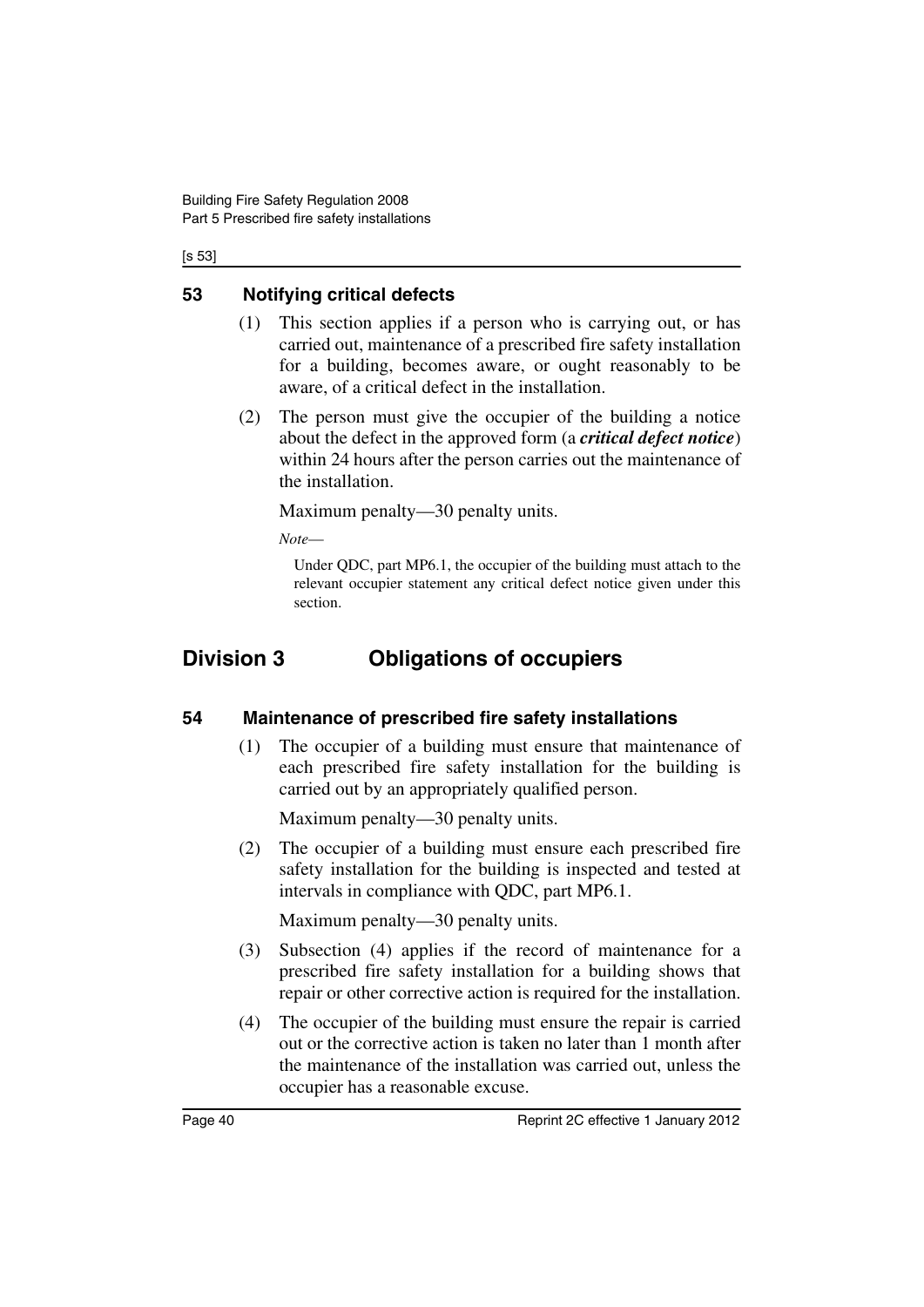## 53 Notifying critical defects

(1) This section applies if a person who is carrying out, or has carried out, maintenance of a prescribed fire safety installation for a building, becomes aware, or ought reasonably to be aware, of a critical defect in the installation.

(2) The person must give the occupier of the building a notice about the defect in the approved form (a ***critical defect notice***) within 24 hours after the person carries out the maintenance of the installation.

Maximum penalty—30 penalty units.

*Note*—

Under QDC, part MP6.1, the occupier of the building must attach to the relevant occupier statement any critical defect notice given under this section.

# Division 3 Obligations of occupiers

## 54 Maintenance of prescribed fire safety installations

(1) The occupier of a building must ensure that maintenance of each prescribed fire safety installation for the building is carried out by an appropriately qualified person.

Maximum penalty—30 penalty units.

(2) The occupier of a building must ensure each prescribed fire safety installation for the building is inspected and tested at intervals in compliance with QDC, part MP6.1.

Maximum penalty—30 penalty units.

(3) Subsection (4) applies if the record of maintenance for a prescribed fire safety installation for a building shows that repair or other corrective action is required for the installation.

(4) The occupier of the building must ensure the repair is carried out or the corrective action is taken no later than 1 month after the maintenance of the installation was carried out, unless the occupier has a reasonable excuse.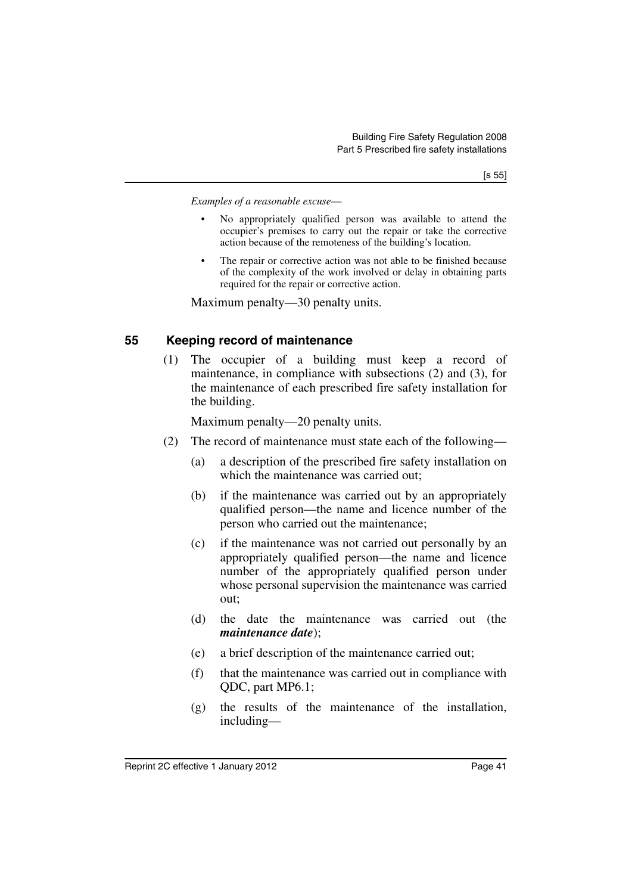*Examples of a reasonable excuse—*

- No appropriately qualified person was available to attend the occupier's premises to carry out the repair or take the corrective action because of the remoteness of the building's location.
- The repair or corrective action was not able to be finished because of the complexity of the work involved or delay in obtaining parts required for the repair or corrective action.

Maximum penalty—30 penalty units.

## 55 Keeping record of maintenance

(1) The occupier of a building must keep a record of maintenance, in compliance with subsections (2) and (3), for the maintenance of each prescribed fire safety installation for the building.

Maximum penalty—20 penalty units.

(2) The record of maintenance must state each of the following—

(a) a description of the prescribed fire safety installation on which the maintenance was carried out;

(b) if the maintenance was carried out by an appropriately qualified person—the name and licence number of the person who carried out the maintenance;

(c) if the maintenance was not carried out personally by an appropriately qualified person—the name and licence number of the appropriately qualified person under whose personal supervision the maintenance was carried out;

(d) the date the maintenance was carried out (the ***maintenance date***);

(e) a brief description of the maintenance carried out;

(f) that the maintenance was carried out in compliance with QDC, part MP6.1;

(g) the results of the maintenance of the installation, including—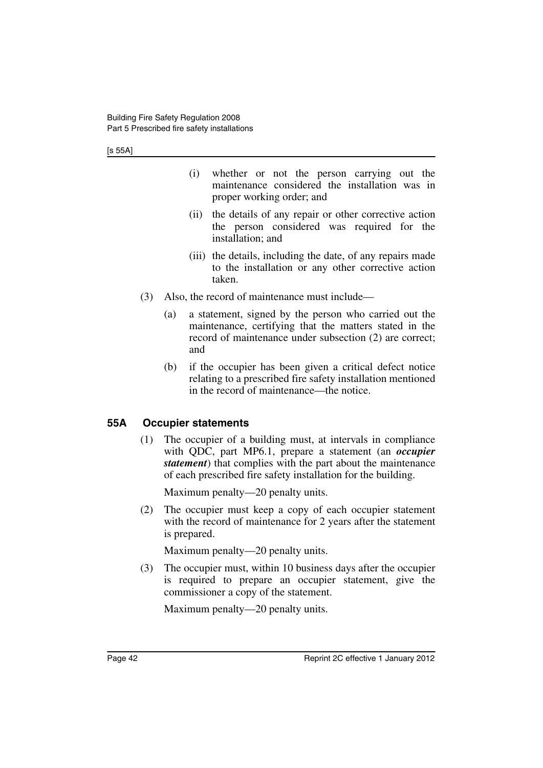(i) whether or not the person carrying out the maintenance considered the installation was in proper working order; and

(ii) the details of any repair or other corrective action the person considered was required for the installation; and

(iii) the details, including the date, of any repairs made to the installation or any other corrective action taken.

(3) Also, the record of maintenance must include—

(a) a statement, signed by the person who carried out the maintenance, certifying that the matters stated in the record of maintenance under subsection (2) are correct; and

(b) if the occupier has been given a critical defect notice relating to a prescribed fire safety installation mentioned in the record of maintenance—the notice.

### 55A Occupier statements

(1) The occupier of a building must, at intervals in compliance with QDC, part MP6.1, prepare a statement (an ***occupier statement***) that complies with the part about the maintenance of each prescribed fire safety installation for the building.

Maximum penalty—20 penalty units.

(2) The occupier must keep a copy of each occupier statement with the record of maintenance for 2 years after the statement is prepared.

Maximum penalty—20 penalty units.

(3) The occupier must, within 10 business days after the occupier is required to prepare an occupier statement, give the commissioner a copy of the statement.

Maximum penalty—20 penalty units.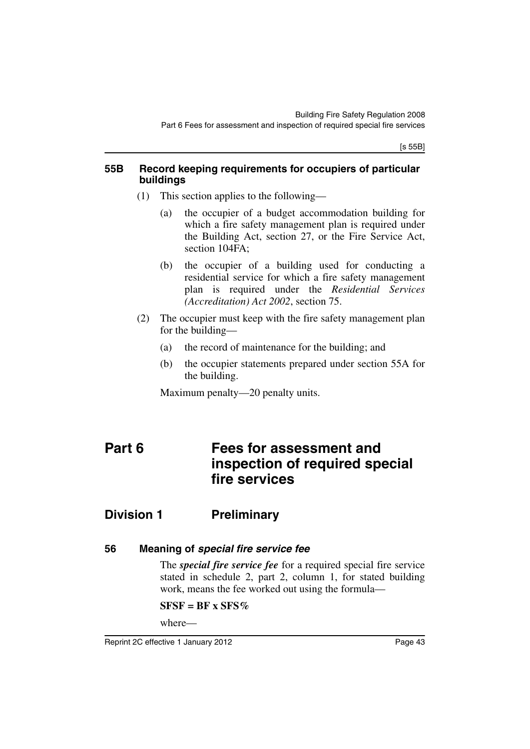### 55B Record keeping requirements for occupiers of particular buildings

(1) This section applies to the following—

(a) the occupier of a budget accommodation building for which a fire safety management plan is required under the Building Act, section 27, or the Fire Service Act, section 104FA;

(b) the occupier of a building used for conducting a residential service for which a fire safety management plan is required under the *Residential Services (Accreditation) Act 2002*, section 75.

(2) The occupier must keep with the fire safety management plan for the building—

(a) the record of maintenance for the building; and

(b) the occupier statements prepared under section 55A for the building.

Maximum penalty—20 penalty units.

# Part 6 Fees for assessment and inspection of required special fire services

## Division 1 Preliminary

### 56 Meaning of *special fire service fee*

The ***special fire service fee*** for a required special fire service stated in schedule 2, part 2, column 1, for stated building work, means the fee worked out using the formula—

**SFSF = BF x SFS%**

where—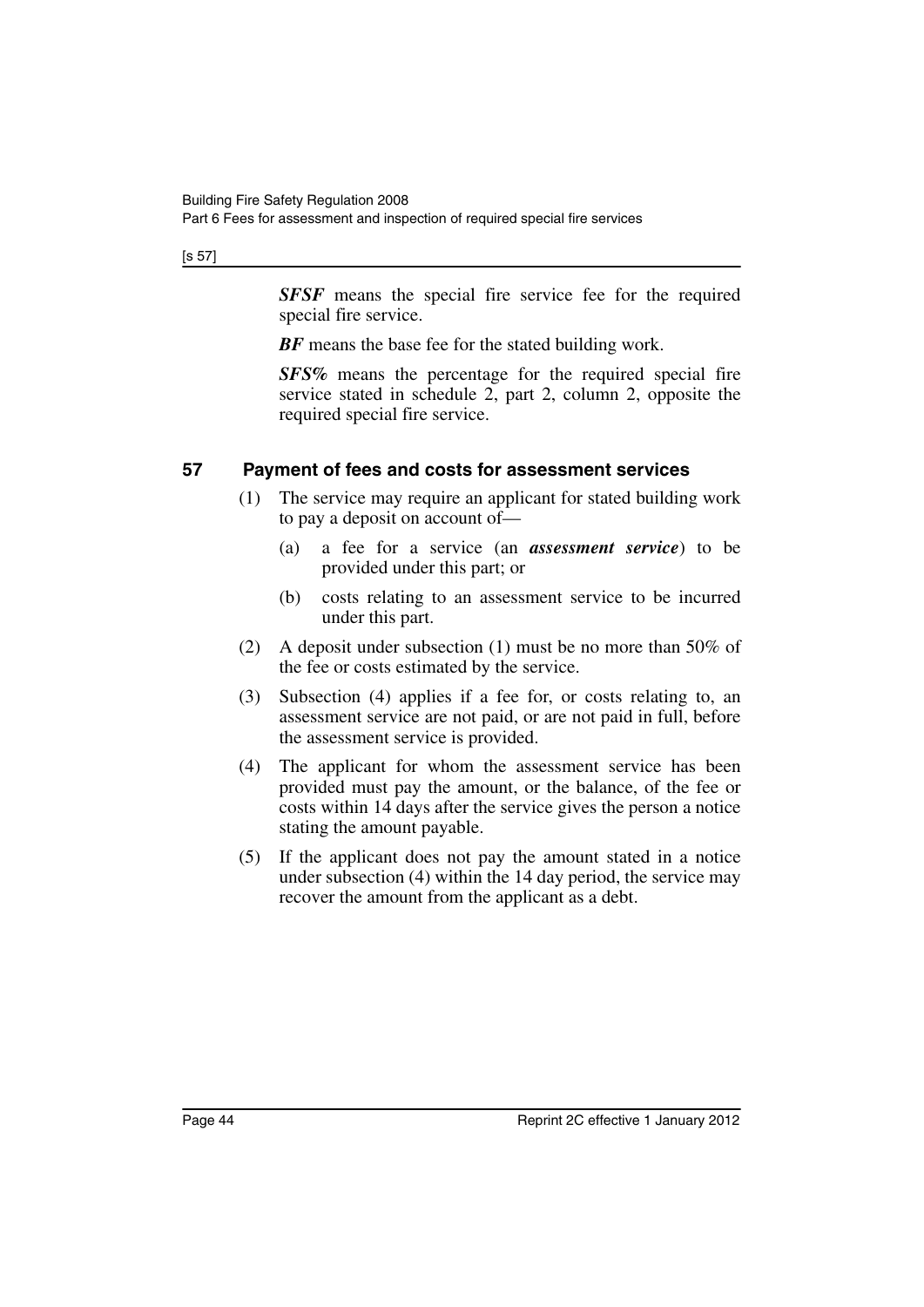***SFSF*** means the special fire service fee for the required special fire service.

***BF*** means the base fee for the stated building work.

***SFS%*** means the percentage for the required special fire service stated in schedule 2, part 2, column 2, opposite the required special fire service.

## 57 Payment of fees and costs for assessment services

(1) The service may require an applicant for stated building work to pay a deposit on account of—

(a) a fee for a service (an ***assessment service***) to be provided under this part; or

(b) costs relating to an assessment service to be incurred under this part.

(2) A deposit under subsection (1) must be no more than 50% of the fee or costs estimated by the service.

(3) Subsection (4) applies if a fee for, or costs relating to, an assessment service are not paid, or are not paid in full, before the assessment service is provided.

(4) The applicant for whom the assessment service has been provided must pay the amount, or the balance, of the fee or costs within 14 days after the service gives the person a notice stating the amount payable.

(5) If the applicant does not pay the amount stated in a notice under subsection (4) within the 14 day period, the service may recover the amount from the applicant as a debt.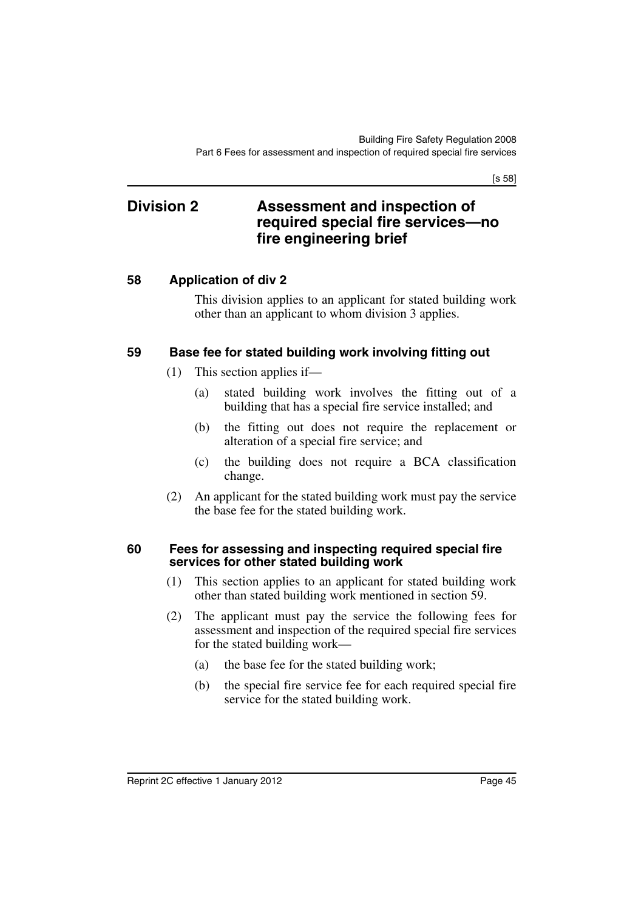## Division 2 Assessment and inspection of required special fire services—no fire engineering brief

### 58 Application of div 2

This division applies to an applicant for stated building work other than an applicant to whom division 3 applies.

### 59 Base fee for stated building work involving fitting out

(1) This section applies if—

(a) stated building work involves the fitting out of a building that has a special fire service installed; and

(b) the fitting out does not require the replacement or alteration of a special fire service; and

(c) the building does not require a BCA classification change.

(2) An applicant for the stated building work must pay the service the base fee for the stated building work.

### 60 Fees for assessing and inspecting required special fire services for other stated building work

(1) This section applies to an applicant for stated building work other than stated building work mentioned in section 59.

(2) The applicant must pay the service the following fees for assessment and inspection of the required special fire services for the stated building work—

(a) the base fee for the stated building work;

(b) the special fire service fee for each required special fire service for the stated building work.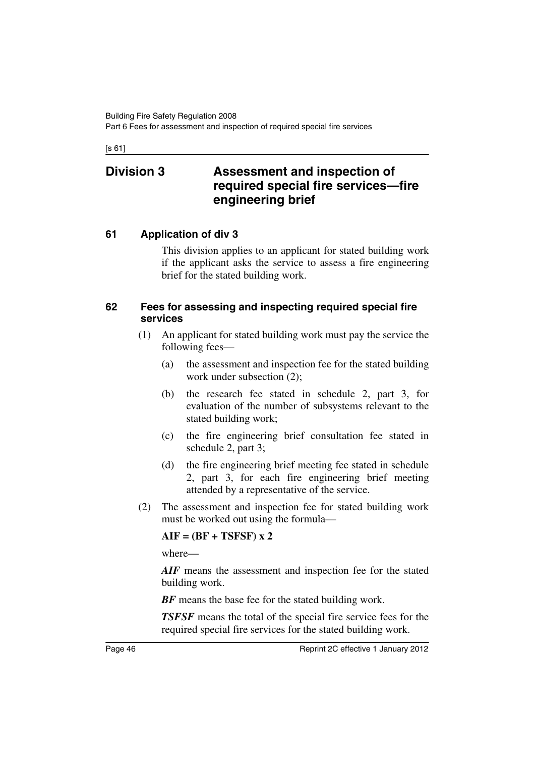## Division 3 Assessment and inspection of required special fire services—fire engineering brief

### 61 Application of div 3

This division applies to an applicant for stated building work if the applicant asks the service to assess a fire engineering brief for the stated building work.

### 62 Fees for assessing and inspecting required special fire services

(1) An applicant for stated building work must pay the service the following fees—

(a) the assessment and inspection fee for the stated building work under subsection (2);

(b) the research fee stated in schedule 2, part 3, for evaluation of the number of subsystems relevant to the stated building work;

(c) the fire engineering brief consultation fee stated in schedule 2, part 3;

(d) the fire engineering brief meeting fee stated in schedule 2, part 3, for each fire engineering brief meeting attended by a representative of the service.

(2) The assessment and inspection fee for stated building work must be worked out using the formula—

**AIF = (BF + TSFSF) x 2**

where—

***AIF*** means the assessment and inspection fee for the stated building work.

***BF*** means the base fee for the stated building work.

***TSFSF*** means the total of the special fire service fees for the required special fire services for the stated building work.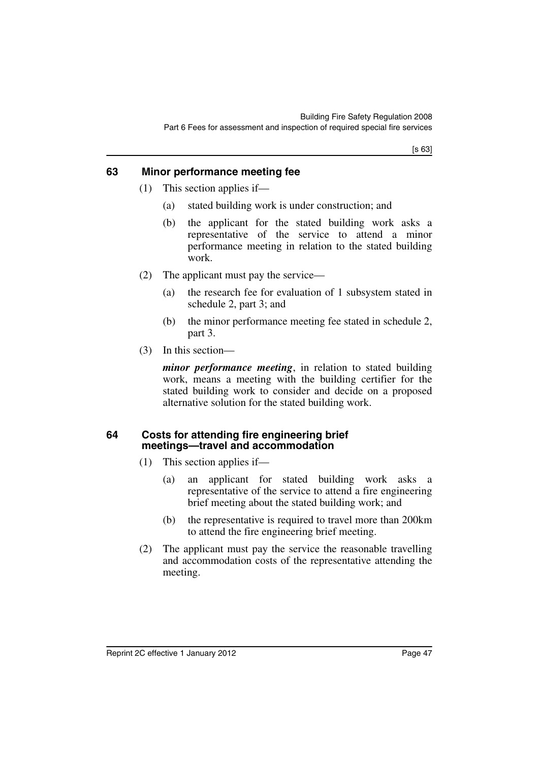## 63 Minor performance meeting fee

(1) This section applies if—

(a) stated building work is under construction; and

(b) the applicant for the stated building work asks a representative of the service to attend a minor performance meeting in relation to the stated building work.

(2) The applicant must pay the service—

(a) the research fee for evaluation of 1 subsystem stated in schedule 2, part 3; and

(b) the minor performance meeting fee stated in schedule 2, part 3.

(3) In this section—

***minor performance meeting***, in relation to stated building work, means a meeting with the building certifier for the stated building work to consider and decide on a proposed alternative solution for the stated building work.

## 64 Costs for attending fire engineering brief meetings—travel and accommodation

(1) This section applies if—

(a) an applicant for stated building work asks a representative of the service to attend a fire engineering brief meeting about the stated building work; and

(b) the representative is required to travel more than 200km to attend the fire engineering brief meeting.

(2) The applicant must pay the service the reasonable travelling and accommodation costs of the representative attending the meeting.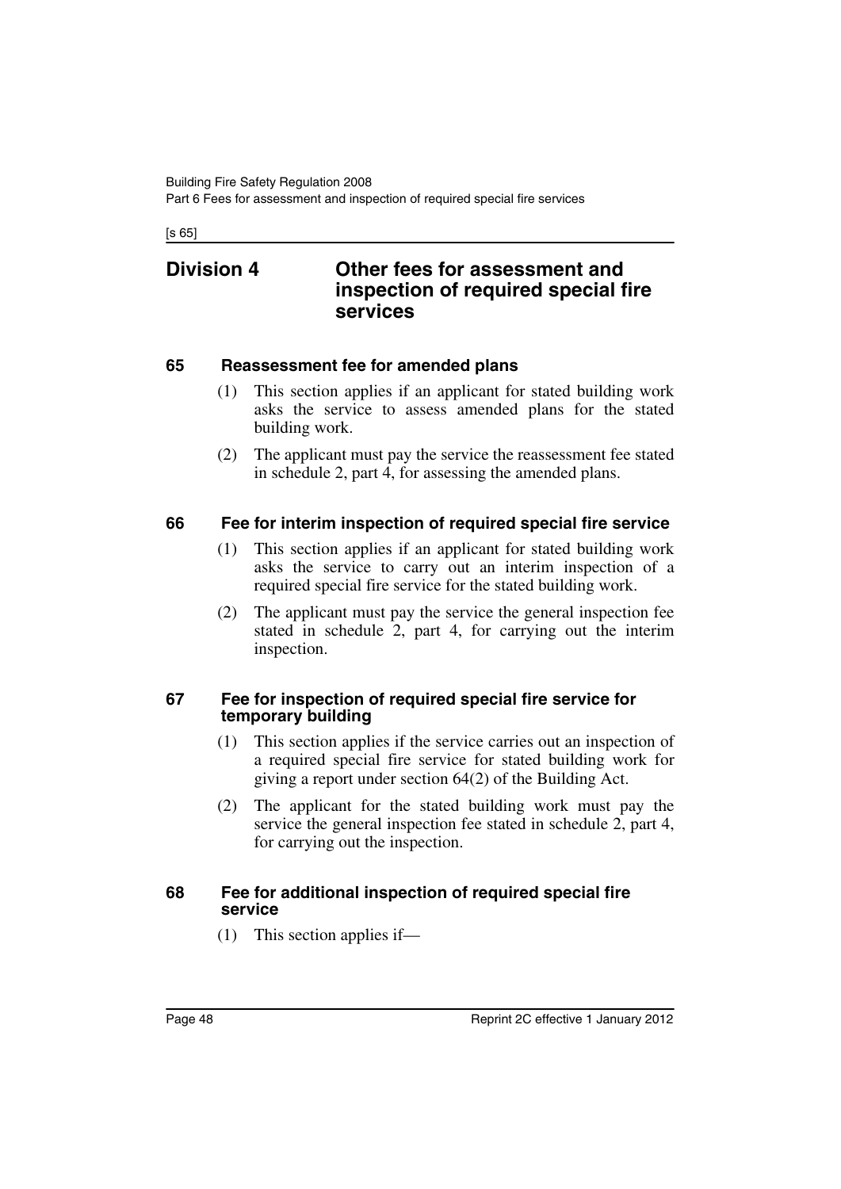## Division 4 Other fees for assessment and inspection of required special fire services

### 65 Reassessment fee for amended plans

(1) This section applies if an applicant for stated building work asks the service to assess amended plans for the stated building work.

(2) The applicant must pay the service the reassessment fee stated in schedule 2, part 4, for assessing the amended plans.

### 66 Fee for interim inspection of required special fire service

(1) This section applies if an applicant for stated building work asks the service to carry out an interim inspection of a required special fire service for the stated building work.

(2) The applicant must pay the service the general inspection fee stated in schedule 2, part 4, for carrying out the interim inspection.

### 67 Fee for inspection of required special fire service for temporary building

(1) This section applies if the service carries out an inspection of a required special fire service for stated building work for giving a report under section 64(2) of the Building Act.

(2) The applicant for the stated building work must pay the service the general inspection fee stated in schedule 2, part 4, for carrying out the inspection.

### 68 Fee for additional inspection of required special fire service

(1) This section applies if—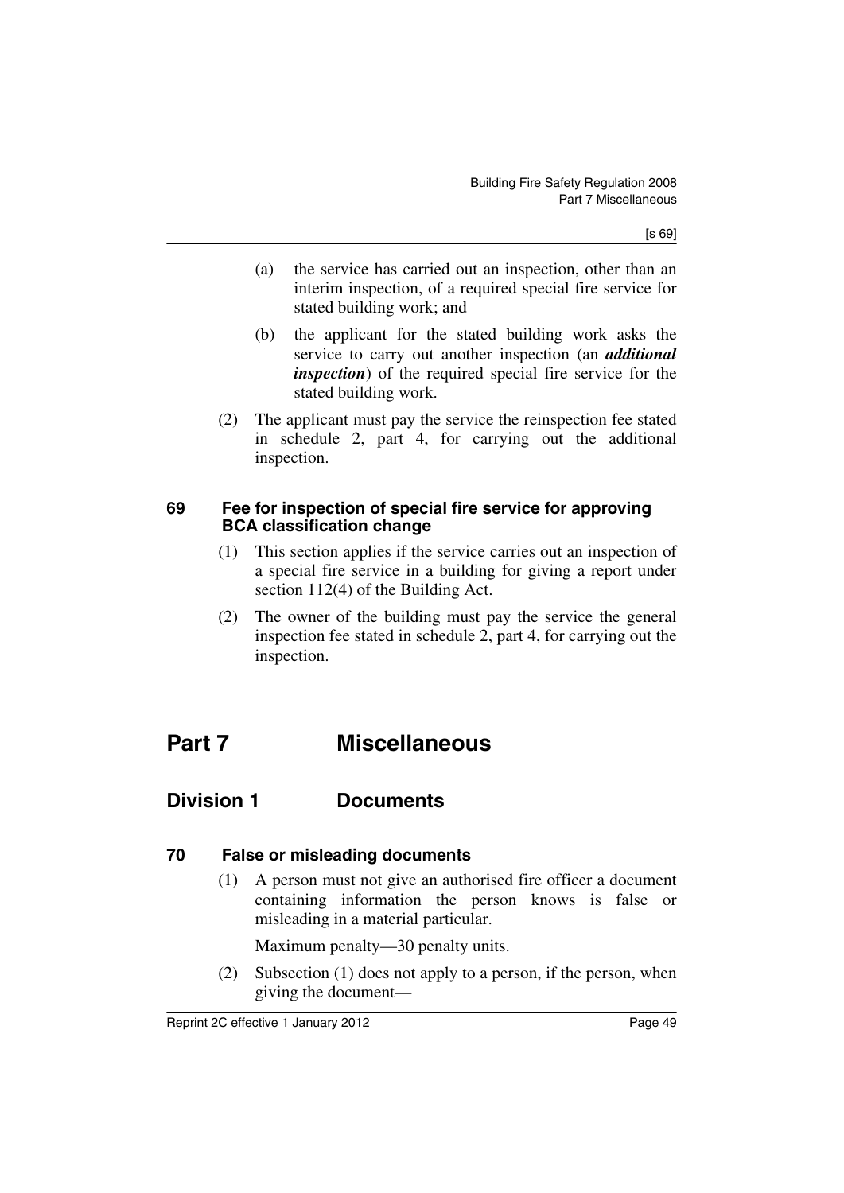(a) the service has carried out an inspection, other than an interim inspection, of a required special fire service for stated building work; and

(b) the applicant for the stated building work asks the service to carry out another inspection (an ***additional inspection***) of the required special fire service for the stated building work.

(2) The applicant must pay the service the reinspection fee stated in schedule 2, part 4, for carrying out the additional inspection.

### 69 Fee for inspection of special fire service for approving BCA classification change

(1) This section applies if the service carries out an inspection of a special fire service in a building for giving a report under section 112(4) of the Building Act.

(2) The owner of the building must pay the service the general inspection fee stated in schedule 2, part 4, for carrying out the inspection.

# Part 7 Miscellaneous

## Division 1 Documents

### 70 False or misleading documents

(1) A person must not give an authorised fire officer a document containing information the person knows is false or misleading in a material particular.

Maximum penalty—30 penalty units.

(2) Subsection (1) does not apply to a person, if the person, when giving the document—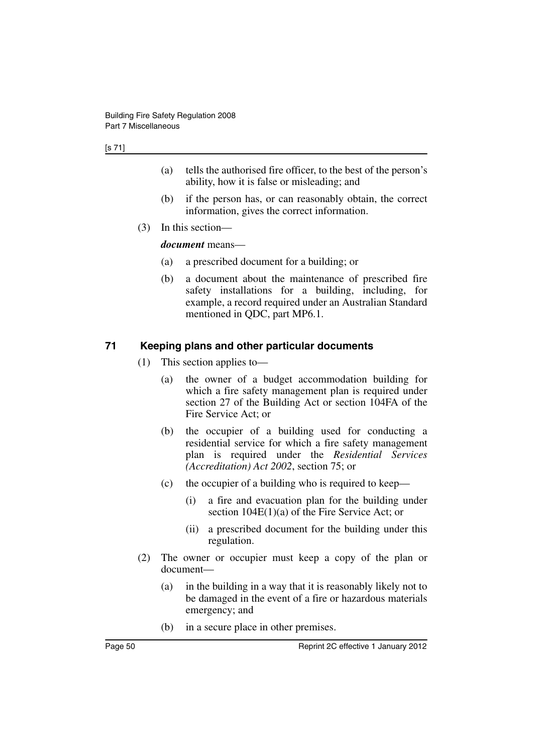(a) tells the authorised fire officer, to the best of the person's ability, how it is false or misleading; and

(b) if the person has, or can reasonably obtain, the correct information, gives the correct information.

(3) In this section—

***document*** means—

(a) a prescribed document for a building; or

(b) a document about the maintenance of prescribed fire safety installations for a building, including, for example, a record required under an Australian Standard mentioned in QDC, part MP6.1.

## 71 Keeping plans and other particular documents

(1) This section applies to—

(a) the owner of a budget accommodation building for which a fire safety management plan is required under section 27 of the Building Act or section 104FA of the Fire Service Act; or

(b) the occupier of a building used for conducting a residential service for which a fire safety management plan is required under the *Residential Services (Accreditation) Act 2002*, section 75; or

(c) the occupier of a building who is required to keep—

(i) a fire and evacuation plan for the building under section 104E(1)(a) of the Fire Service Act; or

(ii) a prescribed document for the building under this regulation.

(2) The owner or occupier must keep a copy of the plan or document—

(a) in the building in a way that it is reasonably likely not to be damaged in the event of a fire or hazardous materials emergency; and

(b) in a secure place in other premises.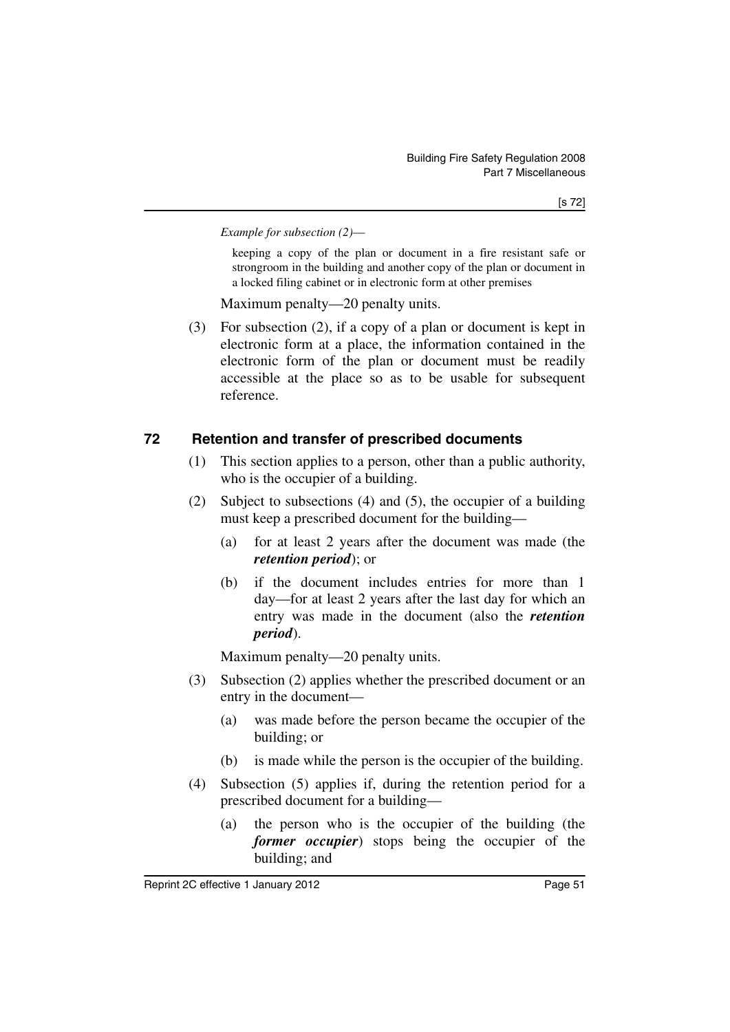*Example for subsection (2)—*

keeping a copy of the plan or document in a fire resistant safe or strongroom in the building and another copy of the plan or document in a locked filing cabinet or in electronic form at other premises

Maximum penalty—20 penalty units.

(3) For subsection (2), if a copy of a plan or document is kept in electronic form at a place, the information contained in the electronic form of the plan or document must be readily accessible at the place so as to be usable for subsequent reference.

## 72 Retention and transfer of prescribed documents

(1) This section applies to a person, other than a public authority, who is the occupier of a building.

(2) Subject to subsections (4) and (5), the occupier of a building must keep a prescribed document for the building—

(a) for at least 2 years after the document was made (the ***retention period***); or

(b) if the document includes entries for more than 1 day—for at least 2 years after the last day for which an entry was made in the document (also the ***retention period***).

Maximum penalty—20 penalty units.

(3) Subsection (2) applies whether the prescribed document or an entry in the document—

(a) was made before the person became the occupier of the building; or

(b) is made while the person is the occupier of the building.

(4) Subsection (5) applies if, during the retention period for a prescribed document for a building—

(a) the person who is the occupier of the building (the ***former occupier***) stops being the occupier of the building; and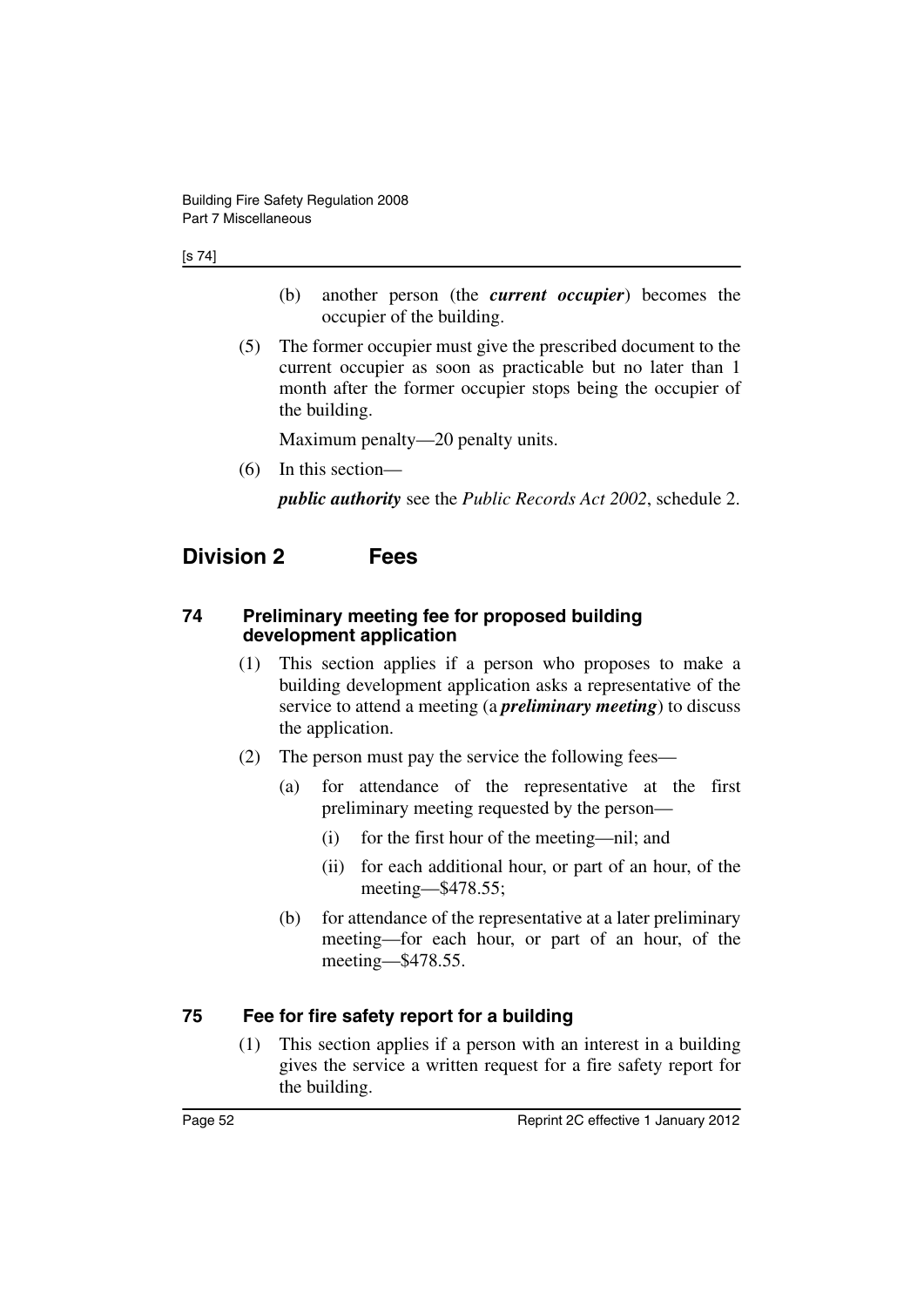(b) another person (the ***current occupier***) becomes the occupier of the building.

(5) The former occupier must give the prescribed document to the current occupier as soon as practicable but no later than 1 month after the former occupier stops being the occupier of the building.

Maximum penalty—20 penalty units.

(6) In this section—

***public authority*** see the *Public Records Act 2002*, schedule 2.

## Division 2 Fees

### 74 Preliminary meeting fee for proposed building development application

(1) This section applies if a person who proposes to make a building development application asks a representative of the service to attend a meeting (a ***preliminary meeting***) to discuss the application.

(2) The person must pay the service the following fees—

(a) for attendance of the representative at the first preliminary meeting requested by the person—

(i) for the first hour of the meeting—nil; and

(ii) for each additional hour, or part of an hour, of the meeting—$478.55;

(b) for attendance of the representative at a later preliminary meeting—for each hour, or part of an hour, of the meeting—$478.55.

### 75 Fee for fire safety report for a building

(1) This section applies if a person with an interest in a building gives the service a written request for a fire safety report for the building.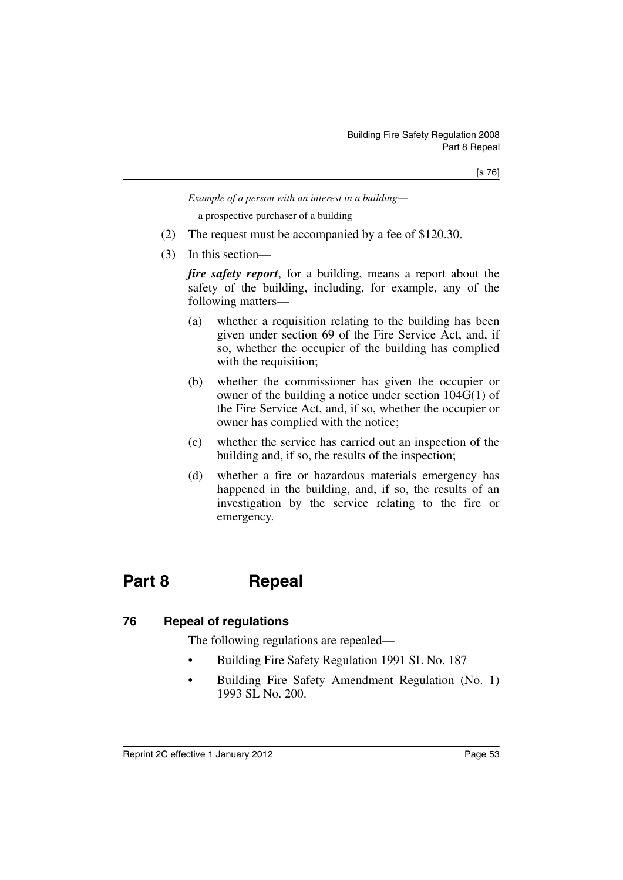*Example of a person with an interest in a building—*

a prospective purchaser of a building

(2) The request must be accompanied by a fee of $120.30.

(3) In this section—

***fire safety report***, for a building, means a report about the safety of the building, including, for example, any of the following matters—

(a) whether a requisition relating to the building has been given under section 69 of the Fire Service Act, and, if so, whether the occupier of the building has complied with the requisition;

(b) whether the commissioner has given the occupier or owner of the building a notice under section 104G(1) of the Fire Service Act, and, if so, whether the occupier or owner has complied with the notice;

(c) whether the service has carried out an inspection of the building and, if so, the results of the inspection;

(d) whether a fire or hazardous materials emergency has happened in the building, and, if so, the results of an investigation by the service relating to the fire or emergency.

# Part 8 Repeal

## 76 Repeal of regulations

The following regulations are repealed—

- Building Fire Safety Regulation 1991 SL No. 187
- Building Fire Safety Amendment Regulation (No. 1) 1993 SL No. 200.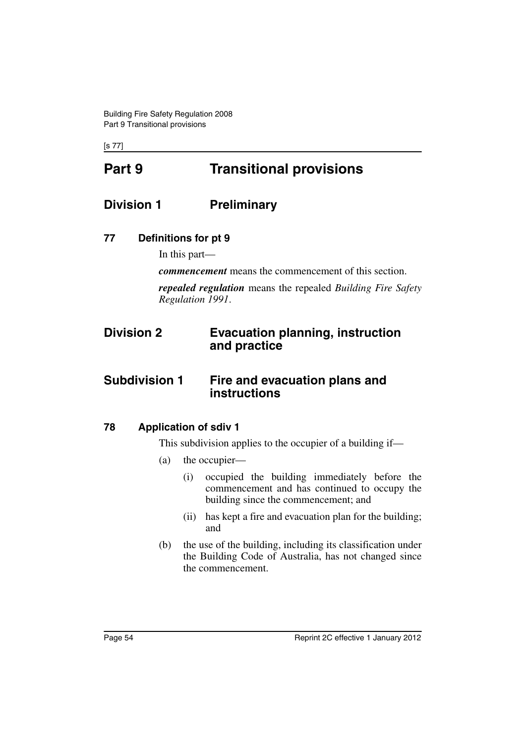# Part 9 Transitional provisions

## Division 1 Preliminary

### 77 Definitions for pt 9

In this part—

***commencement*** means the commencement of this section.

***repealed regulation*** means the repealed *Building Fire Safety Regulation 1991*.

## Division 2 Evacuation planning, instruction and practice

## Subdivision 1 Fire and evacuation plans and instructions

### 78 Application of sdiv 1

This subdivision applies to the occupier of a building if—

(a) the occupier—

(i) occupied the building immediately before the commencement and has continued to occupy the building since the commencement; and

(ii) has kept a fire and evacuation plan for the building; and

(b) the use of the building, including its classification under the Building Code of Australia, has not changed since the commencement.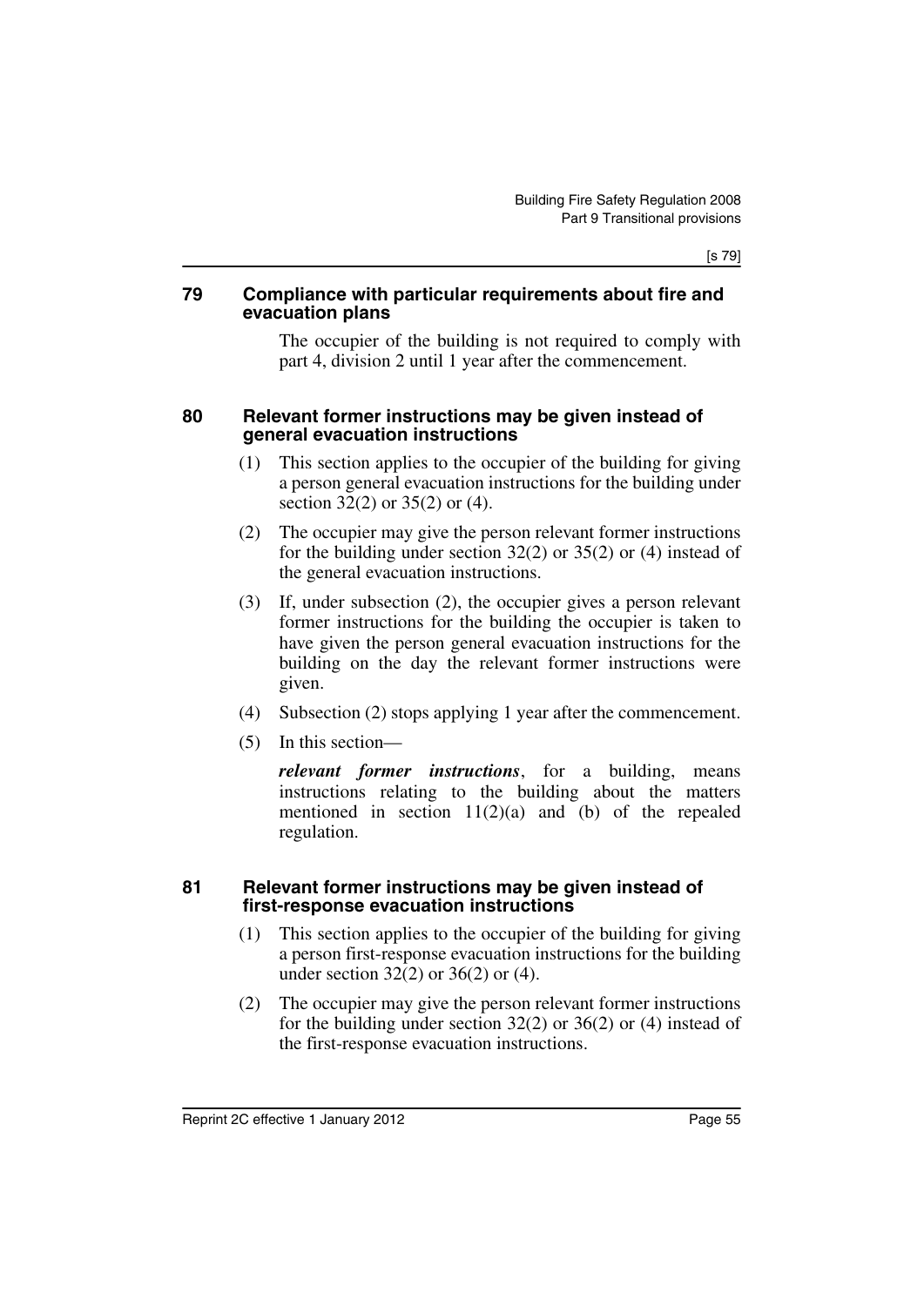## 79 Compliance with particular requirements about fire and evacuation plans

The occupier of the building is not required to comply with part 4, division 2 until 1 year after the commencement.

## 80 Relevant former instructions may be given instead of general evacuation instructions

(1) This section applies to the occupier of the building for giving a person general evacuation instructions for the building under section 32(2) or 35(2) or (4).

(2) The occupier may give the person relevant former instructions for the building under section 32(2) or 35(2) or (4) instead of the general evacuation instructions.

(3) If, under subsection (2), the occupier gives a person relevant former instructions for the building the occupier is taken to have given the person general evacuation instructions for the building on the day the relevant former instructions were given.

(4) Subsection (2) stops applying 1 year after the commencement.

(5) In this section—

***relevant former instructions***, for a building, means instructions relating to the building about the matters mentioned in section 11(2)(a) and (b) of the repealed regulation.

## 81 Relevant former instructions may be given instead of first-response evacuation instructions

(1) This section applies to the occupier of the building for giving a person first-response evacuation instructions for the building under section 32(2) or 36(2) or (4).

(2) The occupier may give the person relevant former instructions for the building under section 32(2) or 36(2) or (4) instead of the first-response evacuation instructions.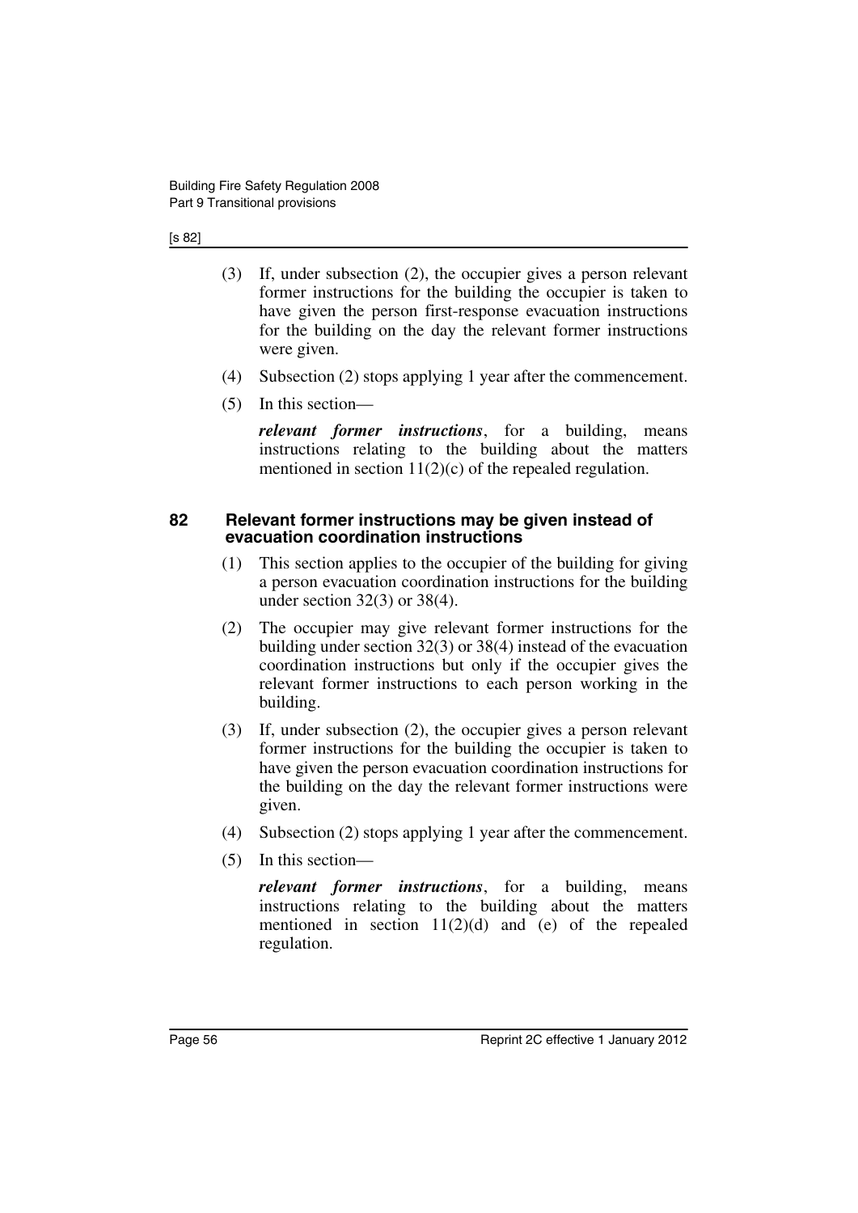(3) If, under subsection (2), the occupier gives a person relevant former instructions for the building the occupier is taken to have given the person first-response evacuation instructions for the building on the day the relevant former instructions were given.

(4) Subsection (2) stops applying 1 year after the commencement.

(5) In this section—

***relevant former instructions***, for a building, means instructions relating to the building about the matters mentioned in section 11(2)(c) of the repealed regulation.

### 82 Relevant former instructions may be given instead of evacuation coordination instructions

(1) This section applies to the occupier of the building for giving a person evacuation coordination instructions for the building under section 32(3) or 38(4).

(2) The occupier may give relevant former instructions for the building under section 32(3) or 38(4) instead of the evacuation coordination instructions but only if the occupier gives the relevant former instructions to each person working in the building.

(3) If, under subsection (2), the occupier gives a person relevant former instructions for the building the occupier is taken to have given the person evacuation coordination instructions for the building on the day the relevant former instructions were given.

(4) Subsection (2) stops applying 1 year after the commencement.

(5) In this section—

***relevant former instructions***, for a building, means instructions relating to the building about the matters mentioned in section 11(2)(d) and (e) of the repealed regulation.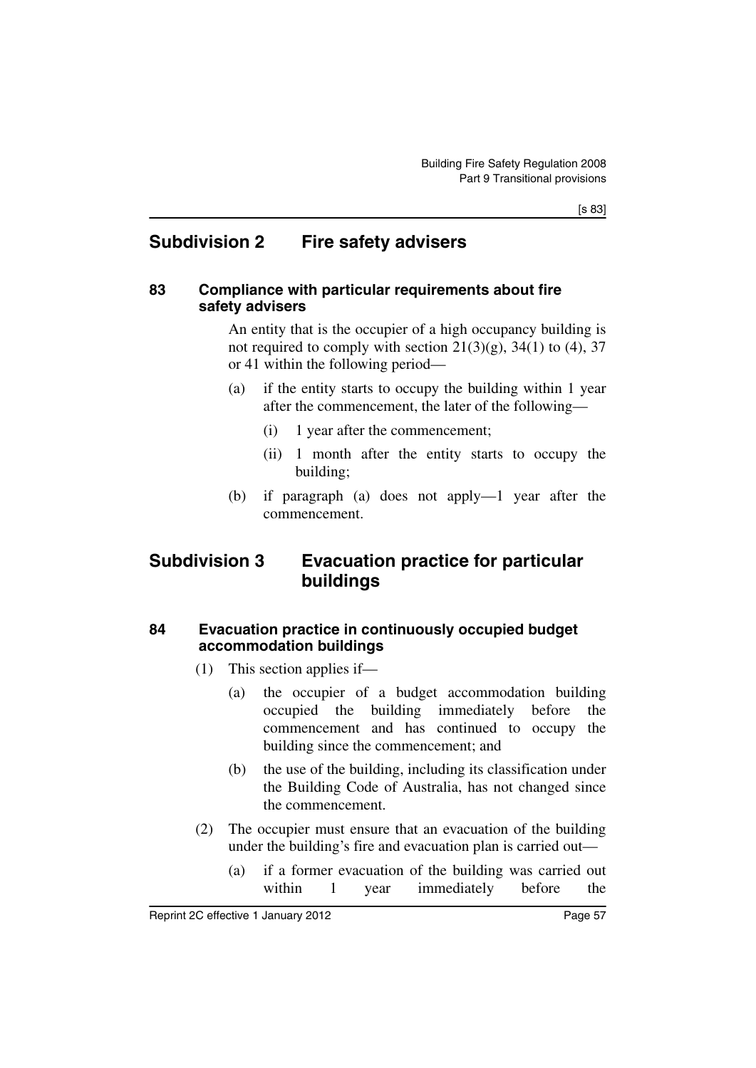## Subdivision 2 Fire safety advisers

### 83 Compliance with particular requirements about fire safety advisers

An entity that is the occupier of a high occupancy building is not required to comply with section 21(3)(g), 34(1) to (4), 37 or 41 within the following period—

(a) if the entity starts to occupy the building within 1 year after the commencement, the later of the following—

(i) 1 year after the commencement;

(ii) 1 month after the entity starts to occupy the building;

(b) if paragraph (a) does not apply—1 year after the commencement.

## Subdivision 3 Evacuation practice for particular buildings

### 84 Evacuation practice in continuously occupied budget accommodation buildings

(1) This section applies if—

(a) the occupier of a budget accommodation building occupied the building immediately before the commencement and has continued to occupy the building since the commencement; and

(b) the use of the building, including its classification under the Building Code of Australia, has not changed since the commencement.

(2) The occupier must ensure that an evacuation of the building under the building's fire and evacuation plan is carried out—

(a) if a former evacuation of the building was carried out within 1 year immediately before the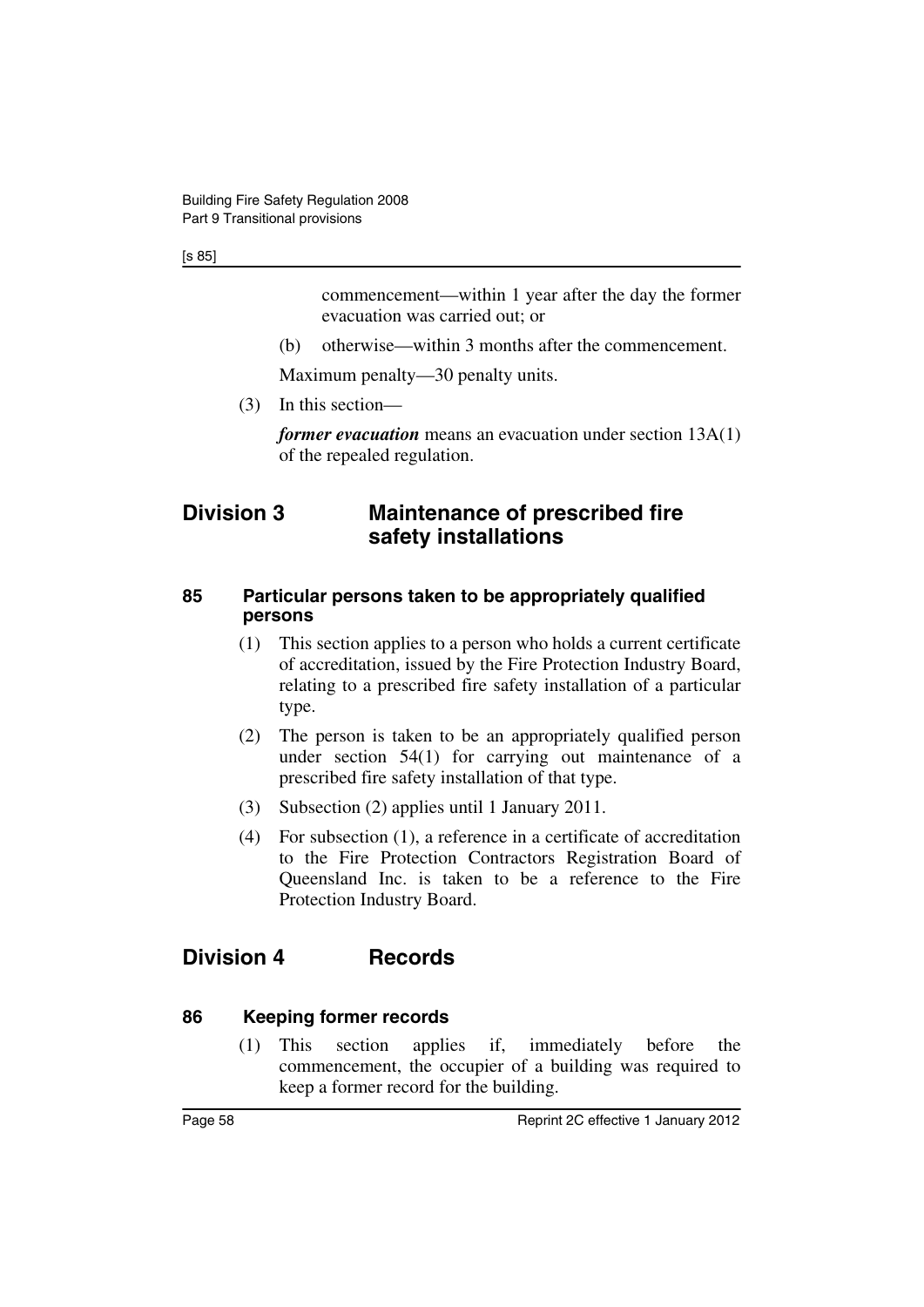commencement—within 1 year after the day the former evacuation was carried out; or

(b) otherwise—within 3 months after the commencement.

Maximum penalty—30 penalty units.

(3) In this section—

***former evacuation*** means an evacuation under section 13A(1) of the repealed regulation.

## Division 3 Maintenance of prescribed fire safety installations

### 85 Particular persons taken to be appropriately qualified persons

(1) This section applies to a person who holds a current certificate of accreditation, issued by the Fire Protection Industry Board, relating to a prescribed fire safety installation of a particular type.

(2) The person is taken to be an appropriately qualified person under section 54(1) for carrying out maintenance of a prescribed fire safety installation of that type.

(3) Subsection (2) applies until 1 January 2011.

(4) For subsection (1), a reference in a certificate of accreditation to the Fire Protection Contractors Registration Board of Queensland Inc. is taken to be a reference to the Fire Protection Industry Board.

## Division 4 Records

### 86 Keeping former records

(1) This section applies if, immediately before the commencement, the occupier of a building was required to keep a former record for the building.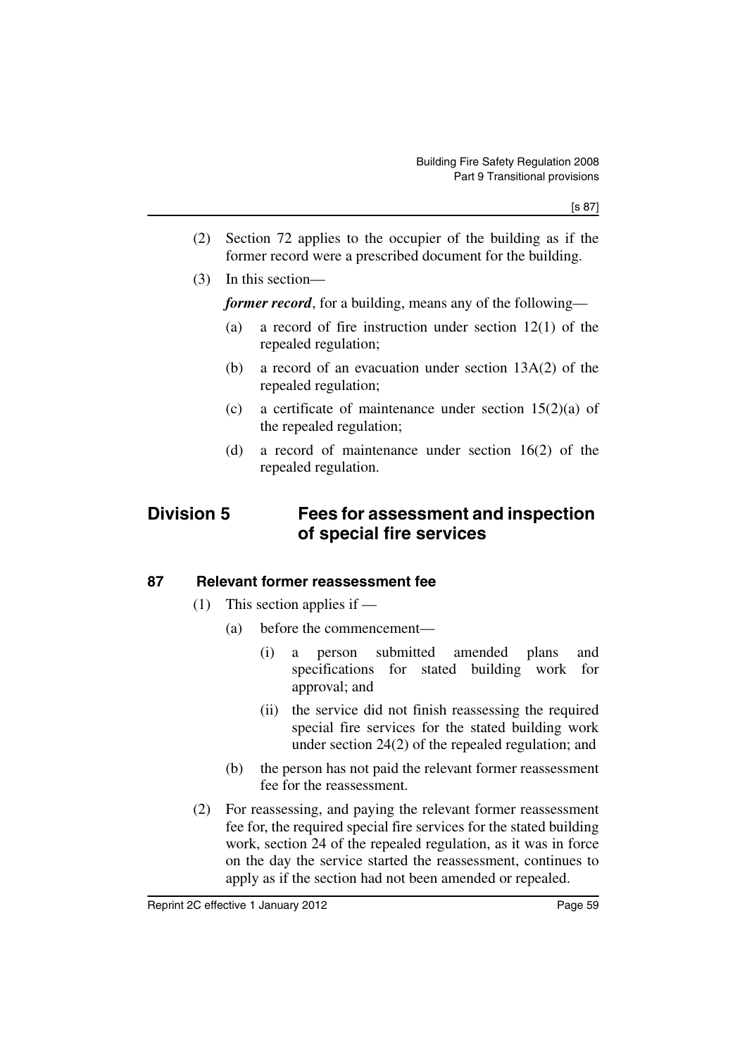(2) Section 72 applies to the occupier of the building as if the former record were a prescribed document for the building.

(3) In this section—

***former record***, for a building, means any of the following—

(a) a record of fire instruction under section 12(1) of the repealed regulation;

(b) a record of an evacuation under section 13A(2) of the repealed regulation;

(c) a certificate of maintenance under section 15(2)(a) of the repealed regulation;

(d) a record of maintenance under section 16(2) of the repealed regulation.

## Division 5 Fees for assessment and inspection of special fire services

### 87 Relevant former reassessment fee

(1) This section applies if —

(a) before the commencement—

(i) a person submitted amended plans and specifications for stated building work for approval; and

(ii) the service did not finish reassessing the required special fire services for the stated building work under section 24(2) of the repealed regulation; and

(b) the person has not paid the relevant former reassessment fee for the reassessment.

(2) For reassessing, and paying the relevant former reassessment fee for, the required special fire services for the stated building work, section 24 of the repealed regulation, as it was in force on the day the service started the reassessment, continues to apply as if the section had not been amended or repealed.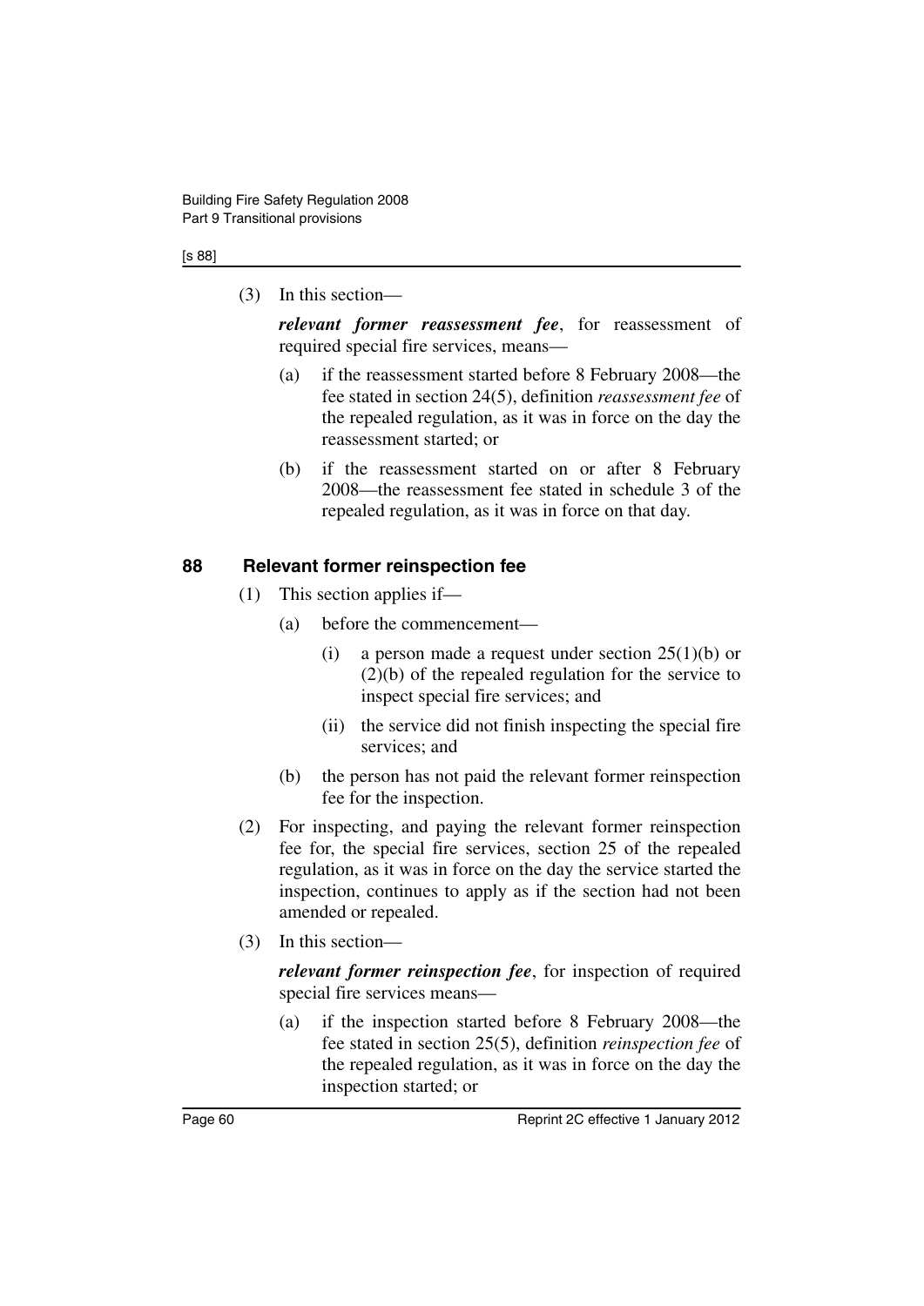(3) In this section—

***relevant former reassessment fee***, for reassessment of required special fire services, means—

(a) if the reassessment started before 8 February 2008—the fee stated in section 24(5), definition *reassessment fee* of the repealed regulation, as it was in force on the day the reassessment started; or

(b) if the reassessment started on or after 8 February 2008—the reassessment fee stated in schedule 3 of the repealed regulation, as it was in force on that day.

## 88 Relevant former reinspection fee

(1) This section applies if—

(a) before the commencement—

(i) a person made a request under section 25(1)(b) or (2)(b) of the repealed regulation for the service to inspect special fire services; and

(ii) the service did not finish inspecting the special fire services; and

(b) the person has not paid the relevant former reinspection fee for the inspection.

(2) For inspecting, and paying the relevant former reinspection fee for, the special fire services, section 25 of the repealed regulation, as it was in force on the day the service started the inspection, continues to apply as if the section had not been amended or repealed.

(3) In this section—

***relevant former reinspection fee***, for inspection of required special fire services means—

(a) if the inspection started before 8 February 2008—the fee stated in section 25(5), definition *reinspection fee* of the repealed regulation, as it was in force on the day the inspection started; or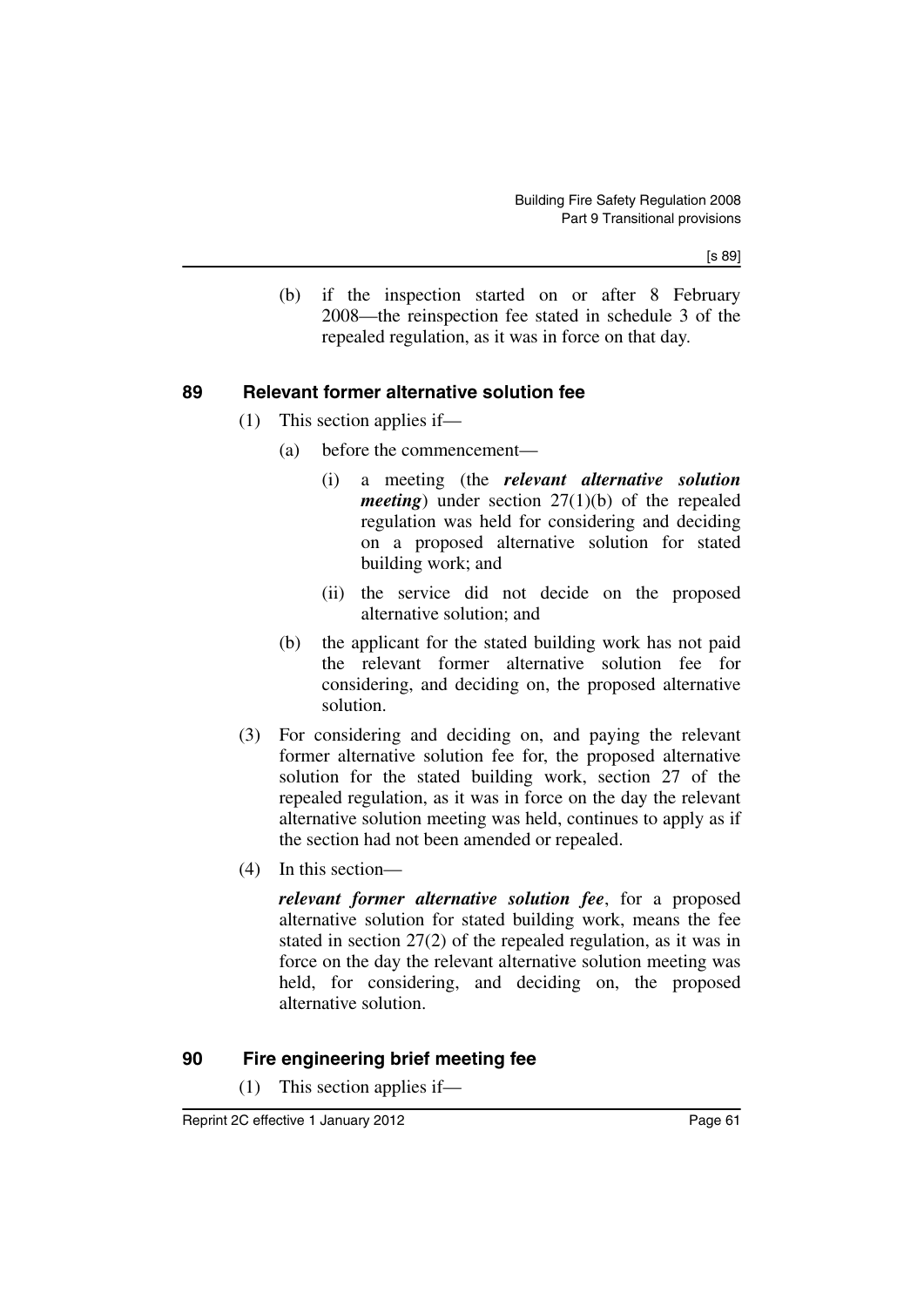(b) if the inspection started on or after 8 February 2008—the reinspection fee stated in schedule 3 of the repealed regulation, as it was in force on that day.

## 89 Relevant former alternative solution fee

(1) This section applies if—

(a) before the commencement—

(i) a meeting (the ***relevant alternative solution meeting***) under section 27(1)(b) of the repealed regulation was held for considering and deciding on a proposed alternative solution for stated building work; and

(ii) the service did not decide on the proposed alternative solution; and

(b) the applicant for the stated building work has not paid the relevant former alternative solution fee for considering, and deciding on, the proposed alternative solution.

(3) For considering and deciding on, and paying the relevant former alternative solution fee for, the proposed alternative solution for the stated building work, section 27 of the repealed regulation, as it was in force on the day the relevant alternative solution meeting was held, continues to apply as if the section had not been amended or repealed.

(4) In this section—

***relevant former alternative solution fee***, for a proposed alternative solution for stated building work, means the fee stated in section 27(2) of the repealed regulation, as it was in force on the day the relevant alternative solution meeting was held, for considering, and deciding on, the proposed alternative solution.

## 90 Fire engineering brief meeting fee

(1) This section applies if—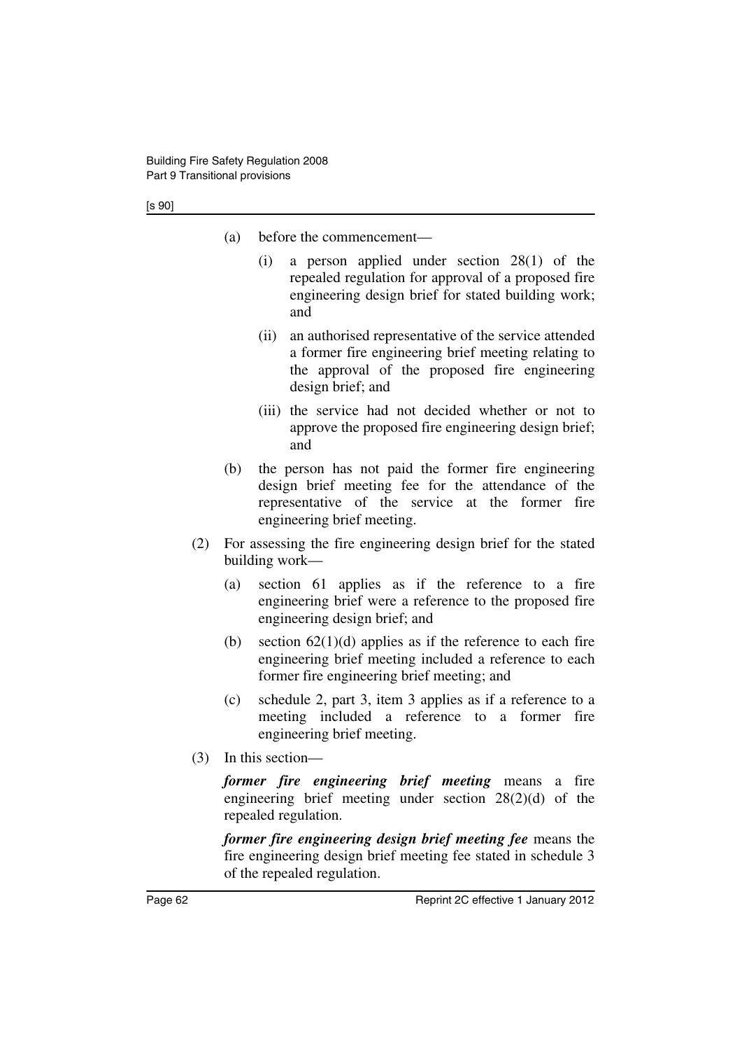(a) before the commencement—

(i) a person applied under section 28(1) of the repealed regulation for approval of a proposed fire engineering design brief for stated building work; and

(ii) an authorised representative of the service attended a former fire engineering brief meeting relating to the approval of the proposed fire engineering design brief; and

(iii) the service had not decided whether or not to approve the proposed fire engineering design brief; and

(b) the person has not paid the former fire engineering design brief meeting fee for the attendance of the representative of the service at the former fire engineering brief meeting.

(2) For assessing the fire engineering design brief for the stated building work—

(a) section 61 applies as if the reference to a fire engineering brief were a reference to the proposed fire engineering design brief; and

(b) section 62(1)(d) applies as if the reference to each fire engineering brief meeting included a reference to each former fire engineering brief meeting; and

(c) schedule 2, part 3, item 3 applies as if a reference to a meeting included a reference to a former fire engineering brief meeting.

(3) In this section—

***former fire engineering brief meeting*** means a fire engineering brief meeting under section 28(2)(d) of the repealed regulation.

***former fire engineering design brief meeting fee*** means the fire engineering design brief meeting fee stated in schedule 3 of the repealed regulation.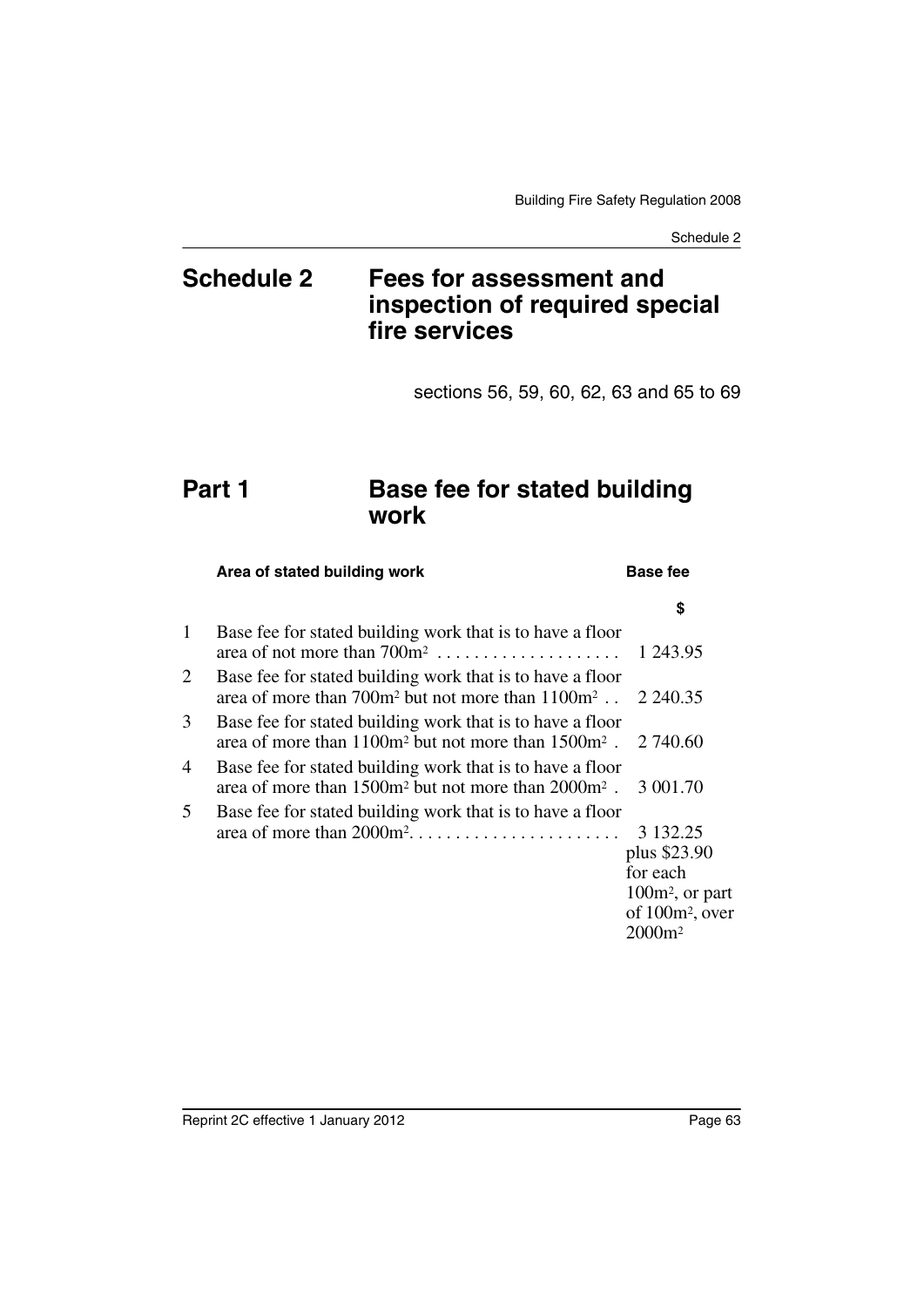# Schedule 2 Fees for assessment and inspection of required special fire services

sections 56, 59, 60, 62, 63 and 65 to 69

## Part 1 Base fee for stated building work

| | Area of stated building work | Base fee |
|---|---|---|
| | | $ |
| 1 | Base fee for stated building work that is to have a floor area of not more than $700m^2$ | 1 243.95 |
| 2 | Base fee for stated building work that is to have a floor area of more than $700m^2$ but not more than $1100m^2$ | 2 240.35 |
| 3 | Base fee for stated building work that is to have a floor area of more than $1100m^2$ but not more than $1500m^2$ | 2 740.60 |
| 4 | Base fee for stated building work that is to have a floor area of more than $1500m^2$ but not more than $2000m^2$ | 3 001.70 |
| 5 | Base fee for stated building work that is to have a floor area of more than $2000m^2$ | 3 132.25 plus $23.90 for each $100m^2$, or part of $100m^2$, over $2000m^2$ |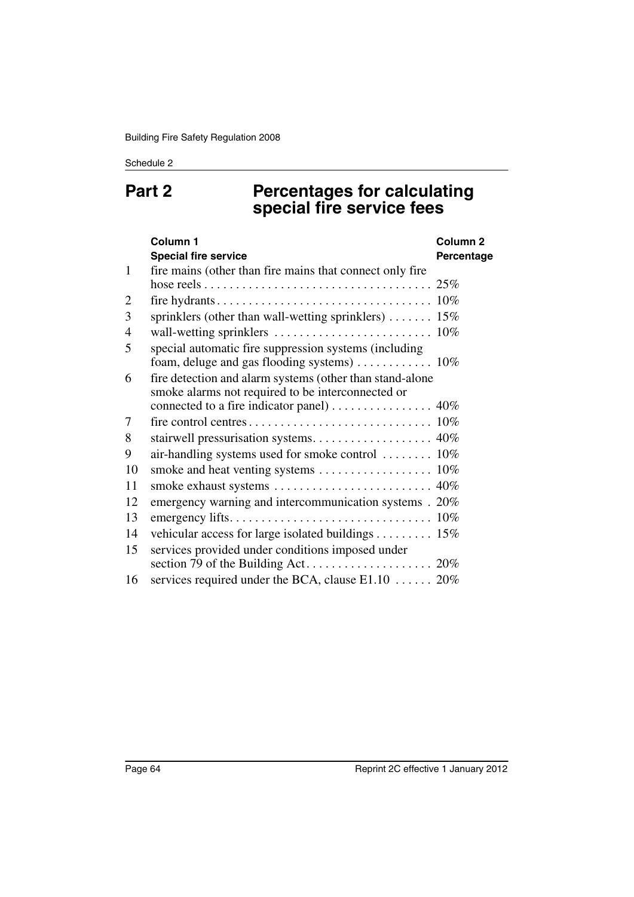## Part 2 Percentages for calculating special fire service fees

| | Column 1<br>**Special fire service** | Column 2<br>**Percentage** |
|---|---|---|
| 1 | fire mains (other than fire mains that connect only fire hose reels | 25% |
| 2 | fire hydrants | 10% |
| 3 | sprinklers (other than wall-wetting sprinklers) | 15% |
| 4 | wall-wetting sprinklers | 10% |
| 5 | special automatic fire suppression systems (including foam, deluge and gas flooding systems) | 10% |
| 6 | fire detection and alarm systems (other than stand-alone smoke alarms not required to be interconnected or connected to a fire indicator panel) | 40% |
| 7 | fire control centres | 10% |
| 8 | stairwell pressurisation systems | 40% |
| 9 | air-handling systems used for smoke control | 10% |
| 10 | smoke and heat venting systems | 10% |
| 11 | smoke exhaust systems | 40% |
| 12 | emergency warning and intercommunication systems | 20% |
| 13 | emergency lifts | 10% |
| 14 | vehicular access for large isolated buildings | 15% |
| 15 | services provided under conditions imposed under section 79 of the Building Act | 20% |
| 16 | services required under the BCA, clause E1.10 | 20% |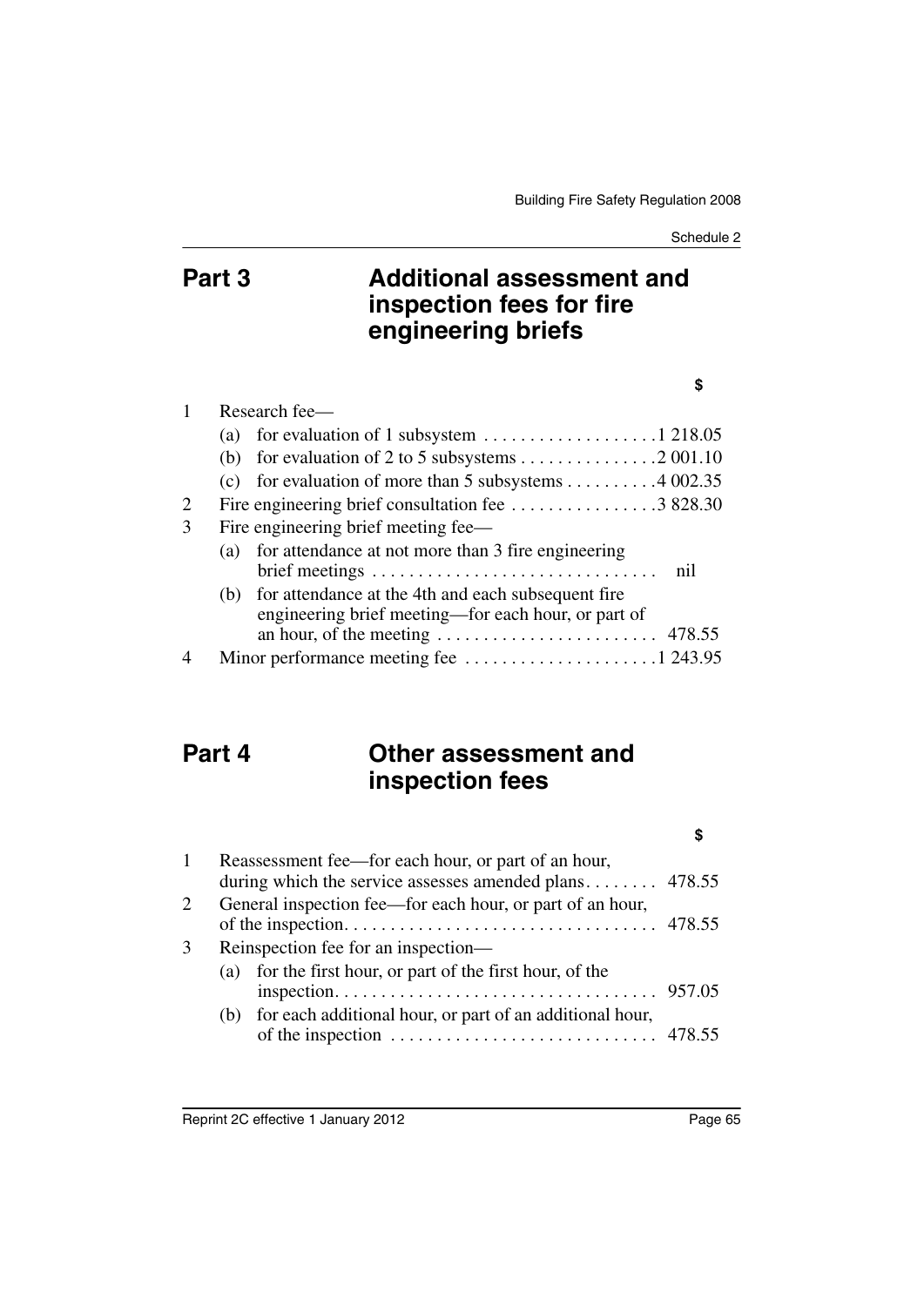## Part 3 Additional assessment and inspection fees for fire engineering briefs

| | | $ |
|---|---|---|
| 1 | Research fee— | |
| | (a) for evaluation of 1 subsystem | 1 218.05 |
| | (b) for evaluation of 2 to 5 subsystems | 2 001.10 |
| | (c) for evaluation of more than 5 subsystems | 4 002.35 |
| 2 | Fire engineering brief consultation fee | 3 828.30 |
| 3 | Fire engineering brief meeting fee— | |
| | (a) for attendance at not more than 3 fire engineering brief meetings | nil |
| | (b) for attendance at the 4th and each subsequent fire engineering brief meeting—for each hour, or part of an hour, of the meeting | 478.55 |
| 4 | Minor performance meeting fee | 1 243.95 |

## Part 4 Other assessment and inspection fees

| | | $ |
|---|---|---|
| 1 | Reassessment fee—for each hour, or part of an hour, during which the service assesses amended plans | 478.55 |
| 2 | General inspection fee—for each hour, or part of an hour, of the inspection | 478.55 |
| 3 | Reinspection fee for an inspection— | |
| | (a) for the first hour, or part of the first hour, of the inspection | 957.05 |
| | (b) for each additional hour, or part of an additional hour, of the inspection | 478.55 |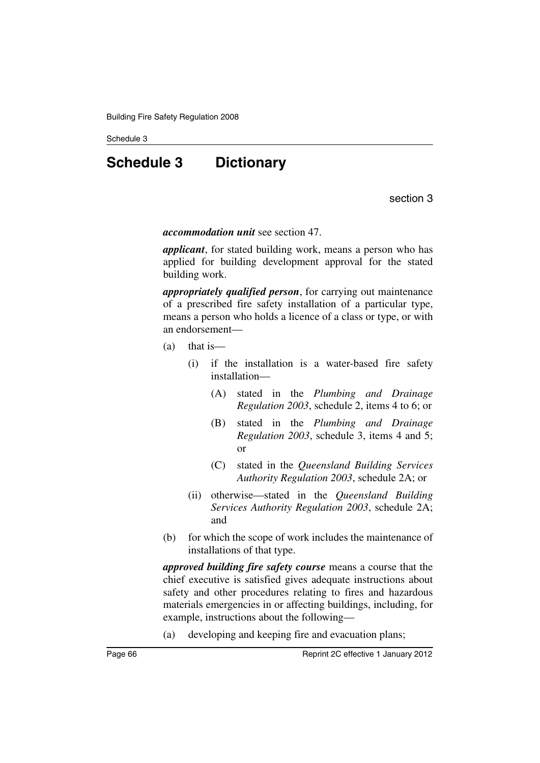# Schedule 3 Dictionary

section 3

***accommodation unit*** see section 47.

***applicant***, for stated building work, means a person who has applied for building development approval for the stated building work.

***appropriately qualified person***, for carrying out maintenance of a prescribed fire safety installation of a particular type, means a person who holds a licence of a class or type, or with an endorsement—

(a) that is—

 (i) if the installation is a water-based fire safety installation—

  (A) stated in the *Plumbing and Drainage Regulation 2003*, schedule 2, items 4 to 6; or

  (B) stated in the *Plumbing and Drainage Regulation 2003*, schedule 3, items 4 and 5; or

  (C) stated in the *Queensland Building Services Authority Regulation 2003*, schedule 2A; or

 (ii) otherwise—stated in the *Queensland Building Services Authority Regulation 2003*, schedule 2A; and

(b) for which the scope of work includes the maintenance of installations of that type.

***approved building fire safety course*** means a course that the chief executive is satisfied gives adequate instructions about safety and other procedures relating to fires and hazardous materials emergencies in or affecting buildings, including, for example, instructions about the following—

(a) developing and keeping fire and evacuation plans;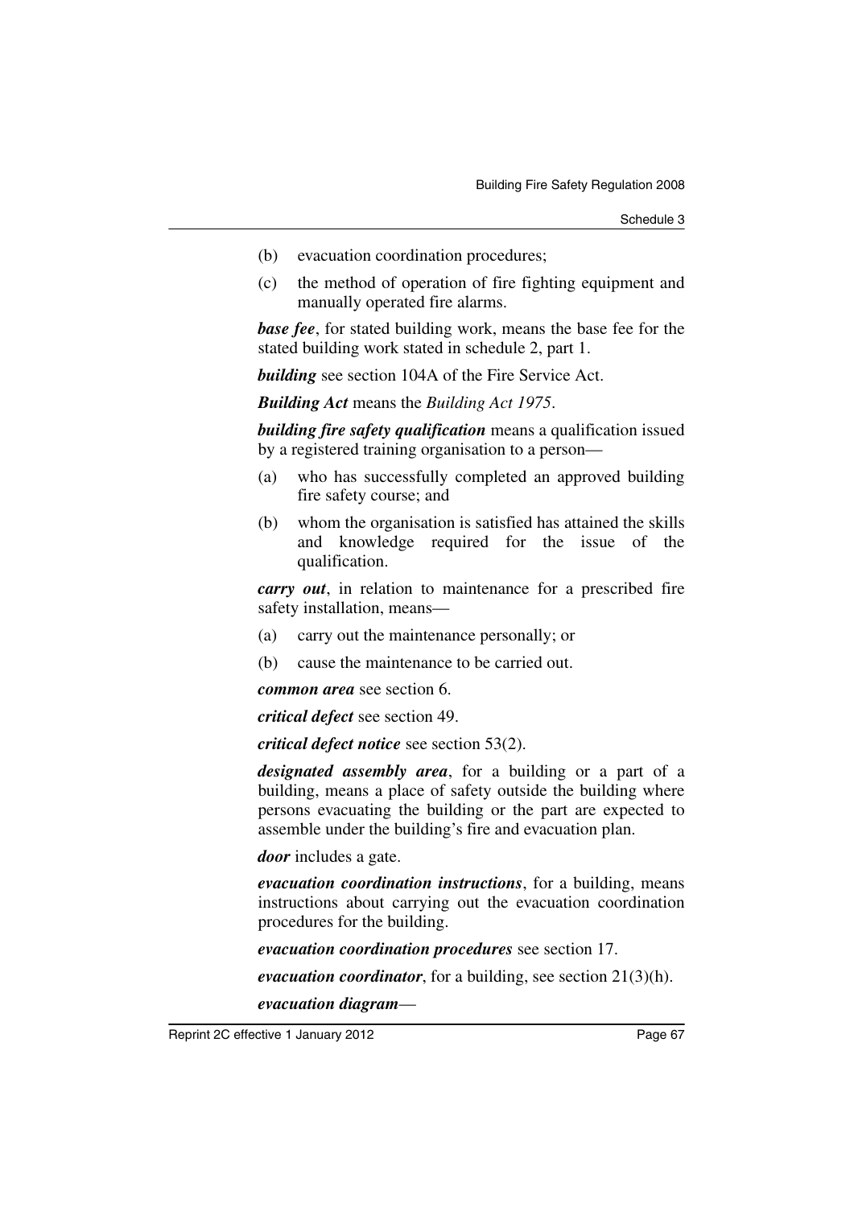(b) evacuation coordination procedures;

(c) the method of operation of fire fighting equipment and manually operated fire alarms.

***base fee***, for stated building work, means the base fee for the stated building work stated in schedule 2, part 1.

***building*** see section 104A of the Fire Service Act.

***Building Act*** means the *Building Act 1975*.

***building fire safety qualification*** means a qualification issued by a registered training organisation to a person—

(a) who has successfully completed an approved building fire safety course; and

(b) whom the organisation is satisfied has attained the skills and knowledge required for the issue of the qualification.

***carry out***, in relation to maintenance for a prescribed fire safety installation, means—

(a) carry out the maintenance personally; or

(b) cause the maintenance to be carried out.

***common area*** see section 6.

***critical defect*** see section 49.

***critical defect notice*** see section 53(2).

***designated assembly area***, for a building or a part of a building, means a place of safety outside the building where persons evacuating the building or the part are expected to assemble under the building's fire and evacuation plan.

***door*** includes a gate.

***evacuation coordination instructions***, for a building, means instructions about carrying out the evacuation coordination procedures for the building.

***evacuation coordination procedures*** see section 17.

***evacuation coordinator***, for a building, see section 21(3)(h).

***evacuation diagram***—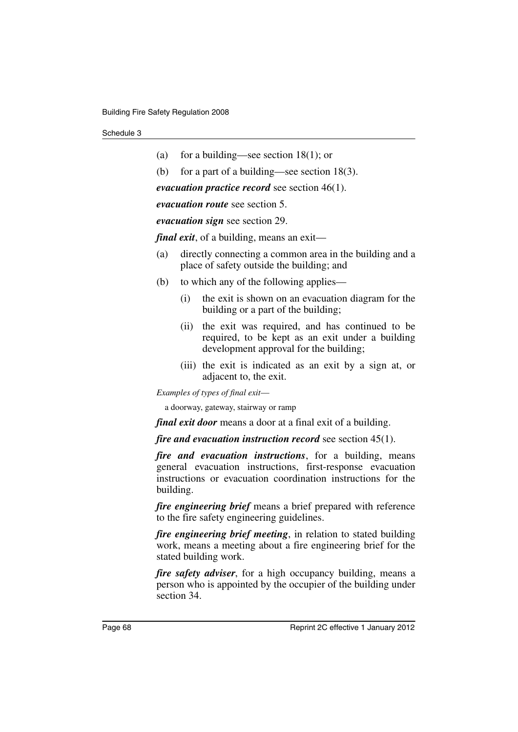(a) for a building—see section 18(1); or

(b) for a part of a building—see section 18(3).

***evacuation practice record*** see section 46(1).

***evacuation route*** see section 5.

***evacuation sign*** see section 29.

***final exit***, of a building, means an exit—

(a) directly connecting a common area in the building and a place of safety outside the building; and

(b) to which any of the following applies—

    (i) the exit is shown on an evacuation diagram for the building or a part of the building;

    (ii) the exit was required, and has continued to be required, to be kept as an exit under a building development approval for the building;

    (iii) the exit is indicated as an exit by a sign at, or adjacent to, the exit.

*Examples of types of final exit—*

a doorway, gateway, stairway or ramp

***final exit door*** means a door at a final exit of a building.

***fire and evacuation instruction record*** see section 45(1).

***fire and evacuation instructions***, for a building, means general evacuation instructions, first-response evacuation instructions or evacuation coordination instructions for the building.

***fire engineering brief*** means a brief prepared with reference to the fire safety engineering guidelines.

***fire engineering brief meeting***, in relation to stated building work, means a meeting about a fire engineering brief for the stated building work.

***fire safety adviser***, for a high occupancy building, means a person who is appointed by the occupier of the building under section 34.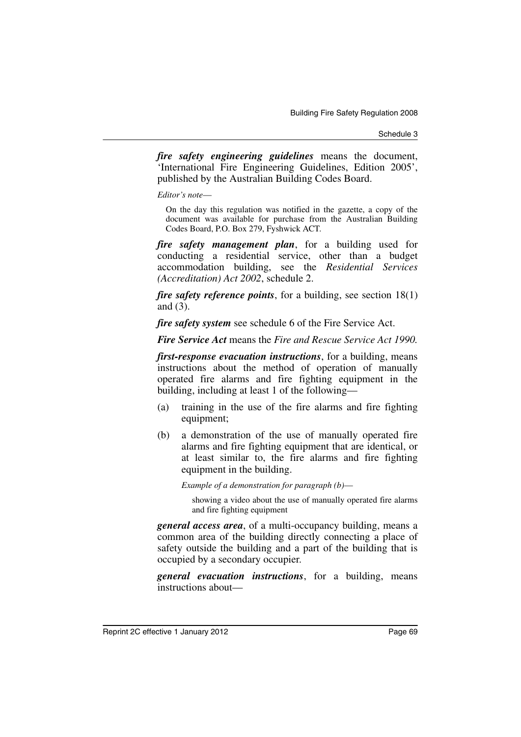***fire safety engineering guidelines*** means the document, 'International Fire Engineering Guidelines, Edition 2005', published by the Australian Building Codes Board.

*Editor's note*—

On the day this regulation was notified in the gazette, a copy of the document was available for purchase from the Australian Building Codes Board, P.O. Box 279, Fyshwick ACT.

***fire safety management plan***, for a building used for conducting a residential service, other than a budget accommodation building, see the *Residential Services (Accreditation) Act 2002*, schedule 2.

***fire safety reference points***, for a building, see section 18(1) and (3).

***fire safety system*** see schedule 6 of the Fire Service Act.

***Fire Service Act*** means the *Fire and Rescue Service Act 1990.*

***first-response evacuation instructions***, for a building, means instructions about the method of operation of manually operated fire alarms and fire fighting equipment in the building, including at least 1 of the following—

(a) training in the use of the fire alarms and fire fighting equipment;

(b) a demonstration of the use of manually operated fire alarms and fire fighting equipment that are identical, or at least similar to, the fire alarms and fire fighting equipment in the building.

*Example of a demonstration for paragraph (b)*—

showing a video about the use of manually operated fire alarms and fire fighting equipment

***general access area***, of a multi-occupancy building, means a common area of the building directly connecting a place of safety outside the building and a part of the building that is occupied by a secondary occupier.

***general evacuation instructions***, for a building, means instructions about—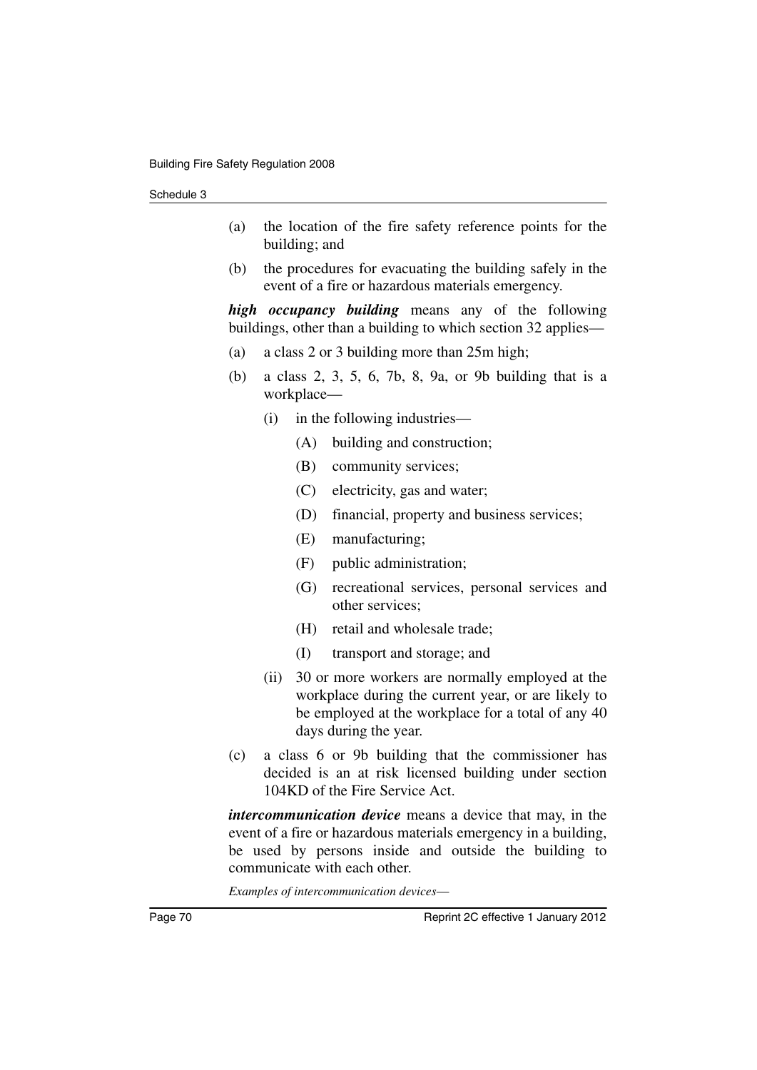- (a) the location of the fire safety reference points for the building; and
- (b) the procedures for evacuating the building safely in the event of a fire or hazardous materials emergency.

***high occupancy building*** means any of the following buildings, other than a building to which section 32 applies—

- (a) a class 2 or 3 building more than 25m high;
- (b) a class 2, 3, 5, 6, 7b, 8, 9a, or 9b building that is a workplace—
  - (i) in the following industries—
    - (A) building and construction;
    - (B) community services;
    - (C) electricity, gas and water;
    - (D) financial, property and business services;
    - (E) manufacturing;
    - (F) public administration;
    - (G) recreational services, personal services and other services;
    - (H) retail and wholesale trade;
    - (I) transport and storage; and
  - (ii) 30 or more workers are normally employed at the workplace during the current year, or are likely to be employed at the workplace for a total of any 40 days during the year.
- (c) a class 6 or 9b building that the commissioner has decided is an at risk licensed building under section 104KD of the Fire Service Act.

***intercommunication device*** means a device that may, in the event of a fire or hazardous materials emergency in a building, be used by persons inside and outside the building to communicate with each other.

*Examples of intercommunication devices*—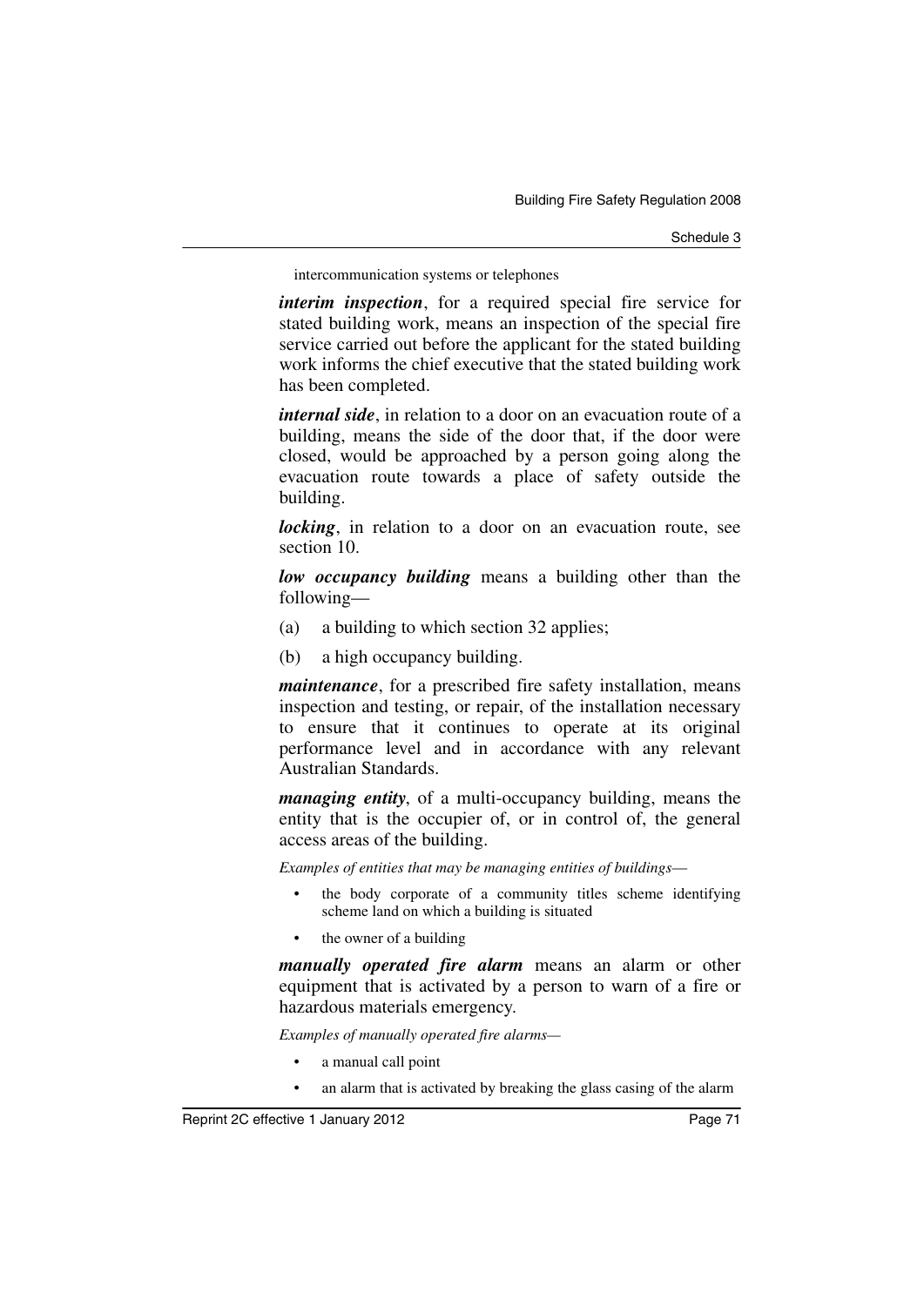intercommunication systems or telephones

***interim inspection***, for a required special fire service for stated building work, means an inspection of the special fire service carried out before the applicant for the stated building work informs the chief executive that the stated building work has been completed.

***internal side***, in relation to a door on an evacuation route of a building, means the side of the door that, if the door were closed, would be approached by a person going along the evacuation route towards a place of safety outside the building.

***locking***, in relation to a door on an evacuation route, see section 10.

***low occupancy building*** means a building other than the following—

(a) a building to which section 32 applies;

(b) a high occupancy building.

***maintenance***, for a prescribed fire safety installation, means inspection and testing, or repair, of the installation necessary to ensure that it continues to operate at its original performance level and in accordance with any relevant Australian Standards.

***managing entity***, of a multi-occupancy building, means the entity that is the occupier of, or in control of, the general access areas of the building.

*Examples of entities that may be managing entities of buildings—*

- the body corporate of a community titles scheme identifying scheme land on which a building is situated
- the owner of a building

***manually operated fire alarm*** means an alarm or other equipment that is activated by a person to warn of a fire or hazardous materials emergency.

*Examples of manually operated fire alarms—*

- a manual call point
- an alarm that is activated by breaking the glass casing of the alarm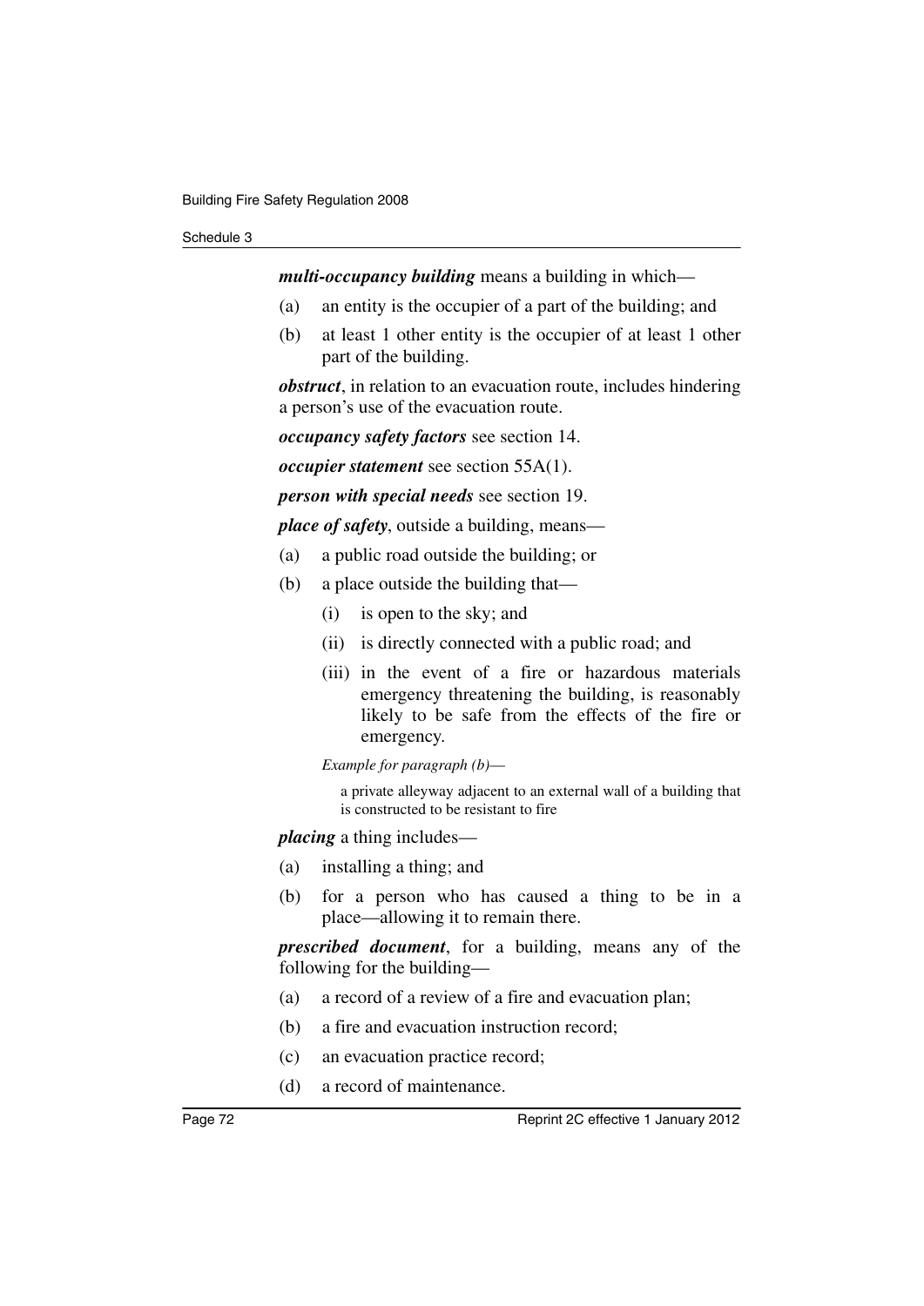***multi-occupancy building*** means a building in which—

(a) an entity is the occupier of a part of the building; and

(b) at least 1 other entity is the occupier of at least 1 other part of the building.

***obstruct***, in relation to an evacuation route, includes hindering a person's use of the evacuation route.

***occupancy safety factors*** see section 14.

***occupier statement*** see section 55A(1).

***person with special needs*** see section 19.

***place of safety***, outside a building, means—

(a) a public road outside the building; or

(b) a place outside the building that—

  (i) is open to the sky; and

  (ii) is directly connected with a public road; and

  (iii) in the event of a fire or hazardous materials emergency threatening the building, is reasonably likely to be safe from the effects of the fire or emergency.

*Example for paragraph (b)*—

a private alleyway adjacent to an external wall of a building that is constructed to be resistant to fire

***placing*** a thing includes—

(a) installing a thing; and

(b) for a person who has caused a thing to be in a place—allowing it to remain there.

***prescribed document***, for a building, means any of the following for the building—

(a) a record of a review of a fire and evacuation plan;

(b) a fire and evacuation instruction record;

(c) an evacuation practice record;

(d) a record of maintenance.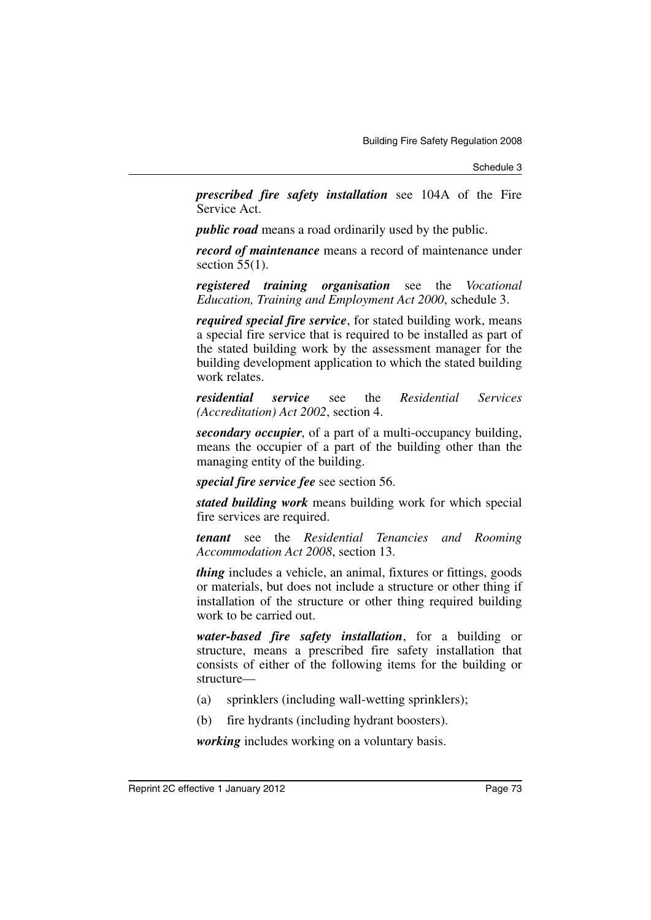***prescribed fire safety installation*** see 104A of the Fire Service Act.

***public road*** means a road ordinarily used by the public.

***record of maintenance*** means a record of maintenance under section 55(1).

***registered training organisation*** see the *Vocational Education, Training and Employment Act 2000*, schedule 3.

***required special fire service***, for stated building work, means a special fire service that is required to be installed as part of the stated building work by the assessment manager for the building development application to which the stated building work relates.

***residential service*** see the *Residential Services (Accreditation) Act 2002*, section 4.

***secondary occupier***, of a part of a multi-occupancy building, means the occupier of a part of the building other than the managing entity of the building.

***special fire service fee*** see section 56.

***stated building work*** means building work for which special fire services are required.

***tenant*** see the *Residential Tenancies and Rooming Accommodation Act 2008*, section 13.

***thing*** includes a vehicle, an animal, fixtures or fittings, goods or materials, but does not include a structure or other thing if installation of the structure or other thing required building work to be carried out.

***water-based fire safety installation***, for a building or structure, means a prescribed fire safety installation that consists of either of the following items for the building or structure—

(a) sprinklers (including wall-wetting sprinklers);

(b) fire hydrants (including hydrant boosters).

***working*** includes working on a voluntary basis.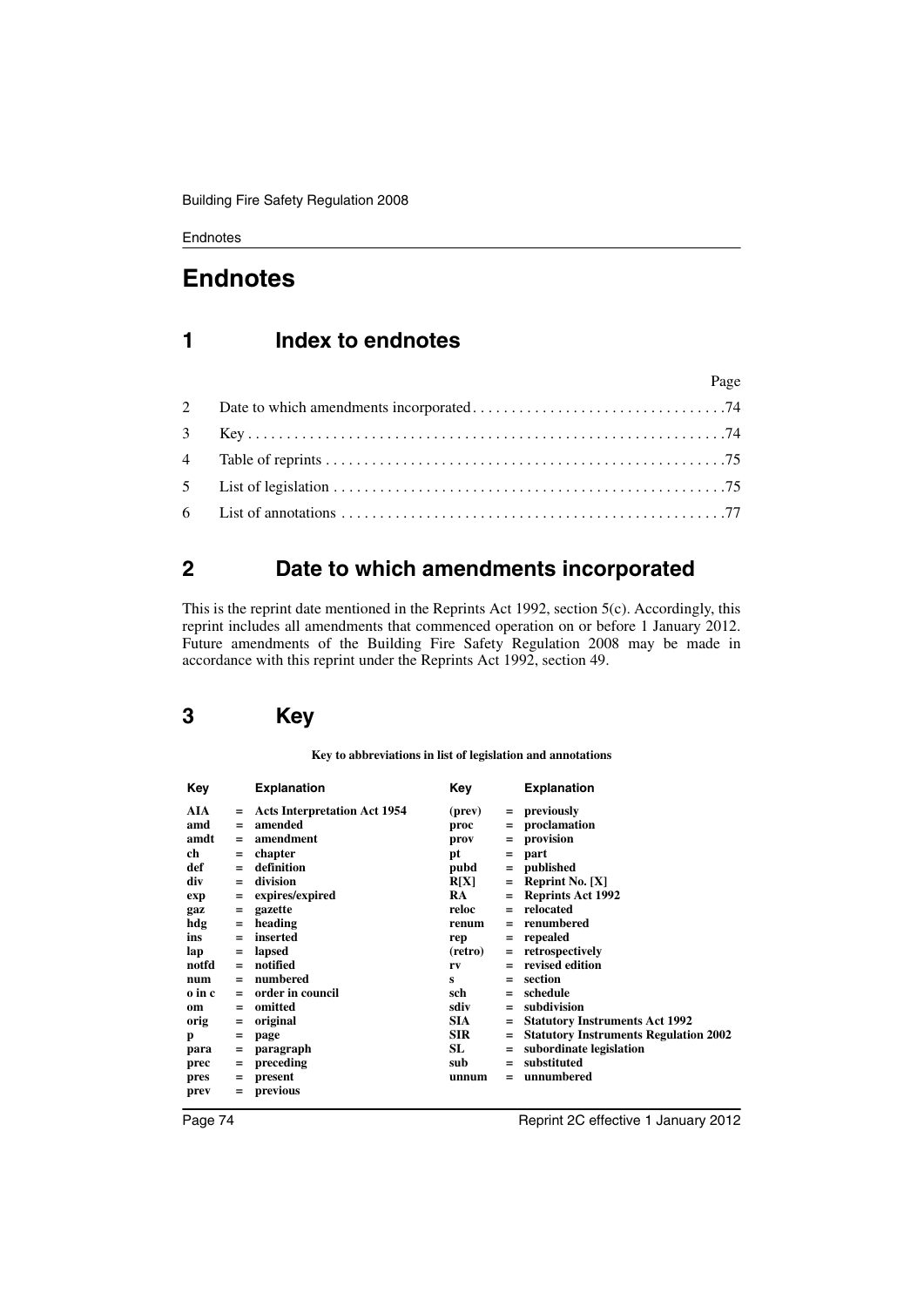# Endnotes

## 1 Index to endnotes

| | | Page |
|---|---|---|
| 2 | Date to which amendments incorporated | 74 |
| 3 | Key | 74 |
| 4 | Table of reprints | 75 |
| 5 | List of legislation | 75 |
| 6 | List of annotations | 77 |

## 2 Date to which amendments incorporated

This is the reprint date mentioned in the Reprints Act 1992, section 5(c). Accordingly, this reprint includes all amendments that commenced operation on or before 1 January 2012. Future amendments of the Building Fire Safety Regulation 2008 may be made in accordance with this reprint under the Reprints Act 1992, section 49.

## 3 Key

**Key to abbreviations in list of legislation and annotations**

| Key | | Explanation | Key | | Explanation |
|---|---|---|---|---|---|
| **AIA** | = | **Acts Interpretation Act 1954** | **(prev)** | = | **previously** |
| **amd** | = | **amended** | **proc** | = | **proclamation** |
| **amdt** | = | **amendment** | **prov** | = | **provision** |
| **ch** | = | **chapter** | **pt** | = | **part** |
| **def** | = | **definition** | **pubd** | = | **published** |
| **div** | = | **division** | **R[X]** | = | **Reprint No. [X]** |
| **exp** | = | **expires/expired** | **RA** | = | **Reprints Act 1992** |
| **gaz** | = | **gazette** | **reloc** | = | **relocated** |
| **hdg** | = | **heading** | **renum** | = | **renumbered** |
| **ins** | = | **inserted** | **rep** | = | **repealed** |
| **lap** | = | **lapsed** | **(retro)** | = | **retrospectively** |
| **notfd** | = | **notified** | **rv** | = | **revised edition** |
| **num** | = | **numbered** | **s** | = | **section** |
| **o in c** | = | **order in council** | **sch** | = | **schedule** |
| **om** | = | **omitted** | **sdiv** | = | **subdivision** |
| **orig** | = | **original** | **SIA** | = | **Statutory Instruments Act 1992** |
| **p** | = | **page** | **SIR** | = | **Statutory Instruments Regulation 2002** |
| **para** | = | **paragraph** | **SL** | = | **subordinate legislation** |
| **prec** | = | **preceding** | **sub** | = | **substituted** |
| **pres** | = | **present** | **unnum** | = | **unnumbered** |
| **prev** | = | **previous** | | | |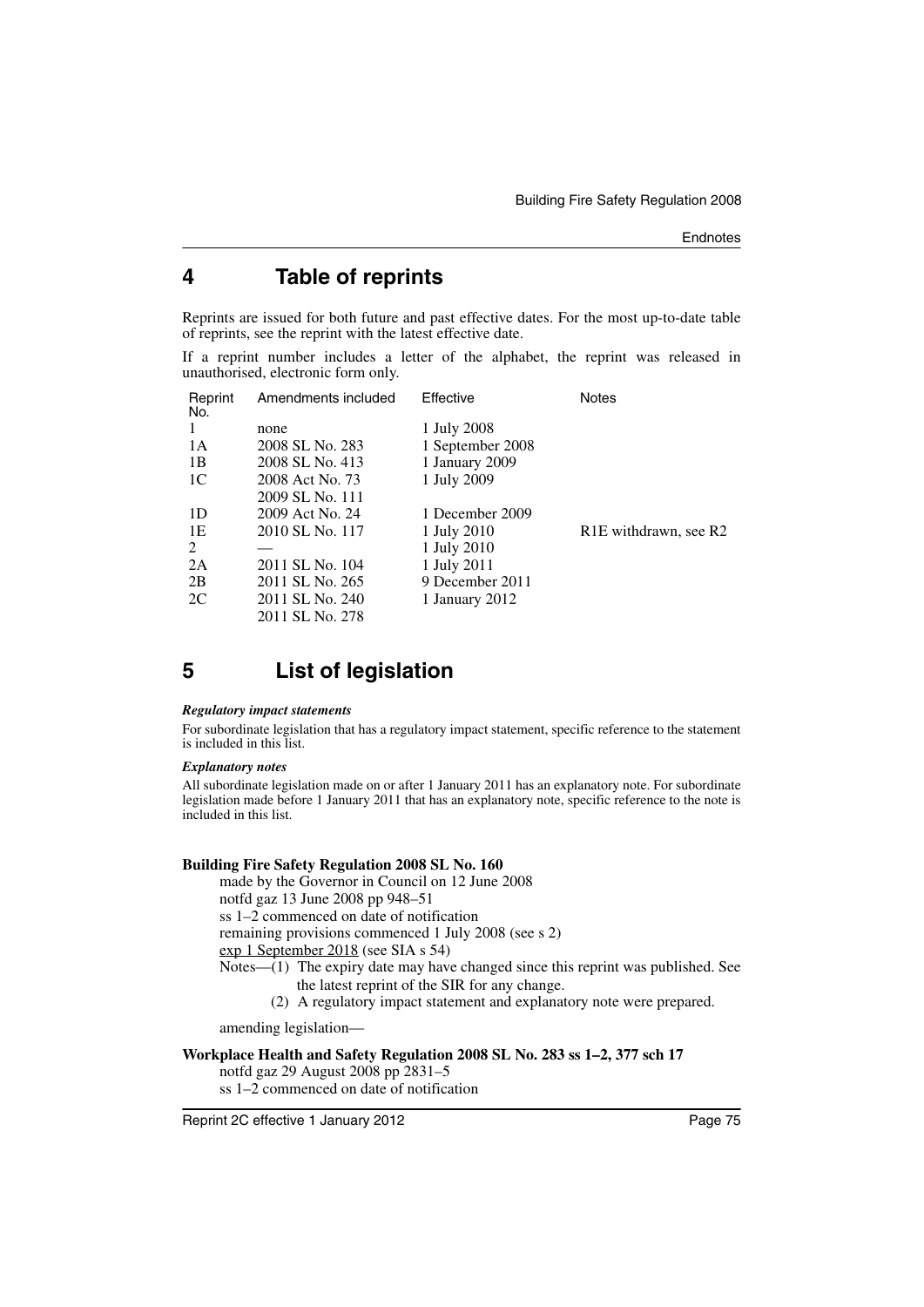## 4 Table of reprints

Reprints are issued for both future and past effective dates. For the most up-to-date table of reprints, see the reprint with the latest effective date.

If a reprint number includes a letter of the alphabet, the reprint was released in unauthorised, electronic form only.

| Reprint No. | Amendments included | Effective | Notes |
| --- | --- | --- | --- |
| 1 | none | 1 July 2008 | |
| 1A | 2008 SL No. 283 | 1 September 2008 | |
| 1B | 2008 SL No. 413 | 1 January 2009 | |
| 1C | 2008 Act No. 73<br>2009 SL No. 111 | 1 July 2009 | |
| 1D | 2009 Act No. 24 | 1 December 2009 | |
| 1E | 2010 SL No. 117 | 1 July 2010 | R1E withdrawn, see R2 |
| 2 | — | 1 July 2010 | |
| 2A | 2011 SL No. 104 | 1 July 2011 | |
| 2B | 2011 SL No. 265 | 9 December 2011 | |
| 2C | 2011 SL No. 240<br>2011 SL No. 278 | 1 January 2012 | |

## 5 List of legislation

***Regulatory impact statements***

For subordinate legislation that has a regulatory impact statement, specific reference to the statement is included in this list.

***Explanatory notes***

All subordinate legislation made on or after 1 January 2011 has an explanatory note. For subordinate legislation made before 1 January 2011 that has an explanatory note, specific reference to the note is included in this list.

**Building Fire Safety Regulation 2008 SL No. 160**

made by the Governor in Council on 12 June 2008
notfd gaz 13 June 2008 pp 948–51
ss 1–2 commenced on date of notification
remaining provisions commenced 1 July 2008 (see s 2)
exp 1 September 2018 (see SIA s 54)

Notes—(1) The expiry date may have changed since this reprint was published. See the latest reprint of the SIR for any change.
(2) A regulatory impact statement and explanatory note were prepared.

amending legislation—

**Workplace Health and Safety Regulation 2008 SL No. 283 ss 1–2, 377 sch 17**

notfd gaz 29 August 2008 pp 2831–5
ss 1–2 commenced on date of notification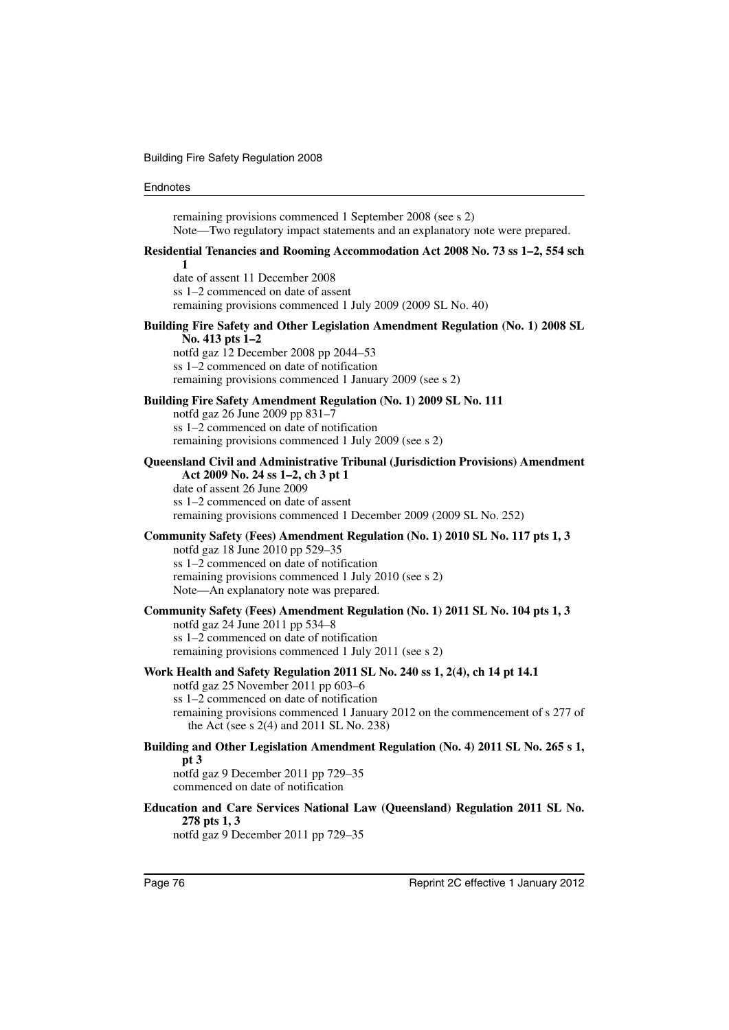remaining provisions commenced 1 September 2008 (see s 2)
Note—Two regulatory impact statements and an explanatory note were prepared.

**Residential Tenancies and Rooming Accommodation Act 2008 No. 73 ss 1–2, 554 sch 1**
date of assent 11 December 2008
ss 1–2 commenced on date of assent
remaining provisions commenced 1 July 2009 (2009 SL No. 40)

**Building Fire Safety and Other Legislation Amendment Regulation (No. 1) 2008 SL No. 413 pts 1–2**
notfd gaz 12 December 2008 pp 2044–53
ss 1–2 commenced on date of notification
remaining provisions commenced 1 January 2009 (see s 2)

**Building Fire Safety Amendment Regulation (No. 1) 2009 SL No. 111**
notfd gaz 26 June 2009 pp 831–7
ss 1–2 commenced on date of notification
remaining provisions commenced 1 July 2009 (see s 2)

**Queensland Civil and Administrative Tribunal (Jurisdiction Provisions) Amendment Act 2009 No. 24 ss 1–2, ch 3 pt 1**
date of assent 26 June 2009
ss 1–2 commenced on date of assent
remaining provisions commenced 1 December 2009 (2009 SL No. 252)

**Community Safety (Fees) Amendment Regulation (No. 1) 2010 SL No. 117 pts 1, 3**
notfd gaz 18 June 2010 pp 529–35
ss 1–2 commenced on date of notification
remaining provisions commenced 1 July 2010 (see s 2)
Note—An explanatory note was prepared.

**Community Safety (Fees) Amendment Regulation (No. 1) 2011 SL No. 104 pts 1, 3**
notfd gaz 24 June 2011 pp 534–8
ss 1–2 commenced on date of notification
remaining provisions commenced 1 July 2011 (see s 2)

**Work Health and Safety Regulation 2011 SL No. 240 ss 1, 2(4), ch 14 pt 14.1**
notfd gaz 25 November 2011 pp 603–6
ss 1–2 commenced on date of notification
remaining provisions commenced 1 January 2012 on the commencement of s 277 of the Act (see s 2(4) and 2011 SL No. 238)

**Building and Other Legislation Amendment Regulation (No. 4) 2011 SL No. 265 s 1, pt 3**
notfd gaz 9 December 2011 pp 729–35
commenced on date of notification

**Education and Care Services National Law (Queensland) Regulation 2011 SL No. 278 pts 1, 3**
notfd gaz 9 December 2011 pp 729–35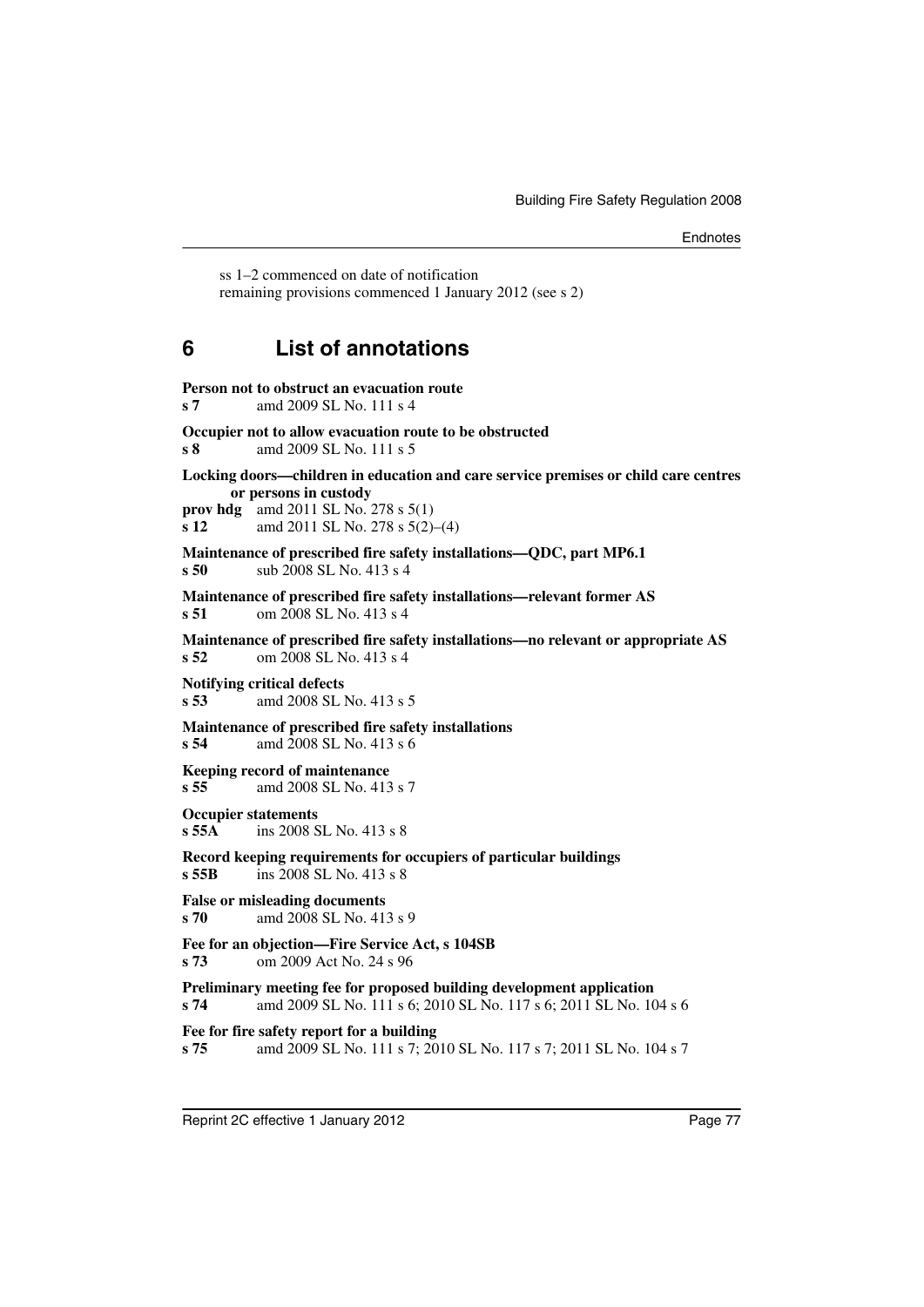ss 1–2 commenced on date of notification
remaining provisions commenced 1 January 2012 (see s 2)

# 6 List of annotations

**Person not to obstruct an evacuation route**
**s 7** amd 2009 SL No. 111 s 4

**Occupier not to allow evacuation route to be obstructed**
**s 8** amd 2009 SL No. 111 s 5

**Locking doors—children in education and care service premises or child care centres or persons in custody**
**prov hdg** amd 2011 SL No. 278 s 5(1)
**s 12** amd 2011 SL No. 278 s 5(2)–(4)

**Maintenance of prescribed fire safety installations—QDC, part MP6.1**
**s 50** sub 2008 SL No. 413 s 4

**Maintenance of prescribed fire safety installations—relevant former AS**
**s 51** om 2008 SL No. 413 s 4

**Maintenance of prescribed fire safety installations—no relevant or appropriate AS**
**s 52** om 2008 SL No. 413 s 4

**Notifying critical defects**
**s 53** amd 2008 SL No. 413 s 5

**Maintenance of prescribed fire safety installations**
**s 54** amd 2008 SL No. 413 s 6

**Keeping record of maintenance**
**s 55** amd 2008 SL No. 413 s 7

**Occupier statements**
**s 55A** ins 2008 SL No. 413 s 8

**Record keeping requirements for occupiers of particular buildings**
**s 55B** ins 2008 SL No. 413 s 8

**False or misleading documents**
**s 70** amd 2008 SL No. 413 s 9

**Fee for an objection—Fire Service Act, s 104SB**
**s 73** om 2009 Act No. 24 s 96

**Preliminary meeting fee for proposed building development application**
**s 74** amd 2009 SL No. 111 s 6; 2010 SL No. 117 s 6; 2011 SL No. 104 s 6

**Fee for fire safety report for a building**
**s 75** amd 2009 SL No. 111 s 7; 2010 SL No. 117 s 7; 2011 SL No. 104 s 7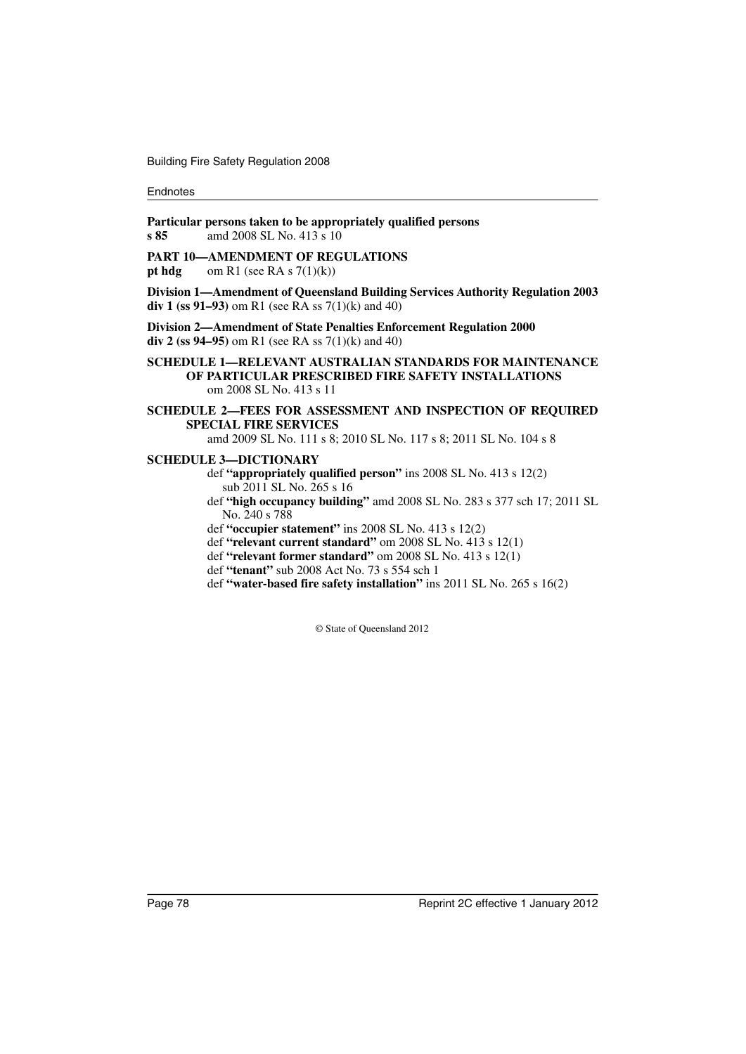**Particular persons taken to be appropriately qualified persons**
**s 85** amd 2008 SL No. 413 s 10

**PART 10—AMENDMENT OF REGULATIONS**
**pt hdg** om R1 (see RA s 7(1)(k))

**Division 1—Amendment of Queensland Building Services Authority Regulation 2003**
**div 1 (ss 91–93)** om R1 (see RA ss 7(1)(k) and 40)

**Division 2—Amendment of State Penalties Enforcement Regulation 2000**
**div 2 (ss 94–95)** om R1 (see RA ss 7(1)(k) and 40)

**SCHEDULE 1—RELEVANT AUSTRALIAN STANDARDS FOR MAINTENANCE OF PARTICULAR PRESCRIBED FIRE SAFETY INSTALLATIONS**
om 2008 SL No. 413 s 11

**SCHEDULE 2—FEES FOR ASSESSMENT AND INSPECTION OF REQUIRED SPECIAL FIRE SERVICES**
amd 2009 SL No. 111 s 8; 2010 SL No. 117 s 8; 2011 SL No. 104 s 8

**SCHEDULE 3—DICTIONARY**
def **"appropriately qualified person"** ins 2008 SL No. 413 s 12(2)
sub 2011 SL No. 265 s 16
def **"high occupancy building"** amd 2008 SL No. 283 s 377 sch 17; 2011 SL No. 240 s 788
def **"occupier statement"** ins 2008 SL No. 413 s 12(2)
def **"relevant current standard"** om 2008 SL No. 413 s 12(1)
def **"relevant former standard"** om 2008 SL No. 413 s 12(1)
def **"tenant"** sub 2008 Act No. 73 s 554 sch 1
def **"water-based fire safety installation"** ins 2011 SL No. 265 s 16(2)

© State of Queensland 2012